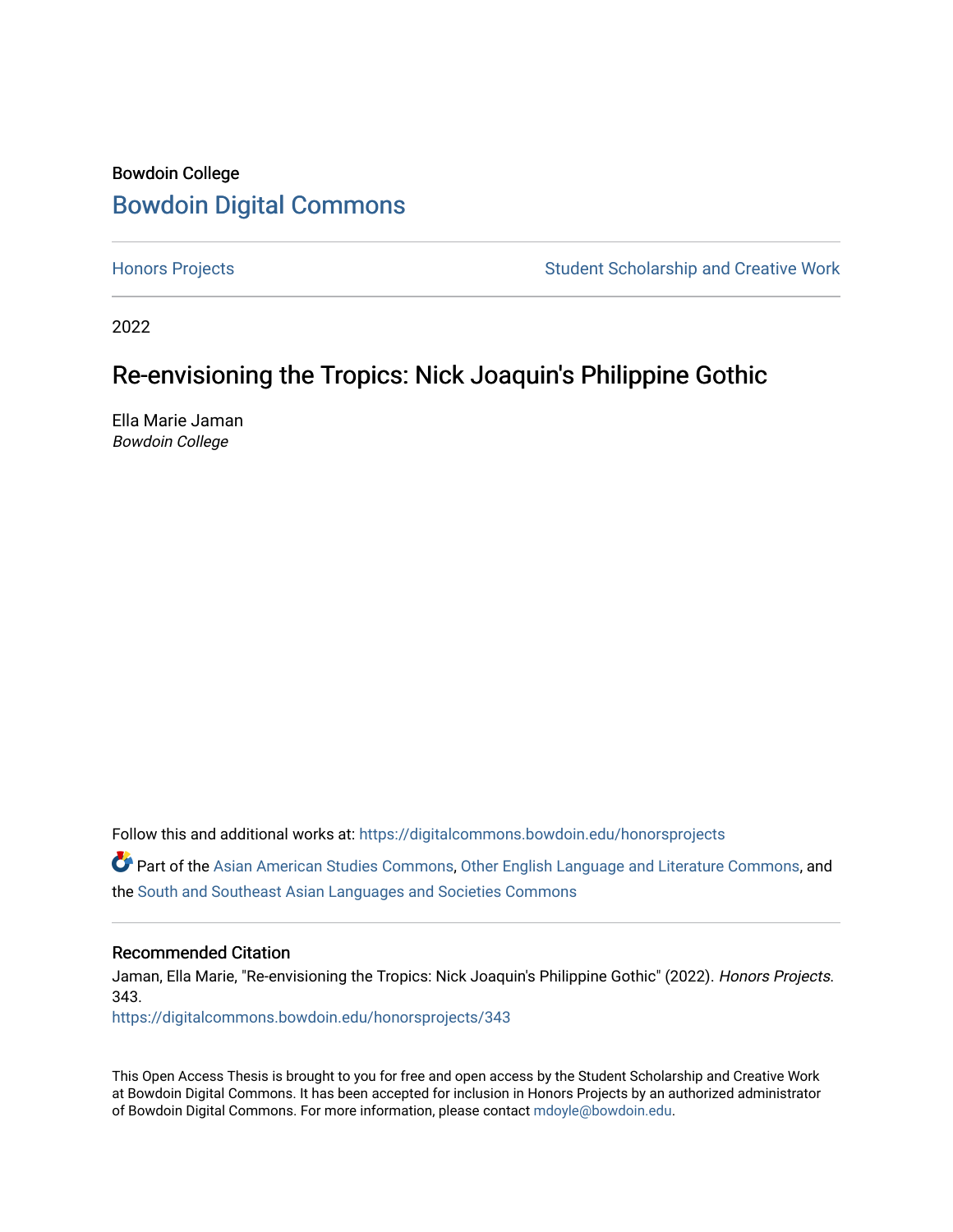Bowdoin College

# Bowdoin Digital Commons

Honors Projects | Student Scholarship and Creative Work

2022

## Re-envisioning the Tropics: Nick Joaquin's Philippine Gothic

Ella Marie Jaman
*Bowdoin College*

Follow this and additional works at: https://digitalcommons.bowdoin.edu/honorsprojects

Part of the Asian American Studies Commons, Other English Language and Literature Commons, and the South and Southeast Asian Languages and Societies Commons

### Recommended Citation

Jaman, Ella Marie, "Re-envisioning the Tropics: Nick Joaquin's Philippine Gothic" (2022). *Honors Projects*. 343.
https://digitalcommons.bowdoin.edu/honorsprojects/343

This Open Access Thesis is brought to you for free and open access by the Student Scholarship and Creative Work at Bowdoin Digital Commons. It has been accepted for inclusion in Honors Projects by an authorized administrator of Bowdoin Digital Commons. For more information, please contact mdoyle@bowdoin.edu.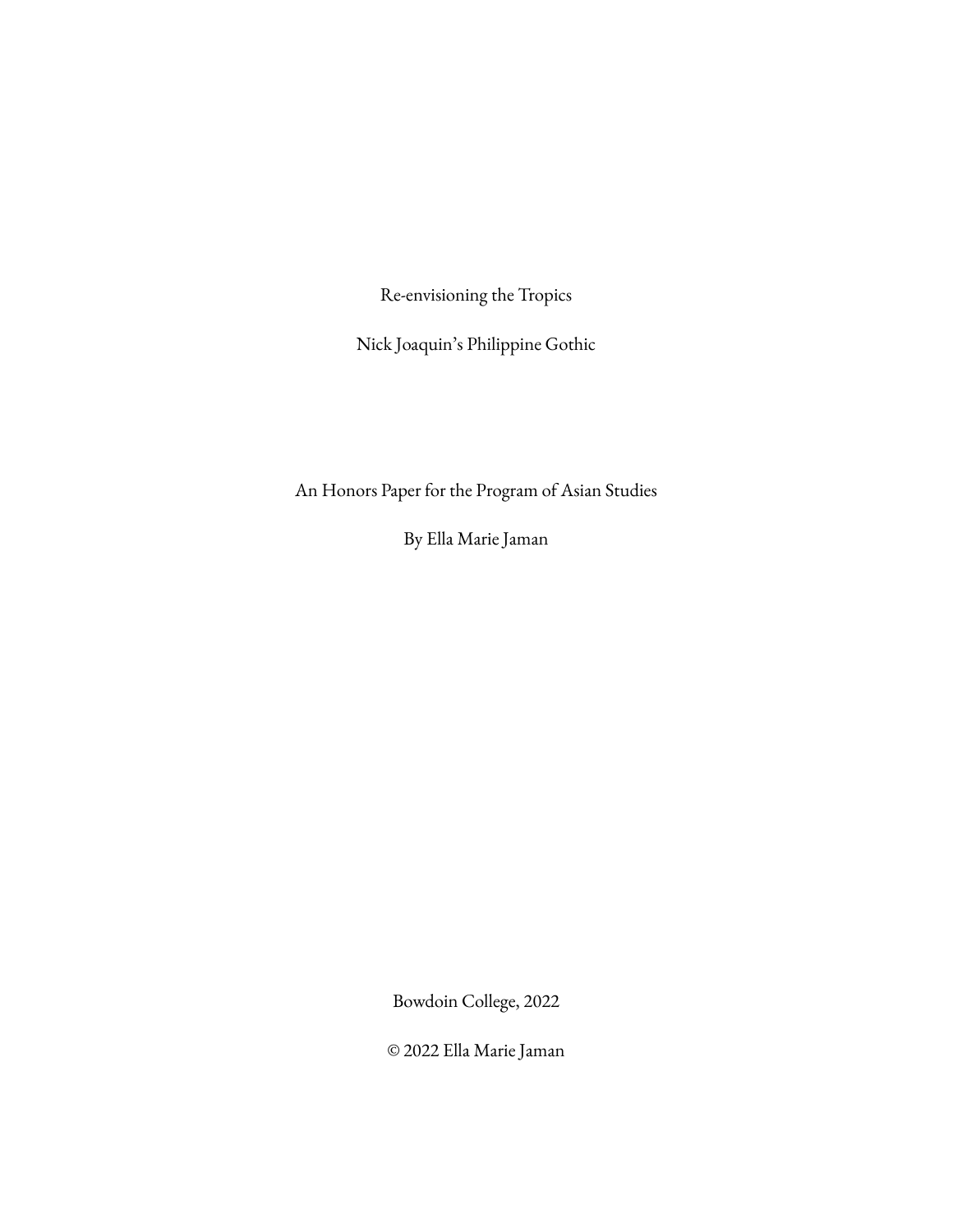# Re-envisioning the Tropics

## Nick Joaquin's Philippine Gothic

An Honors Paper for the Program of Asian Studies

By Ella Marie Jaman

Bowdoin College, 2022

© 2022 Ella Marie Jaman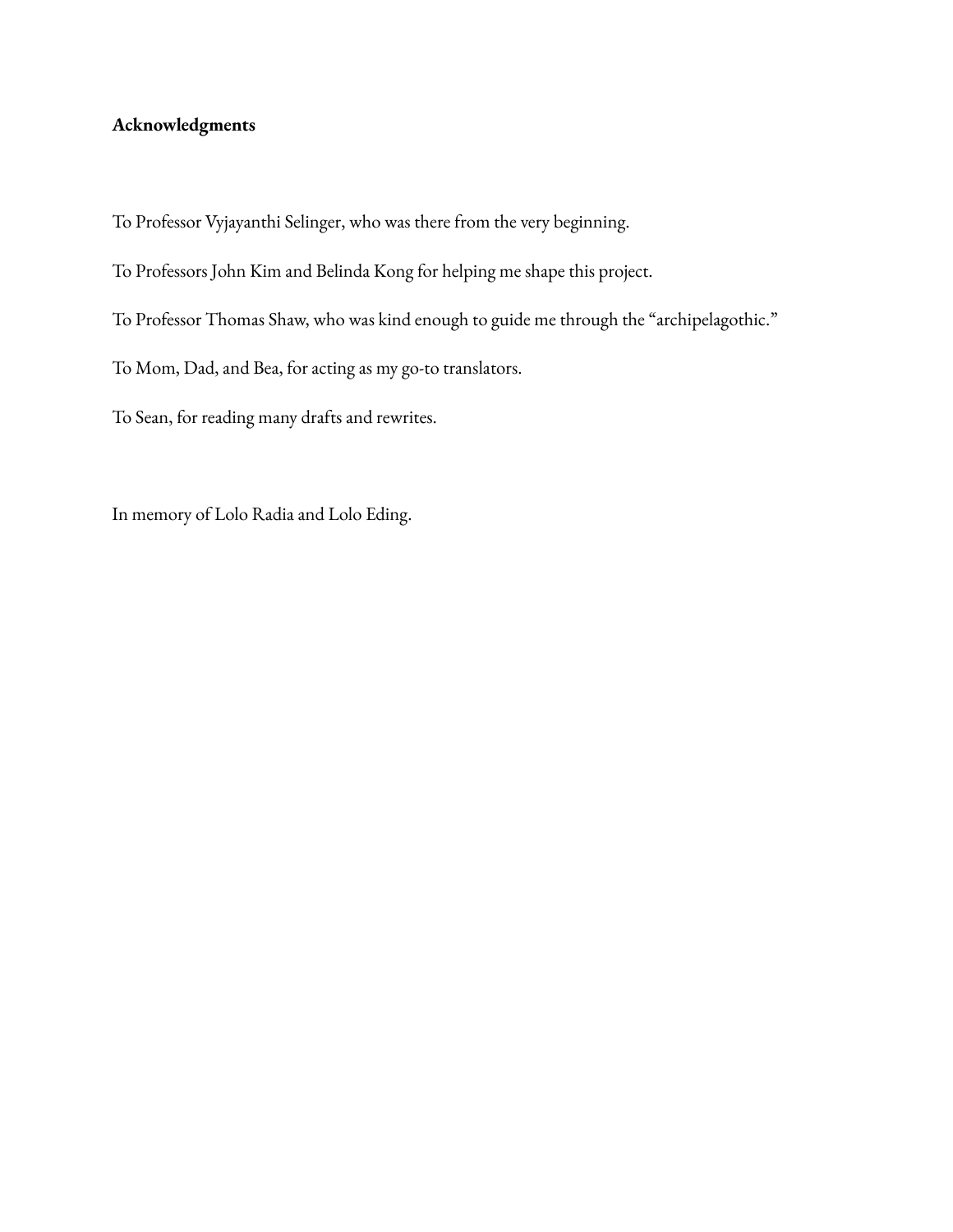**Acknowledgments**

To Professor Vyjayanthi Selinger, who was there from the very beginning.

To Professors John Kim and Belinda Kong for helping me shape this project.

To Professor Thomas Shaw, who was kind enough to guide me through the "archipelagothic."

To Mom, Dad, and Bea, for acting as my go-to translators.

To Sean, for reading many drafts and rewrites.

In memory of Lolo Radia and Lolo Eding.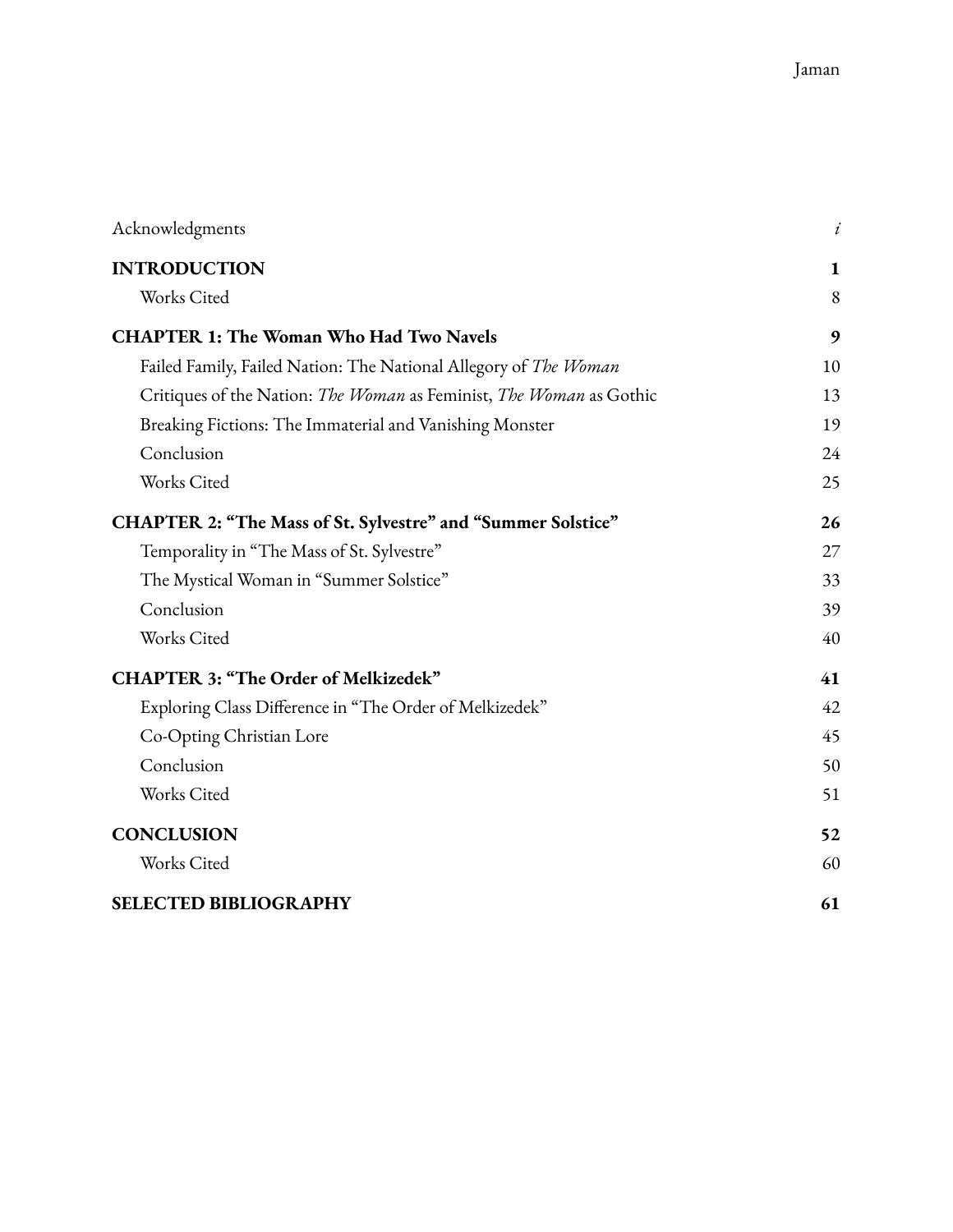| | |
|---|---|
| Acknowledgments | *i* |
| **INTRODUCTION** | **1** |
| Works Cited | 8 |
| **CHAPTER 1: The Woman Who Had Two Navels** | **9** |
| Failed Family, Failed Nation: The National Allegory of *The Woman* | 10 |
| Critiques of the Nation: *The Woman* as Feminist, *The Woman* as Gothic | 13 |
| Breaking Fictions: The Immaterial and Vanishing Monster | 19 |
| Conclusion | 24 |
| Works Cited | 25 |
| **CHAPTER 2: "The Mass of St. Sylvestre" and "Summer Solstice"** | **26** |
| Temporality in "The Mass of St. Sylvestre" | 27 |
| The Mystical Woman in "Summer Solstice" | 33 |
| Conclusion | 39 |
| Works Cited | 40 |
| **CHAPTER 3: "The Order of Melkizedek"** | **41** |
| Exploring Class Difference in "The Order of Melkizedek" | 42 |
| Co-Opting Christian Lore | 45 |
| Conclusion | 50 |
| Works Cited | 51 |
| **CONCLUSION** | **52** |
| Works Cited | 60 |
| **SELECTED BIBLIOGRAPHY** | **61** |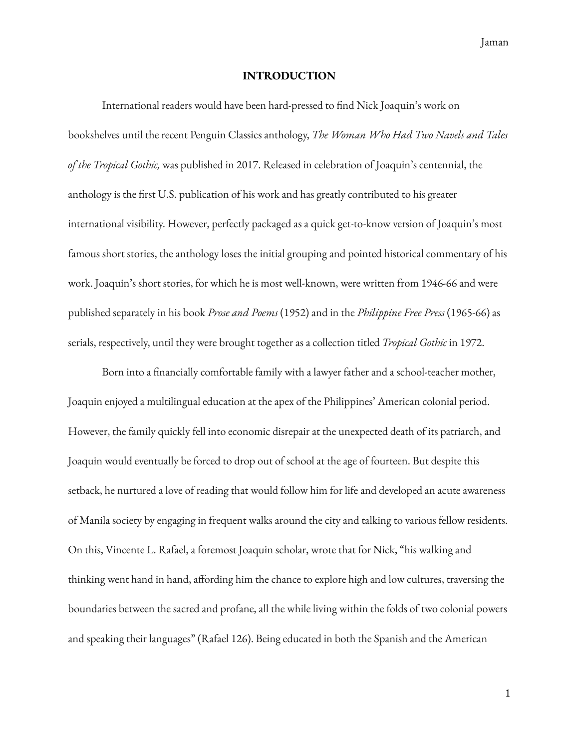## INTRODUCTION

International readers would have been hard-pressed to find Nick Joaquin's work on bookshelves until the recent Penguin Classics anthology, *The Woman Who Had Two Navels and Tales of the Tropical Gothic,* was published in 2017. Released in celebration of Joaquin's centennial, the anthology is the first U.S. publication of his work and has greatly contributed to his greater international visibility. However, perfectly packaged as a quick get-to-know version of Joaquin's most famous short stories, the anthology loses the initial grouping and pointed historical commentary of his work. Joaquin's short stories, for which he is most well-known, were written from 1946-66 and were published separately in his book *Prose and Poems* (1952) and in the *Philippine Free Press* (1965-66) as serials, respectively, until they were brought together as a collection titled *Tropical Gothic* in 1972.

Born into a financially comfortable family with a lawyer father and a school-teacher mother, Joaquin enjoyed a multilingual education at the apex of the Philippines' American colonial period. However, the family quickly fell into economic disrepair at the unexpected death of its patriarch, and Joaquin would eventually be forced to drop out of school at the age of fourteen. But despite this setback, he nurtured a love of reading that would follow him for life and developed an acute awareness of Manila society by engaging in frequent walks around the city and talking to various fellow residents. On this, Vincente L. Rafael, a foremost Joaquin scholar, wrote that for Nick, "his walking and thinking went hand in hand, affording him the chance to explore high and low cultures, traversing the boundaries between the sacred and profane, all the while living within the folds of two colonial powers and speaking their languages" (Rafael 126). Being educated in both the Spanish and the American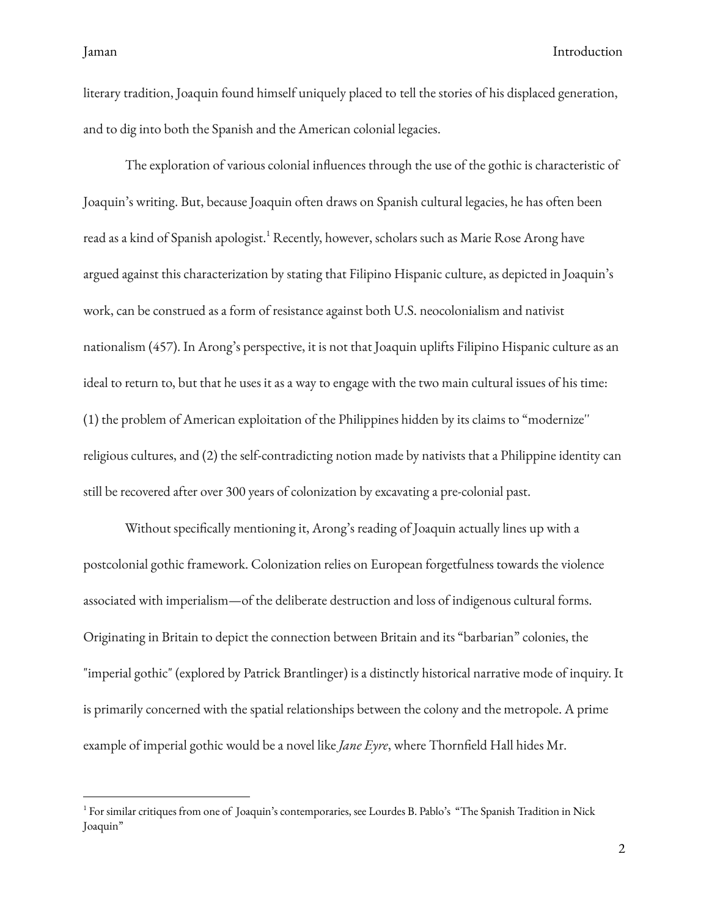literary tradition, Joaquin found himself uniquely placed to tell the stories of his displaced generation, and to dig into both the Spanish and the American colonial legacies.

The exploration of various colonial influences through the use of the gothic is characteristic of Joaquin's writing. But, because Joaquin often draws on Spanish cultural legacies, he has often been read as a kind of Spanish apologist.[1] Recently, however, scholars such as Marie Rose Arong have argued against this characterization by stating that Filipino Hispanic culture, as depicted in Joaquin's work, can be construed as a form of resistance against both U.S. neocolonialism and nativist nationalism (457). In Arong's perspective, it is not that Joaquin uplifts Filipino Hispanic culture as an ideal to return to, but that he uses it as a way to engage with the two main cultural issues of his time: (1) the problem of American exploitation of the Philippines hidden by its claims to "modernize" religious cultures, and (2) the self-contradicting notion made by nativists that a Philippine identity can still be recovered after over 300 years of colonization by excavating a pre-colonial past.

Without specifically mentioning it, Arong's reading of Joaquin actually lines up with a postcolonial gothic framework. Colonization relies on European forgetfulness towards the violence associated with imperialism—of the deliberate destruction and loss of indigenous cultural forms. Originating in Britain to depict the connection between Britain and its "barbarian" colonies, the "imperial gothic" (explored by Patrick Brantlinger) is a distinctly historical narrative mode of inquiry. It is primarily concerned with the spatial relationships between the colony and the metropole. A prime example of imperial gothic would be a novel like *Jane Eyre*, where Thornfield Hall hides Mr.

---

[1] For similar critiques from one of Joaquin's contemporaries, see Lourdes B. Pablo's "The Spanish Tradition in Nick Joaquin"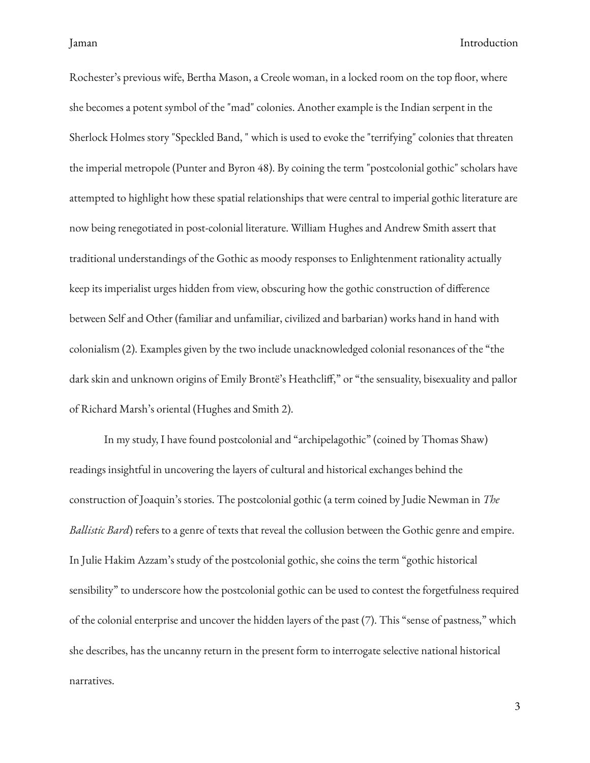Rochester's previous wife, Bertha Mason, a Creole woman, in a locked room on the top floor, where she becomes a potent symbol of the "mad" colonies. Another example is the Indian serpent in the Sherlock Holmes story "Speckled Band, " which is used to evoke the "terrifying" colonies that threaten the imperial metropole (Punter and Byron 48). By coining the term "postcolonial gothic" scholars have attempted to highlight how these spatial relationships that were central to imperial gothic literature are now being renegotiated in post-colonial literature. William Hughes and Andrew Smith assert that traditional understandings of the Gothic as moody responses to Enlightenment rationality actually keep its imperialist urges hidden from view, obscuring how the gothic construction of difference between Self and Other (familiar and unfamiliar, civilized and barbarian) works hand in hand with colonialism (2). Examples given by the two include unacknowledged colonial resonances of the "the dark skin and unknown origins of Emily Brontë's Heathcliff," or "the sensuality, bisexuality and pallor of Richard Marsh's oriental (Hughes and Smith 2).

In my study, I have found postcolonial and "archipelagothic" (coined by Thomas Shaw) readings insightful in uncovering the layers of cultural and historical exchanges behind the construction of Joaquin's stories. The postcolonial gothic (a term coined by Judie Newman in *The Ballistic Bard*) refers to a genre of texts that reveal the collusion between the Gothic genre and empire. In Julie Hakim Azzam's study of the postcolonial gothic, she coins the term "gothic historical sensibility" to underscore how the postcolonial gothic can be used to contest the forgetfulness required of the colonial enterprise and uncover the hidden layers of the past (7). This "sense of pastness," which she describes, has the uncanny return in the present form to interrogate selective national historical narratives.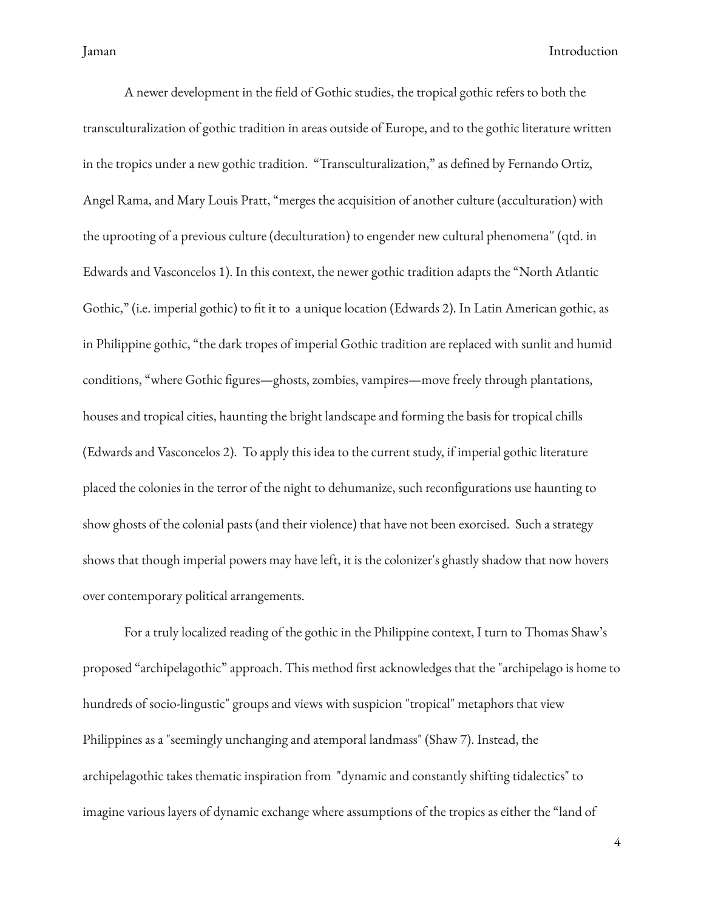A newer development in the field of Gothic studies, the tropical gothic refers to both the transculturalization of gothic tradition in areas outside of Europe, and to the gothic literature written in the tropics under a new gothic tradition.  "Transculturalization," as defined by Fernando Ortiz, Angel Rama, and Mary Louis Pratt, "merges the acquisition of another culture (acculturation) with the uprooting of a previous culture (deculturation) to engender new cultural phenomena'' (qtd. in Edwards and Vasconcelos 1). In this context, the newer gothic tradition adapts the "North Atlantic Gothic," (i.e. imperial gothic) to fit it to  a unique location (Edwards 2). In Latin American gothic, as in Philippine gothic, "the dark tropes of imperial Gothic tradition are replaced with sunlit and humid conditions, "where Gothic figures—ghosts, zombies, vampires—move freely through plantations, houses and tropical cities, haunting the bright landscape and forming the basis for tropical chills (Edwards and Vasconcelos 2).  To apply this idea to the current study, if imperial gothic literature placed the colonies in the terror of the night to dehumanize, such reconfigurations use haunting to show ghosts of the colonial pasts (and their violence) that have not been exorcised.  Such a strategy shows that though imperial powers may have left, it is the colonizer's ghastly shadow that now hovers over contemporary political arrangements.

For a truly localized reading of the gothic in the Philippine context, I turn to Thomas Shaw's proposed "archipelagothic" approach. This method first acknowledges that the "archipelago is home to hundreds of socio-lingustic" groups and views with suspicion "tropical" metaphors that view Philippines as a "seemingly unchanging and atemporal landmass" (Shaw 7). Instead, the archipelagothic takes thematic inspiration from  "dynamic and constantly shifting tidalectics" to imagine various layers of dynamic exchange where assumptions of the tropics as either the "land of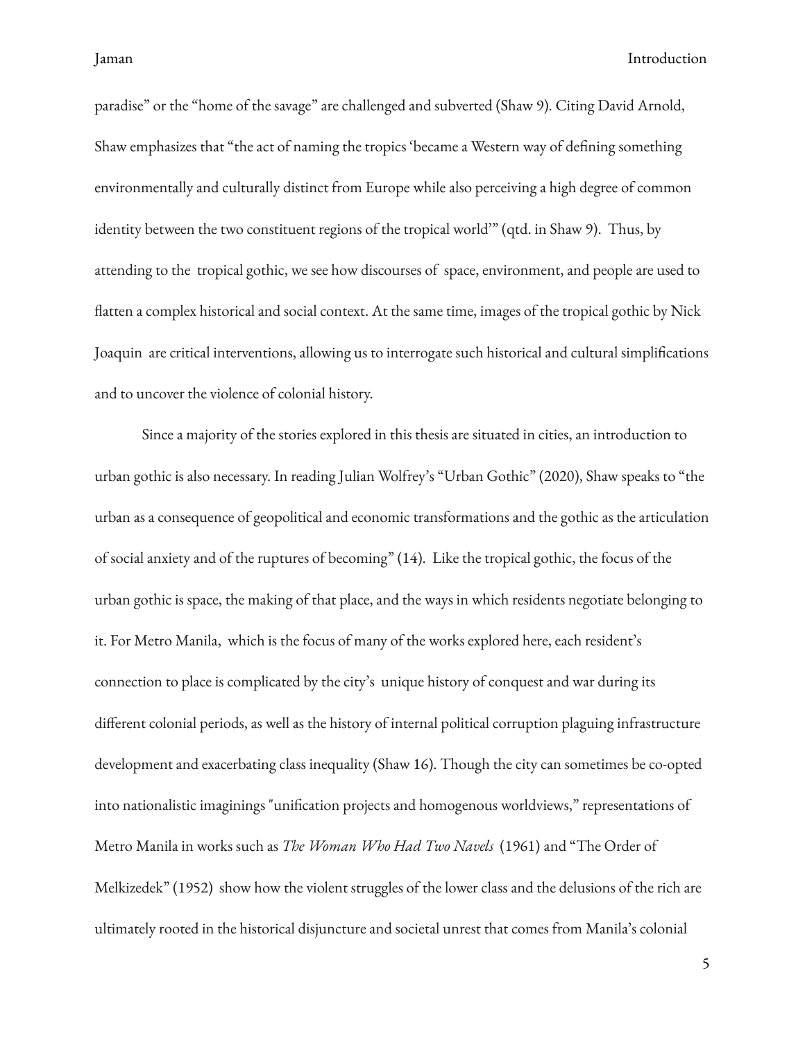paradise" or the "home of the savage" are challenged and subverted (Shaw 9). Citing David Arnold, Shaw emphasizes that "the act of naming the tropics 'became a Western way of defining something environmentally and culturally distinct from Europe while also perceiving a high degree of common identity between the two constituent regions of the tropical world'" (qtd. in Shaw 9). Thus, by attending to the tropical gothic, we see how discourses of space, environment, and people are used to flatten a complex historical and social context. At the same time, images of the tropical gothic by Nick Joaquin are critical interventions, allowing us to interrogate such historical and cultural simplifications and to uncover the violence of colonial history.

Since a majority of the stories explored in this thesis are situated in cities, an introduction to urban gothic is also necessary. In reading Julian Wolfrey's "Urban Gothic" (2020), Shaw speaks to "the urban as a consequence of geopolitical and economic transformations and the gothic as the articulation of social anxiety and of the ruptures of becoming" (14). Like the tropical gothic, the focus of the urban gothic is space, the making of that place, and the ways in which residents negotiate belonging to it. For Metro Manila, which is the focus of many of the works explored here, each resident's connection to place is complicated by the city's unique history of conquest and war during its different colonial periods, as well as the history of internal political corruption plaguing infrastructure development and exacerbating class inequality (Shaw 16). Though the city can sometimes be co-opted into nationalistic imaginings "unification projects and homogenous worldviews," representations of Metro Manila in works such as *The Woman Who Had Two Navels* (1961) and "The Order of Melkizedek" (1952) show how the violent struggles of the lower class and the delusions of the rich are ultimately rooted in the historical disjuncture and societal unrest that comes from Manila's colonial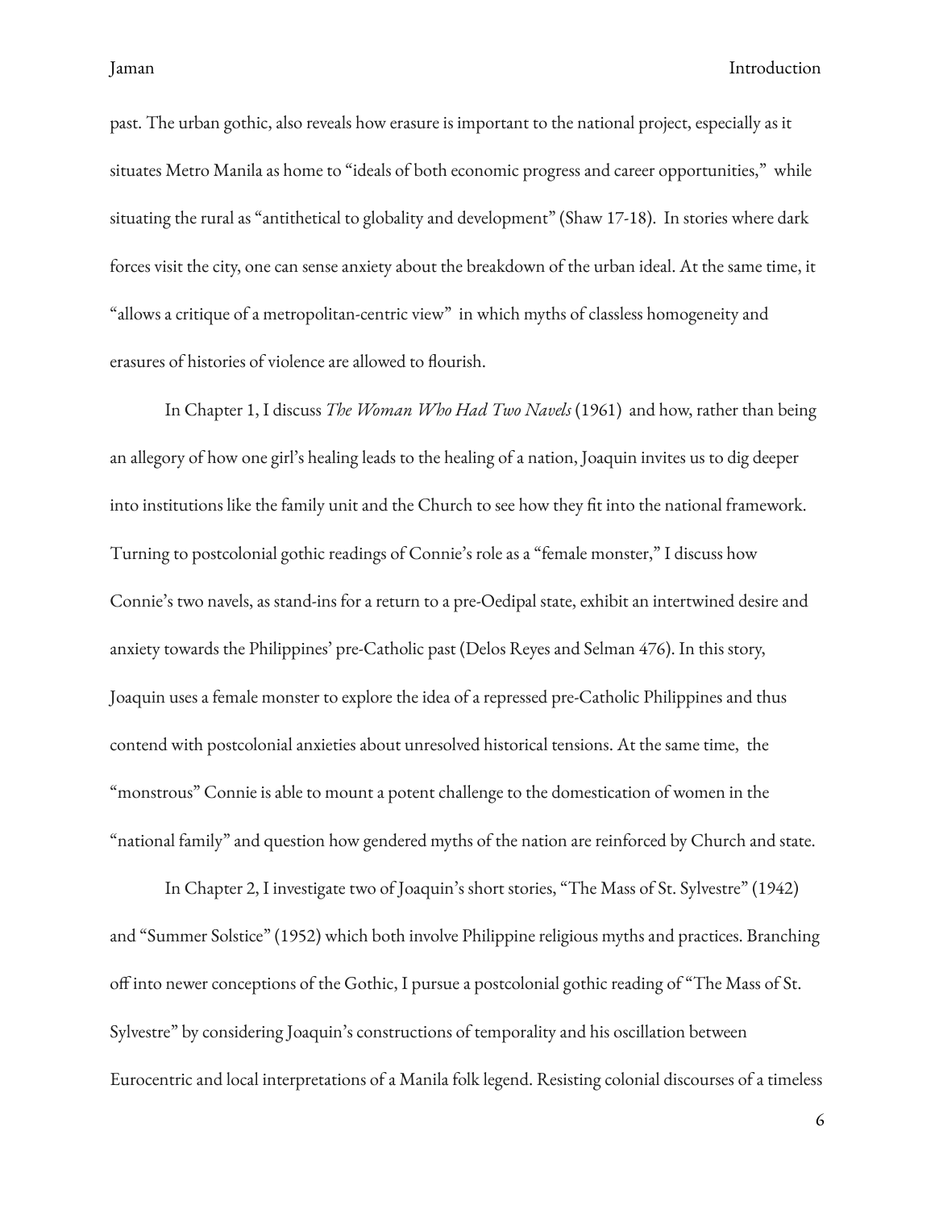past. The urban gothic, also reveals how erasure is important to the national project, especially as it situates Metro Manila as home to "ideals of both economic progress and career opportunities," while situating the rural as "antithetical to globality and development" (Shaw 17-18). In stories where dark forces visit the city, one can sense anxiety about the breakdown of the urban ideal. At the same time, it "allows a critique of a metropolitan-centric view" in which myths of classless homogeneity and erasures of histories of violence are allowed to flourish.

In Chapter 1, I discuss *The Woman Who Had Two Navels* (1961) and how, rather than being an allegory of how one girl's healing leads to the healing of a nation, Joaquin invites us to dig deeper into institutions like the family unit and the Church to see how they fit into the national framework. Turning to postcolonial gothic readings of Connie's role as a "female monster," I discuss how Connie's two navels, as stand-ins for a return to a pre-Oedipal state, exhibit an intertwined desire and anxiety towards the Philippines' pre-Catholic past (Delos Reyes and Selman 476). In this story, Joaquin uses a female monster to explore the idea of a repressed pre-Catholic Philippines and thus contend with postcolonial anxieties about unresolved historical tensions. At the same time, the "monstrous" Connie is able to mount a potent challenge to the domestication of women in the "national family" and question how gendered myths of the nation are reinforced by Church and state.

In Chapter 2, I investigate two of Joaquin's short stories, "The Mass of St. Sylvestre" (1942) and "Summer Solstice" (1952) which both involve Philippine religious myths and practices. Branching off into newer conceptions of the Gothic, I pursue a postcolonial gothic reading of "The Mass of St. Sylvestre" by considering Joaquin's constructions of temporality and his oscillation between Eurocentric and local interpretations of a Manila folk legend. Resisting colonial discourses of a timeless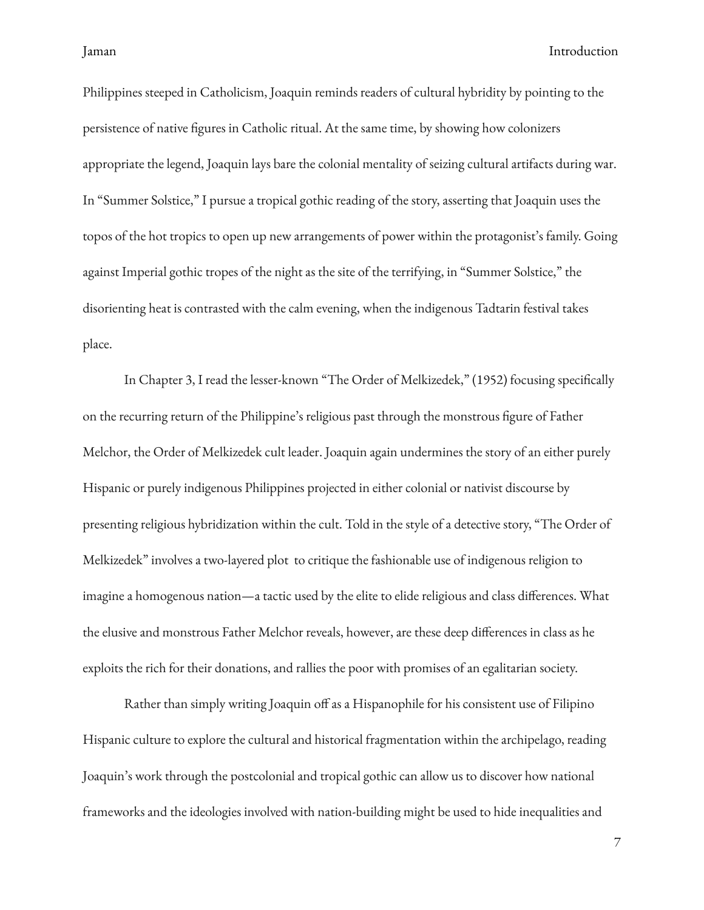Philippines steeped in Catholicism, Joaquin reminds readers of cultural hybridity by pointing to the persistence of native figures in Catholic ritual. At the same time, by showing how colonizers appropriate the legend, Joaquin lays bare the colonial mentality of seizing cultural artifacts during war. In "Summer Solstice," I pursue a tropical gothic reading of the story, asserting that Joaquin uses the topos of the hot tropics to open up new arrangements of power within the protagonist's family. Going against Imperial gothic tropes of the night as the site of the terrifying, in "Summer Solstice," the disorienting heat is contrasted with the calm evening, when the indigenous Tadtarin festival takes place.

In Chapter 3, I read the lesser-known "The Order of Melkizedek," (1952) focusing specifically on the recurring return of the Philippine's religious past through the monstrous figure of Father Melchor, the Order of Melkizedek cult leader. Joaquin again undermines the story of an either purely Hispanic or purely indigenous Philippines projected in either colonial or nativist discourse by presenting religious hybridization within the cult. Told in the style of a detective story, "The Order of Melkizedek" involves a two-layered plot to critique the fashionable use of indigenous religion to imagine a homogenous nation—a tactic used by the elite to elide religious and class differences. What the elusive and monstrous Father Melchor reveals, however, are these deep differences in class as he exploits the rich for their donations, and rallies the poor with promises of an egalitarian society.

Rather than simply writing Joaquin off as a Hispanophile for his consistent use of Filipino Hispanic culture to explore the cultural and historical fragmentation within the archipelago, reading Joaquin's work through the postcolonial and tropical gothic can allow us to discover how national frameworks and the ideologies involved with nation-building might be used to hide inequalities and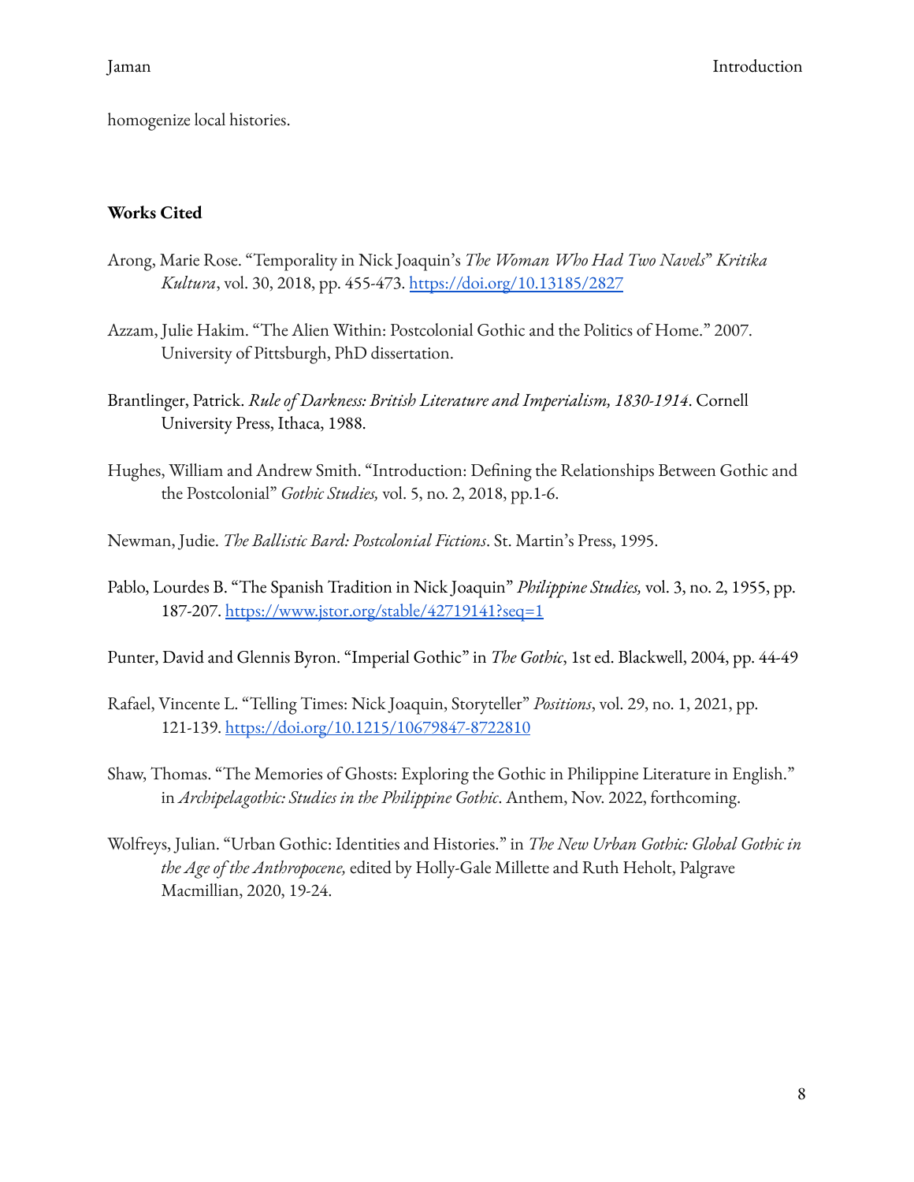homogenize local histories.

**Works Cited**

Arong, Marie Rose. "Temporality in Nick Joaquin's *The Woman Who Had Two Navels*" *Kritika Kultura*, vol. 30, 2018, pp. 455-473. https://doi.org/10.13185/2827

Azzam, Julie Hakim. "The Alien Within: Postcolonial Gothic and the Politics of Home." 2007. University of Pittsburgh, PhD dissertation.

Brantlinger, Patrick. *Rule of Darkness: British Literature and Imperialism, 1830-1914*. Cornell University Press, Ithaca, 1988.

Hughes, William and Andrew Smith. "Introduction: Defining the Relationships Between Gothic and the Postcolonial" *Gothic Studies,* vol. 5, no. 2, 2018, pp.1-6.

Newman, Judie. *The Ballistic Bard: Postcolonial Fictions*. St. Martin's Press, 1995.

Pablo, Lourdes B. "The Spanish Tradition in Nick Joaquin" *Philippine Studies,* vol. 3, no. 2, 1955, pp. 187-207. https://www.jstor.org/stable/42719141?seq=1

Punter, David and Glennis Byron. "Imperial Gothic" in *The Gothic*, 1st ed. Blackwell, 2004, pp. 44-49

Rafael, Vincente L. "Telling Times: Nick Joaquin, Storyteller" *Positions*, vol. 29, no. 1, 2021, pp. 121-139. https://doi.org/10.1215/10679847-8722810

Shaw, Thomas. "The Memories of Ghosts: Exploring the Gothic in Philippine Literature in English." in *Archipelagothic: Studies in the Philippine Gothic*. Anthem, Nov. 2022, forthcoming.

Wolfreys, Julian. "Urban Gothic: Identities and Histories." in *The New Urban Gothic: Global Gothic in the Age of the Anthropocene,* edited by Holly-Gale Millette and Ruth Heholt, Palgrave Macmillian, 2020, 19-24.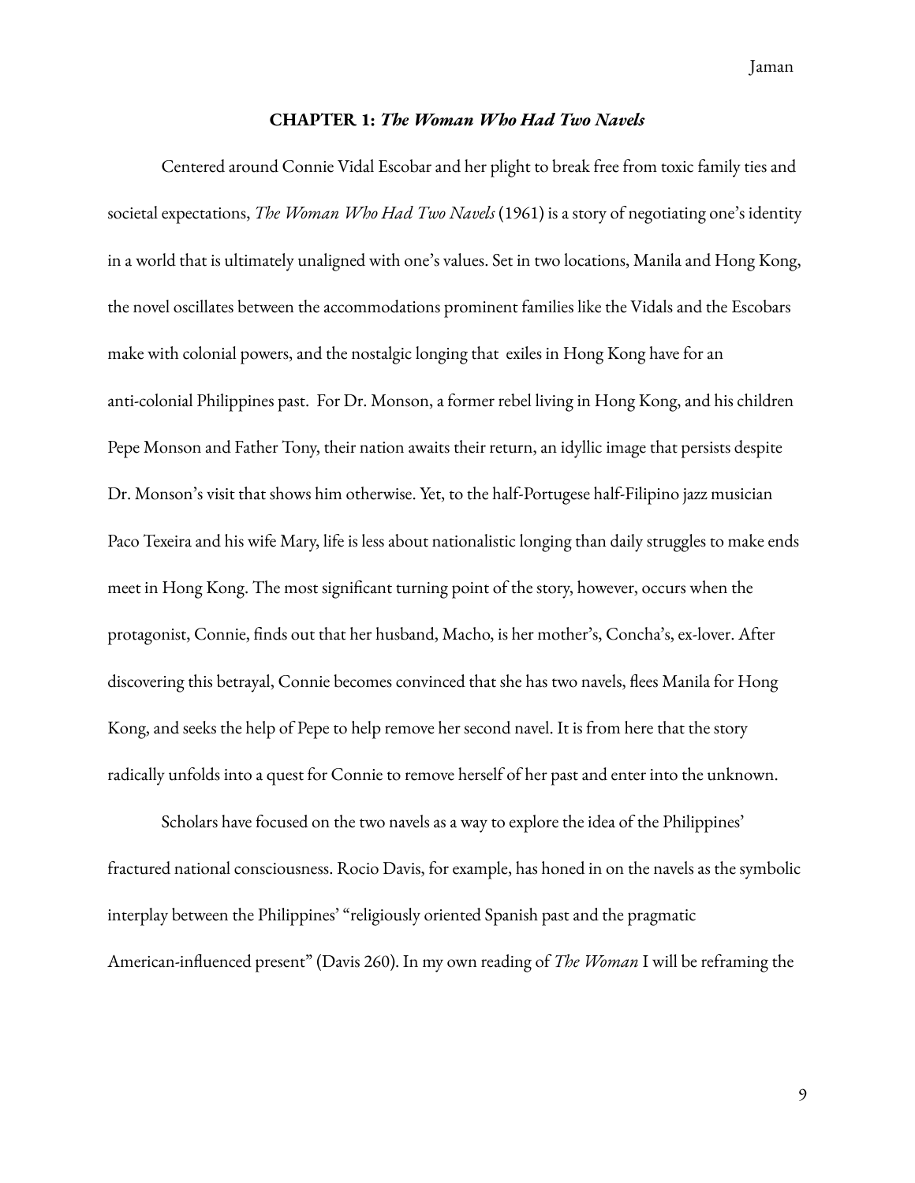## CHAPTER 1: *The Woman Who Had Two Navels*

Centered around Connie Vidal Escobar and her plight to break free from toxic family ties and societal expectations, *The Woman Who Had Two Navels* (1961) is a story of negotiating one's identity in a world that is ultimately unaligned with one's values. Set in two locations, Manila and Hong Kong, the novel oscillates between the accommodations prominent families like the Vidals and the Escobars make with colonial powers, and the nostalgic longing that exiles in Hong Kong have for an anti-colonial Philippines past. For Dr. Monson, a former rebel living in Hong Kong, and his children Pepe Monson and Father Tony, their nation awaits their return, an idyllic image that persists despite Dr. Monson's visit that shows him otherwise. Yet, to the half-Portugese half-Filipino jazz musician Paco Texeira and his wife Mary, life is less about nationalistic longing than daily struggles to make ends meet in Hong Kong. The most significant turning point of the story, however, occurs when the protagonist, Connie, finds out that her husband, Macho, is her mother's, Concha's, ex-lover. After discovering this betrayal, Connie becomes convinced that she has two navels, flees Manila for Hong Kong, and seeks the help of Pepe to help remove her second navel. It is from here that the story radically unfolds into a quest for Connie to remove herself of her past and enter into the unknown.

Scholars have focused on the two navels as a way to explore the idea of the Philippines' fractured national consciousness. Rocio Davis, for example, has honed in on the navels as the symbolic interplay between the Philippines' "religiously oriented Spanish past and the pragmatic American-influenced present" (Davis 260). In my own reading of *The Woman* I will be reframing the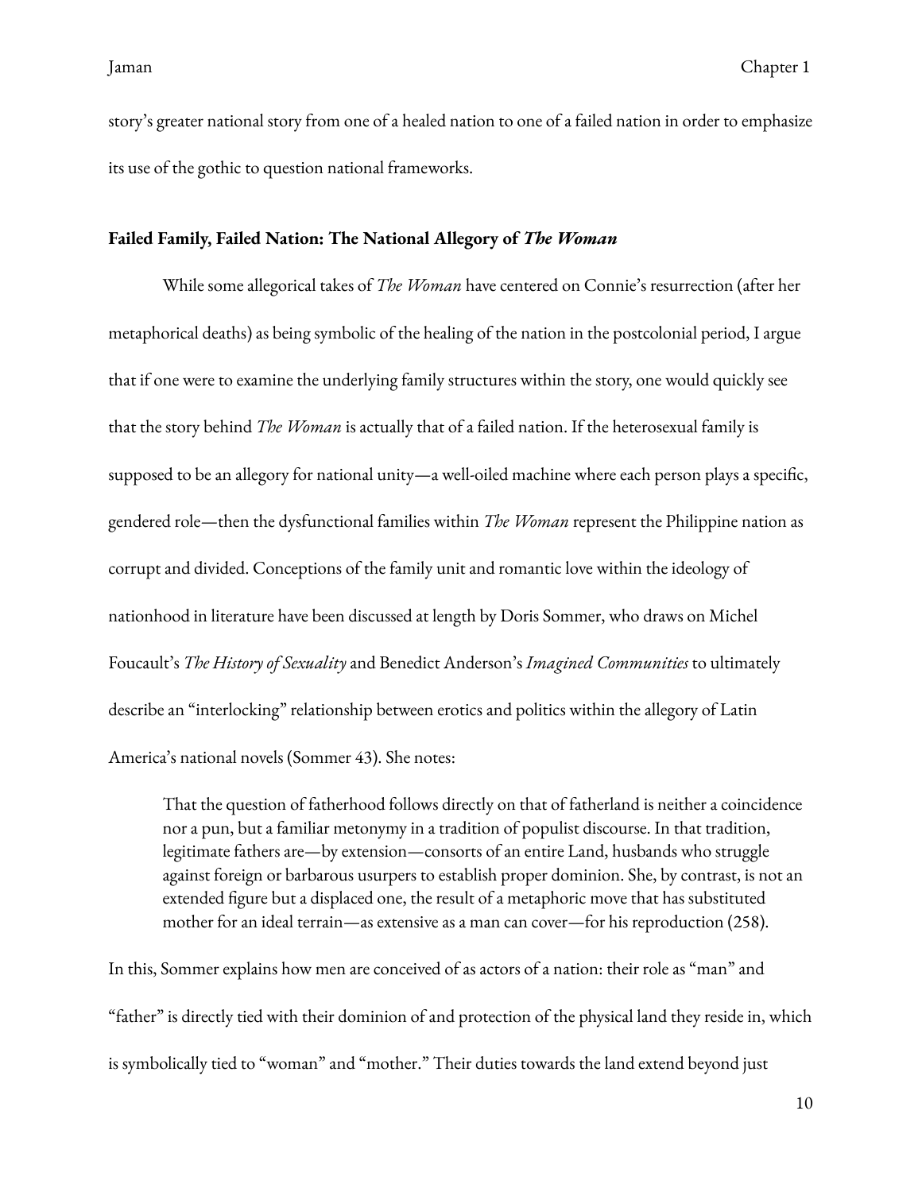story's greater national story from one of a healed nation to one of a failed nation in order to emphasize its use of the gothic to question national frameworks.

### Failed Family, Failed Nation: The National Allegory of *The Woman*

While some allegorical takes of *The Woman* have centered on Connie's resurrection (after her metaphorical deaths) as being symbolic of the healing of the nation in the postcolonial period, I argue that if one were to examine the underlying family structures within the story, one would quickly see that the story behind *The Woman* is actually that of a failed nation. If the heterosexual family is supposed to be an allegory for national unity—a well-oiled machine where each person plays a specific, gendered role—then the dysfunctional families within *The Woman* represent the Philippine nation as corrupt and divided. Conceptions of the family unit and romantic love within the ideology of nationhood in literature have been discussed at length by Doris Sommer, who draws on Michel Foucault's *The History of Sexuality* and Benedict Anderson's *Imagined Communities* to ultimately describe an "interlocking" relationship between erotics and politics within the allegory of Latin America's national novels (Sommer 43). She notes:

> That the question of fatherhood follows directly on that of fatherland is neither a coincidence nor a pun, but a familiar metonymy in a tradition of populist discourse. In that tradition, legitimate fathers are—by extension—consorts of an entire Land, husbands who struggle against foreign or barbarous usurpers to establish proper dominion. She, by contrast, is not an extended figure but a displaced one, the result of a metaphoric move that has substituted mother for an ideal terrain—as extensive as a man can cover—for his reproduction (258).

In this, Sommer explains how men are conceived of as actors of a nation: their role as "man" and "father" is directly tied with their dominion of and protection of the physical land they reside in, which is symbolically tied to "woman" and "mother." Their duties towards the land extend beyond just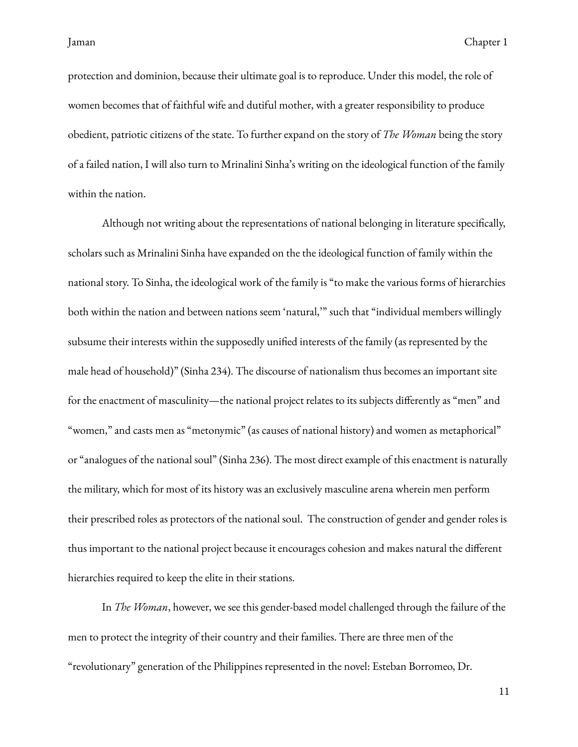protection and dominion, because their ultimate goal is to reproduce. Under this model, the role of women becomes that of faithful wife and dutiful mother, with a greater responsibility to produce obedient, patriotic citizens of the state. To further expand on the story of *The Woman* being the story of a failed nation, I will also turn to Mrinalini Sinha's writing on the ideological function of the family within the nation.

Although not writing about the representations of national belonging in literature specifically, scholars such as Mrinalini Sinha have expanded on the the ideological function of family within the national story. To Sinha, the ideological work of the family is "to make the various forms of hierarchies both within the nation and between nations seem 'natural,'" such that "individual members willingly subsume their interests within the supposedly unified interests of the family (as represented by the male head of household)" (Sinha 234). The discourse of nationalism thus becomes an important site for the enactment of masculinity—the national project relates to its subjects differently as "men" and "women," and casts men as "metonymic" (as causes of national history) and women as metaphorical" or "analogues of the national soul" (Sinha 236). The most direct example of this enactment is naturally the military, which for most of its history was an exclusively masculine arena wherein men perform their prescribed roles as protectors of the national soul. The construction of gender and gender roles is thus important to the national project because it encourages cohesion and makes natural the different hierarchies required to keep the elite in their stations.

In *The Woman*, however, we see this gender-based model challenged through the failure of the men to protect the integrity of their country and their families. There are three men of the "revolutionary" generation of the Philippines represented in the novel: Esteban Borromeo, Dr.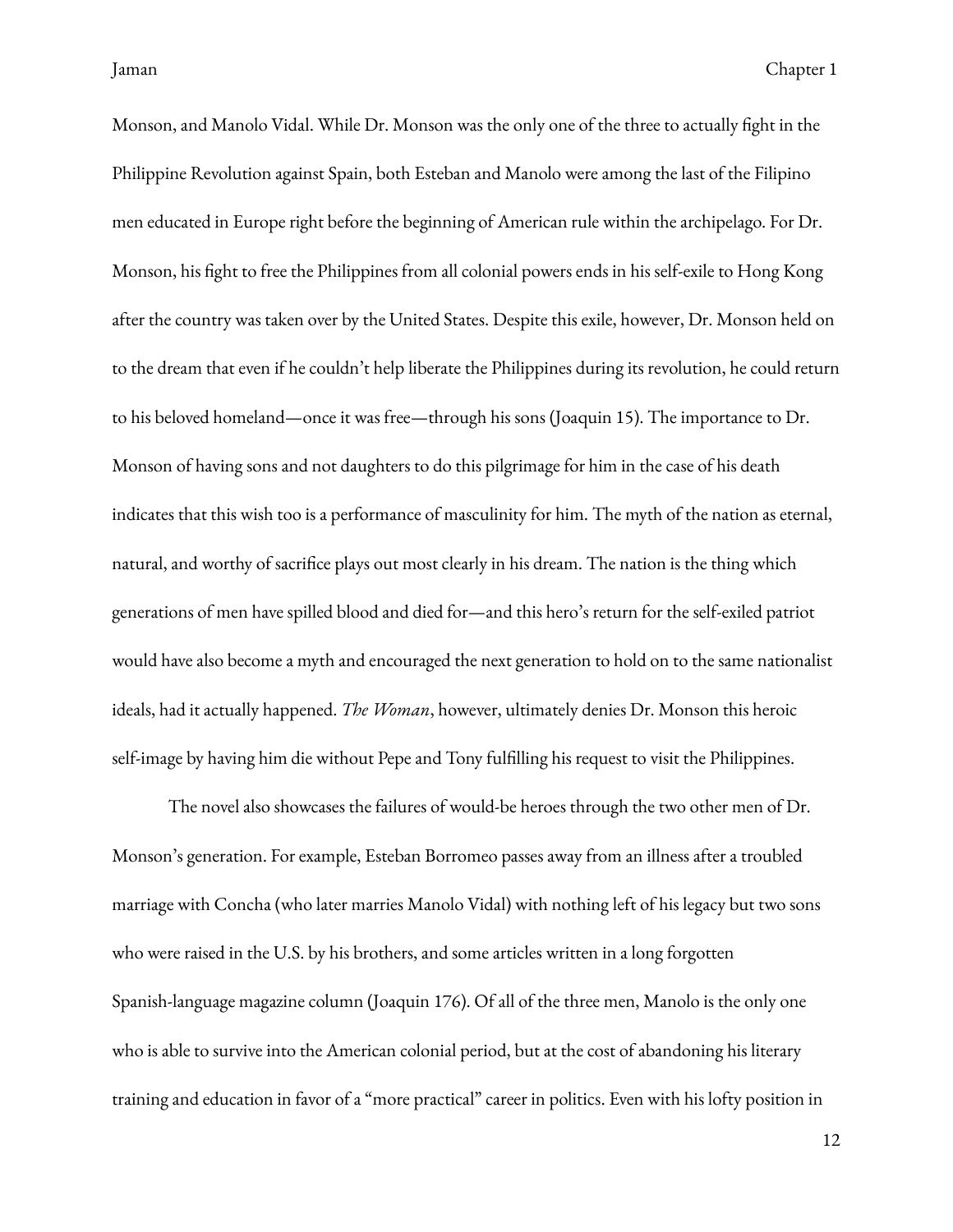Monson, and Manolo Vidal. While Dr. Monson was the only one of the three to actually fight in the Philippine Revolution against Spain, both Esteban and Manolo were among the last of the Filipino men educated in Europe right before the beginning of American rule within the archipelago. For Dr. Monson, his fight to free the Philippines from all colonial powers ends in his self-exile to Hong Kong after the country was taken over by the United States. Despite this exile, however, Dr. Monson held on to the dream that even if he couldn't help liberate the Philippines during its revolution, he could return to his beloved homeland—once it was free—through his sons (Joaquin 15). The importance to Dr. Monson of having sons and not daughters to do this pilgrimage for him in the case of his death indicates that this wish too is a performance of masculinity for him. The myth of the nation as eternal, natural, and worthy of sacrifice plays out most clearly in his dream. The nation is the thing which generations of men have spilled blood and died for—and this hero's return for the self-exiled patriot would have also become a myth and encouraged the next generation to hold on to the same nationalist ideals, had it actually happened. *The Woman*, however, ultimately denies Dr. Monson this heroic self-image by having him die without Pepe and Tony fulfilling his request to visit the Philippines.

The novel also showcases the failures of would-be heroes through the two other men of Dr. Monson's generation. For example, Esteban Borromeo passes away from an illness after a troubled marriage with Concha (who later marries Manolo Vidal) with nothing left of his legacy but two sons who were raised in the U.S. by his brothers, and some articles written in a long forgotten Spanish-language magazine column (Joaquin 176). Of all of the three men, Manolo is the only one who is able to survive into the American colonial period, but at the cost of abandoning his literary training and education in favor of a "more practical" career in politics. Even with his lofty position in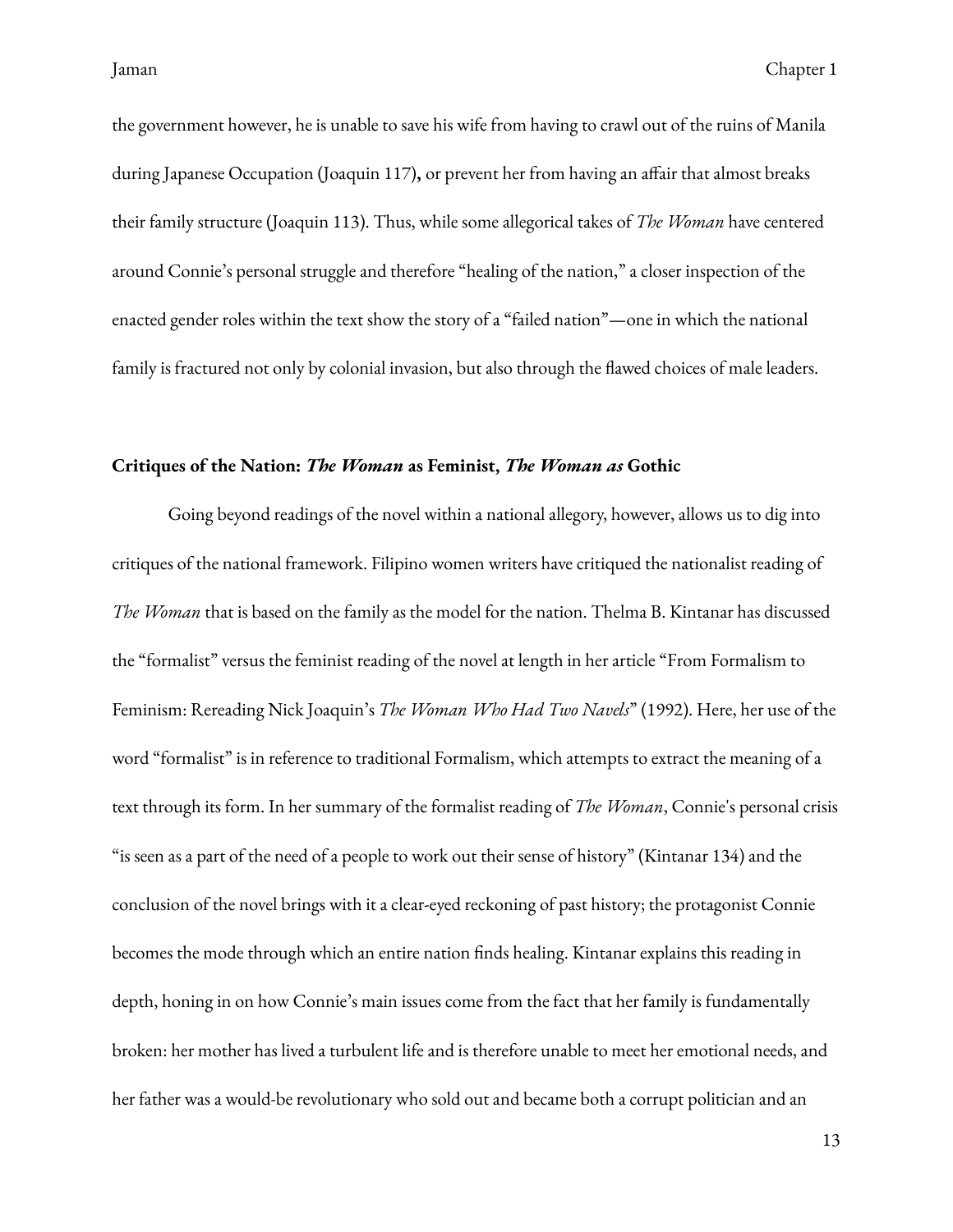the government however, he is unable to save his wife from having to crawl out of the ruins of Manila during Japanese Occupation (Joaquin 117)**,** or prevent her from having an affair that almost breaks their family structure (Joaquin 113). Thus, while some allegorical takes of *The Woman* have centered around Connie's personal struggle and therefore "healing of the nation," a closer inspection of the enacted gender roles within the text show the story of a "failed nation"—one in which the national family is fractured not only by colonial invasion, but also through the flawed choices of male leaders.

## Critiques of the Nation: *The Woman* as Feminist, *The Woman as* Gothic

Going beyond readings of the novel within a national allegory, however, allows us to dig into critiques of the national framework. Filipino women writers have critiqued the nationalist reading of *The Woman* that is based on the family as the model for the nation. Thelma B. Kintanar has discussed the "formalist" versus the feminist reading of the novel at length in her article "From Formalism to Feminism: Rereading Nick Joaquin's *The Woman Who Had Two Navels*" (1992). Here, her use of the word "formalist" is in reference to traditional Formalism, which attempts to extract the meaning of a text through its form. In her summary of the formalist reading of *The Woman*, Connie's personal crisis "is seen as a part of the need of a people to work out their sense of history" (Kintanar 134) and the conclusion of the novel brings with it a clear-eyed reckoning of past history; the protagonist Connie becomes the mode through which an entire nation finds healing. Kintanar explains this reading in depth, honing in on how Connie's main issues come from the fact that her family is fundamentally broken: her mother has lived a turbulent life and is therefore unable to meet her emotional needs, and her father was a would-be revolutionary who sold out and became both a corrupt politician and an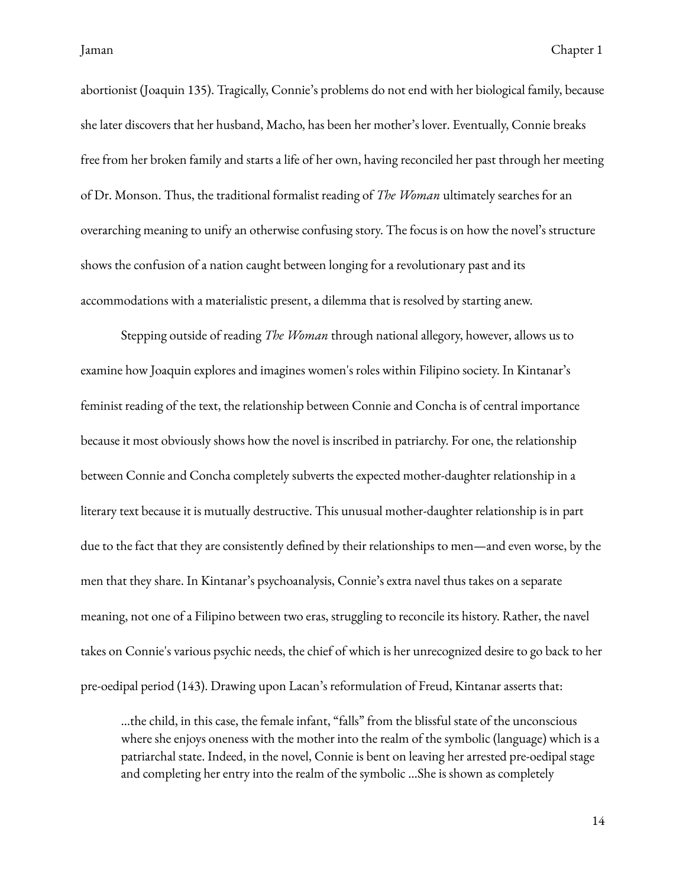abortionist (Joaquin 135). Tragically, Connie's problems do not end with her biological family, because she later discovers that her husband, Macho, has been her mother's lover. Eventually, Connie breaks free from her broken family and starts a life of her own, having reconciled her past through her meeting of Dr. Monson. Thus, the traditional formalist reading of *The Woman* ultimately searches for an overarching meaning to unify an otherwise confusing story. The focus is on how the novel's structure shows the confusion of a nation caught between longing for a revolutionary past and its accommodations with a materialistic present, a dilemma that is resolved by starting anew.

Stepping outside of reading *The Woman* through national allegory, however, allows us to examine how Joaquin explores and imagines women's roles within Filipino society. In Kintanar's feminist reading of the text, the relationship between Connie and Concha is of central importance because it most obviously shows how the novel is inscribed in patriarchy. For one, the relationship between Connie and Concha completely subverts the expected mother-daughter relationship in a literary text because it is mutually destructive. This unusual mother-daughter relationship is in part due to the fact that they are consistently defined by their relationships to men—and even worse, by the men that they share. In Kintanar's psychoanalysis, Connie's extra navel thus takes on a separate meaning, not one of a Filipino between two eras, struggling to reconcile its history. Rather, the navel takes on Connie's various psychic needs, the chief of which is her unrecognized desire to go back to her pre-oedipal period (143). Drawing upon Lacan's reformulation of Freud, Kintanar asserts that:

> ...the child, in this case, the female infant, "falls" from the blissful state of the unconscious where she enjoys oneness with the mother into the realm of the symbolic (language) which is a patriarchal state. Indeed, in the novel, Connie is bent on leaving her arrested pre-oedipal stage and completing her entry into the realm of the symbolic ...She is shown as completely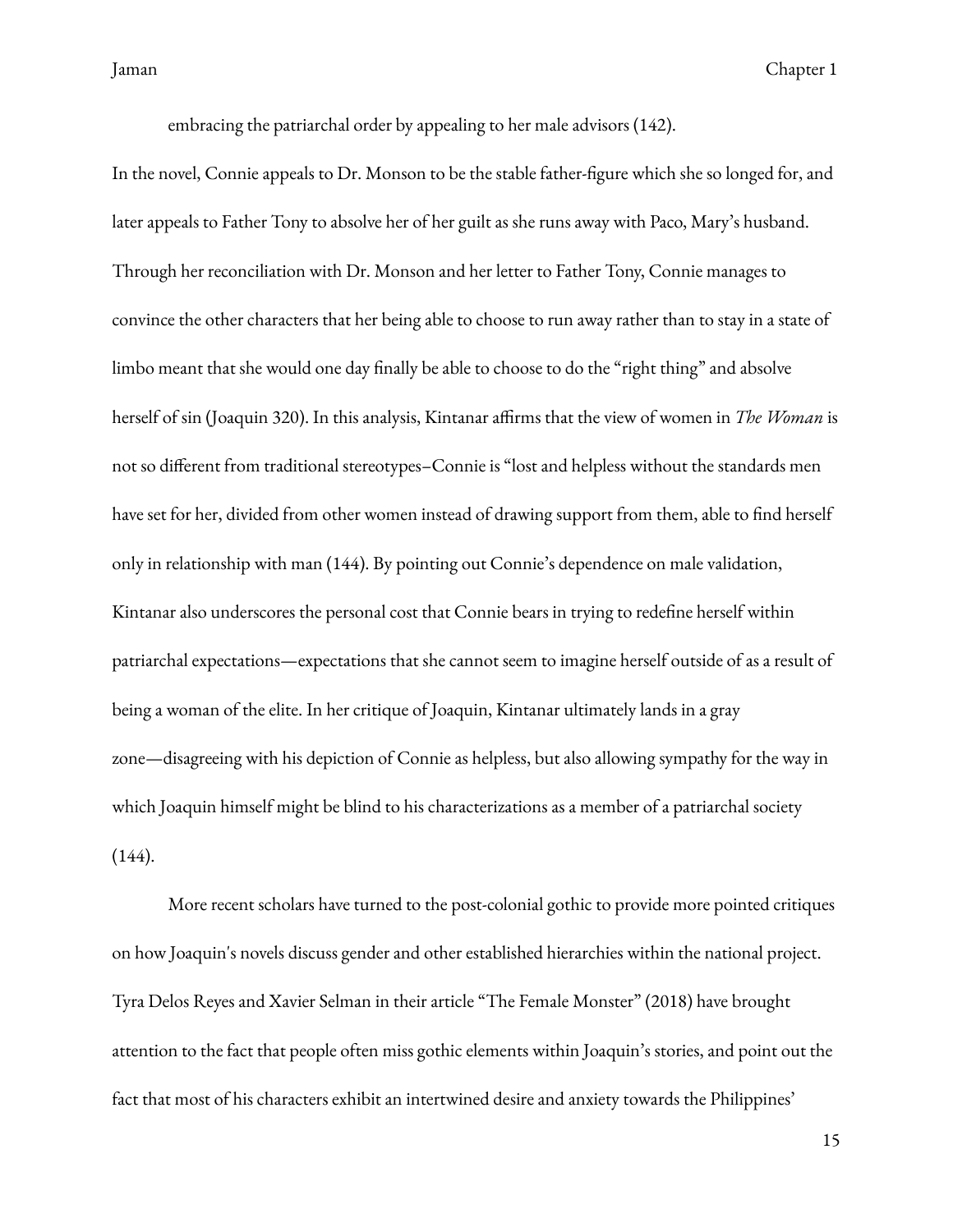embracing the patriarchal order by appealing to her male advisors (142).

In the novel, Connie appeals to Dr. Monson to be the stable father-figure which she so longed for, and later appeals to Father Tony to absolve her of her guilt as she runs away with Paco, Mary's husband. Through her reconciliation with Dr. Monson and her letter to Father Tony, Connie manages to convince the other characters that her being able to choose to run away rather than to stay in a state of limbo meant that she would one day finally be able to choose to do the "right thing" and absolve herself of sin (Joaquin 320). In this analysis, Kintanar affirms that the view of women in *The Woman* is not so different from traditional stereotypes–Connie is "lost and helpless without the standards men have set for her, divided from other women instead of drawing support from them, able to find herself only in relationship with man (144). By pointing out Connie's dependence on male validation, Kintanar also underscores the personal cost that Connie bears in trying to redefine herself within patriarchal expectations—expectations that she cannot seem to imagine herself outside of as a result of being a woman of the elite. In her critique of Joaquin, Kintanar ultimately lands in a gray zone—disagreeing with his depiction of Connie as helpless, but also allowing sympathy for the way in which Joaquin himself might be blind to his characterizations as a member of a patriarchal society (144).

More recent scholars have turned to the post-colonial gothic to provide more pointed critiques on how Joaquin's novels discuss gender and other established hierarchies within the national project. Tyra Delos Reyes and Xavier Selman in their article "The Female Monster" (2018) have brought attention to the fact that people often miss gothic elements within Joaquin's stories, and point out the fact that most of his characters exhibit an intertwined desire and anxiety towards the Philippines'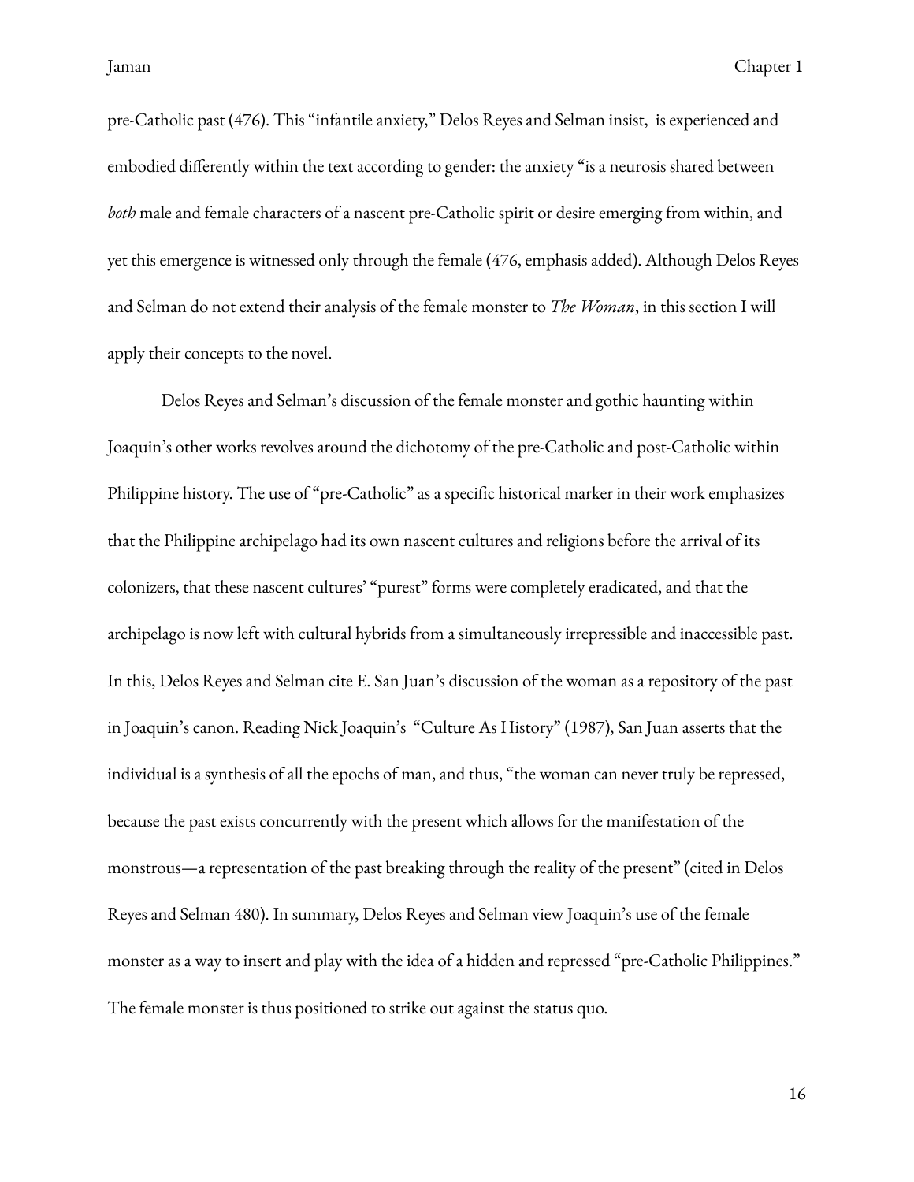pre-Catholic past (476). This "infantile anxiety," Delos Reyes and Selman insist, is experienced and embodied differently within the text according to gender: the anxiety "is a neurosis shared between *both* male and female characters of a nascent pre-Catholic spirit or desire emerging from within, and yet this emergence is witnessed only through the female (476, emphasis added). Although Delos Reyes and Selman do not extend their analysis of the female monster to *The Woman*, in this section I will apply their concepts to the novel.

Delos Reyes and Selman's discussion of the female monster and gothic haunting within Joaquin's other works revolves around the dichotomy of the pre-Catholic and post-Catholic within Philippine history. The use of "pre-Catholic" as a specific historical marker in their work emphasizes that the Philippine archipelago had its own nascent cultures and religions before the arrival of its colonizers, that these nascent cultures' "purest" forms were completely eradicated, and that the archipelago is now left with cultural hybrids from a simultaneously irrepressible and inaccessible past. In this, Delos Reyes and Selman cite E. San Juan's discussion of the woman as a repository of the past in Joaquin's canon. Reading Nick Joaquin's "Culture As History" (1987), San Juan asserts that the individual is a synthesis of all the epochs of man, and thus, "the woman can never truly be repressed, because the past exists concurrently with the present which allows for the manifestation of the monstrous—a representation of the past breaking through the reality of the present" (cited in Delos Reyes and Selman 480). In summary, Delos Reyes and Selman view Joaquin's use of the female monster as a way to insert and play with the idea of a hidden and repressed "pre-Catholic Philippines." The female monster is thus positioned to strike out against the status quo.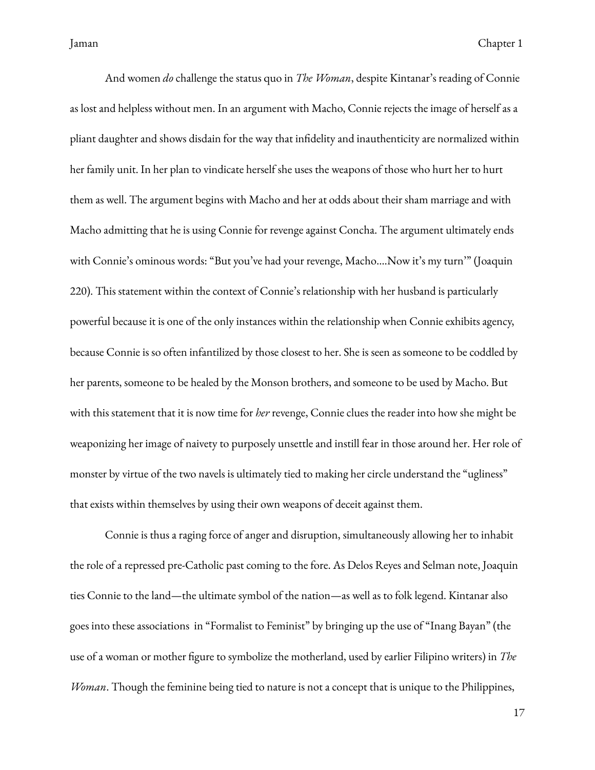And women *do* challenge the status quo in *The Woman*, despite Kintanar's reading of Connie as lost and helpless without men. In an argument with Macho, Connie rejects the image of herself as a pliant daughter and shows disdain for the way that infidelity and inauthenticity are normalized within her family unit. In her plan to vindicate herself she uses the weapons of those who hurt her to hurt them as well. The argument begins with Macho and her at odds about their sham marriage and with Macho admitting that he is using Connie for revenge against Concha. The argument ultimately ends with Connie's ominous words: "But you've had your revenge, Macho....Now it's my turn'" (Joaquin 220). This statement within the context of Connie's relationship with her husband is particularly powerful because it is one of the only instances within the relationship when Connie exhibits agency, because Connie is so often infantilized by those closest to her. She is seen as someone to be coddled by her parents, someone to be healed by the Monson brothers, and someone to be used by Macho. But with this statement that it is now time for *her* revenge, Connie clues the reader into how she might be weaponizing her image of naivety to purposely unsettle and instill fear in those around her. Her role of monster by virtue of the two navels is ultimately tied to making her circle understand the "ugliness" that exists within themselves by using their own weapons of deceit against them.

Connie is thus a raging force of anger and disruption, simultaneously allowing her to inhabit the role of a repressed pre-Catholic past coming to the fore. As Delos Reyes and Selman note, Joaquin ties Connie to the land—the ultimate symbol of the nation—as well as to folk legend. Kintanar also goes into these associations in "Formalist to Feminist" by bringing up the use of "Inang Bayan" (the use of a woman or mother figure to symbolize the motherland, used by earlier Filipino writers) in *The Woman*. Though the feminine being tied to nature is not a concept that is unique to the Philippines,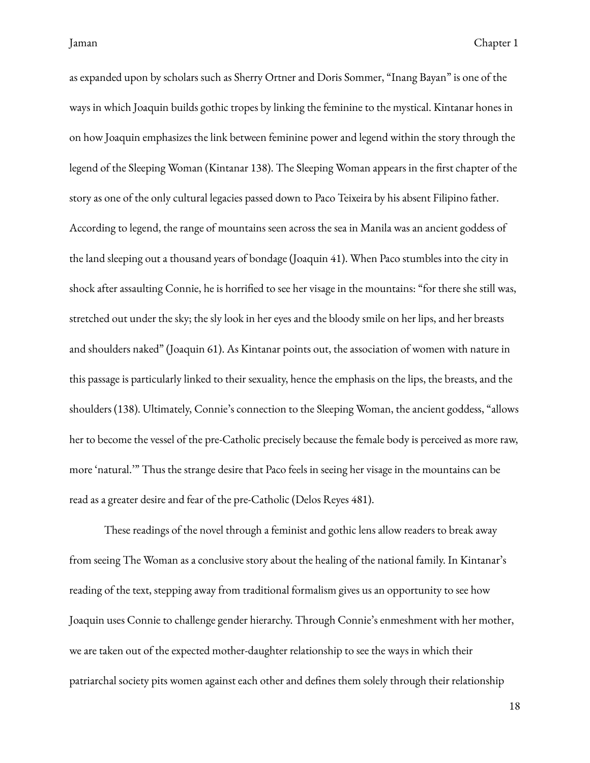as expanded upon by scholars such as Sherry Ortner and Doris Sommer, "Inang Bayan" is one of the ways in which Joaquin builds gothic tropes by linking the feminine to the mystical. Kintanar hones in on how Joaquin emphasizes the link between feminine power and legend within the story through the legend of the Sleeping Woman (Kintanar 138). The Sleeping Woman appears in the first chapter of the story as one of the only cultural legacies passed down to Paco Teixeira by his absent Filipino father. According to legend, the range of mountains seen across the sea in Manila was an ancient goddess of the land sleeping out a thousand years of bondage (Joaquin 41). When Paco stumbles into the city in shock after assaulting Connie, he is horrified to see her visage in the mountains: "for there she still was, stretched out under the sky; the sly look in her eyes and the bloody smile on her lips, and her breasts and shoulders naked" (Joaquin 61). As Kintanar points out, the association of women with nature in this passage is particularly linked to their sexuality, hence the emphasis on the lips, the breasts, and the shoulders (138). Ultimately, Connie's connection to the Sleeping Woman, the ancient goddess, "allows her to become the vessel of the pre-Catholic precisely because the female body is perceived as more raw, more 'natural.'" Thus the strange desire that Paco feels in seeing her visage in the mountains can be read as a greater desire and fear of the pre-Catholic (Delos Reyes 481).

These readings of the novel through a feminist and gothic lens allow readers to break away from seeing The Woman as a conclusive story about the healing of the national family. In Kintanar's reading of the text, stepping away from traditional formalism gives us an opportunity to see how Joaquin uses Connie to challenge gender hierarchy. Through Connie's enmeshment with her mother, we are taken out of the expected mother-daughter relationship to see the ways in which their patriarchal society pits women against each other and defines them solely through their relationship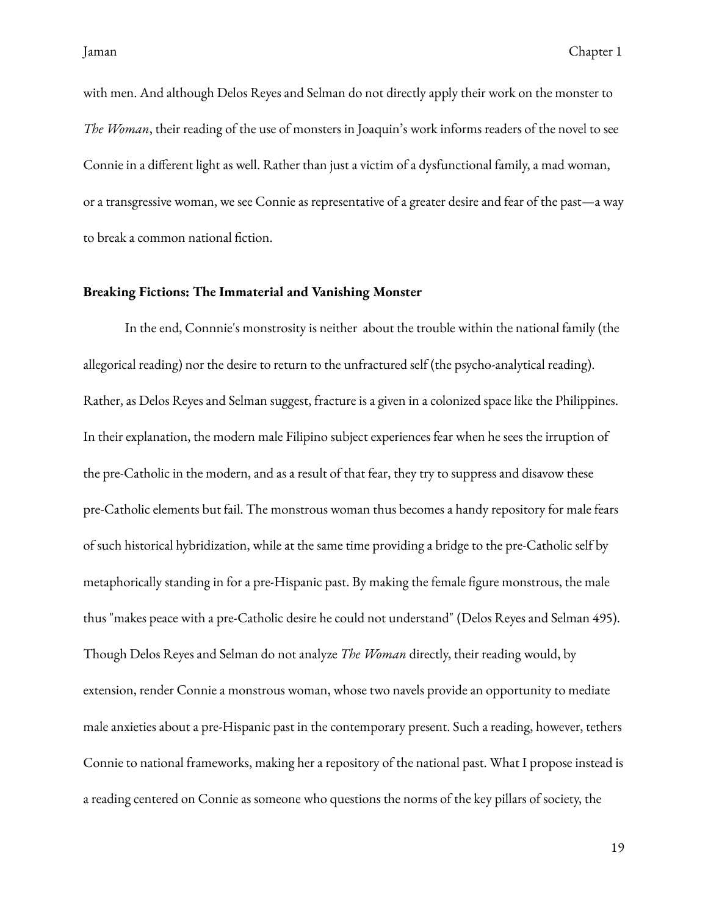with men. And although Delos Reyes and Selman do not directly apply their work on the monster to *The Woman*, their reading of the use of monsters in Joaquin's work informs readers of the novel to see Connie in a different light as well. Rather than just a victim of a dysfunctional family, a mad woman, or a transgressive woman, we see Connie as representative of a greater desire and fear of the past—a way to break a common national fiction.

## Breaking Fictions: The Immaterial and Vanishing Monster

In the end, Connnie's monstrosity is neither about the trouble within the national family (the allegorical reading) nor the desire to return to the unfractured self (the psycho-analytical reading). Rather, as Delos Reyes and Selman suggest, fracture is a given in a colonized space like the Philippines. In their explanation, the modern male Filipino subject experiences fear when he sees the irruption of the pre-Catholic in the modern, and as a result of that fear, they try to suppress and disavow these pre-Catholic elements but fail. The monstrous woman thus becomes a handy repository for male fears of such historical hybridization, while at the same time providing a bridge to the pre-Catholic self by metaphorically standing in for a pre-Hispanic past. By making the female figure monstrous, the male thus "makes peace with a pre-Catholic desire he could not understand" (Delos Reyes and Selman 495). Though Delos Reyes and Selman do not analyze *The Woman* directly, their reading would, by extension, render Connie a monstrous woman, whose two navels provide an opportunity to mediate male anxieties about a pre-Hispanic past in the contemporary present. Such a reading, however, tethers Connie to national frameworks, making her a repository of the national past. What I propose instead is a reading centered on Connie as someone who questions the norms of the key pillars of society, the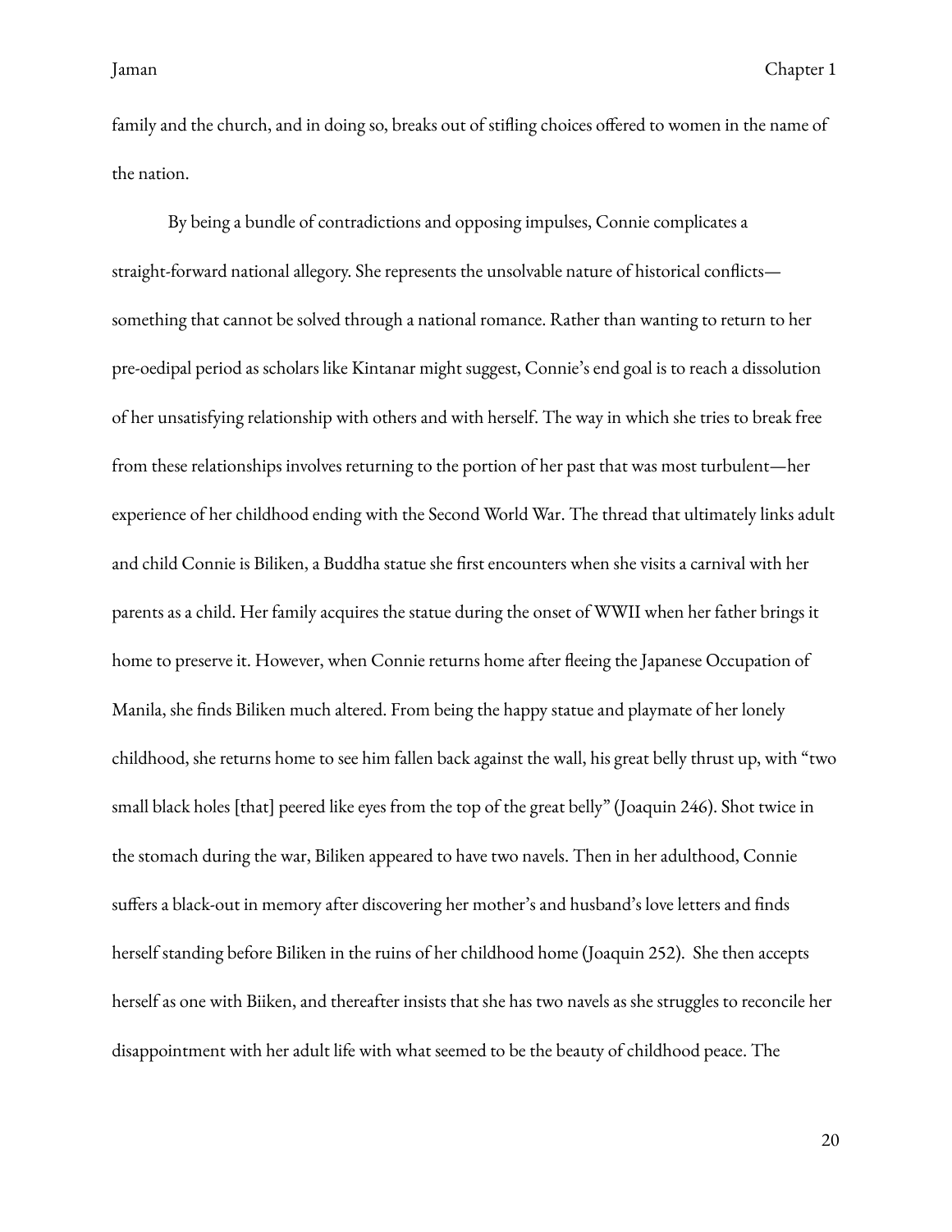family and the church, and in doing so, breaks out of stifling choices offered to women in the name of the nation.

By being a bundle of contradictions and opposing impulses, Connie complicates a straight-forward national allegory. She represents the unsolvable nature of historical conflicts—something that cannot be solved through a national romance. Rather than wanting to return to her pre-oedipal period as scholars like Kintanar might suggest, Connie's end goal is to reach a dissolution of her unsatisfying relationship with others and with herself. The way in which she tries to break free from these relationships involves returning to the portion of her past that was most turbulent—her experience of her childhood ending with the Second World War. The thread that ultimately links adult and child Connie is Biliken, a Buddha statue she first encounters when she visits a carnival with her parents as a child. Her family acquires the statue during the onset of WWII when her father brings it home to preserve it. However, when Connie returns home after fleeing the Japanese Occupation of Manila, she finds Biliken much altered. From being the happy statue and playmate of her lonely childhood, she returns home to see him fallen back against the wall, his great belly thrust up, with "two small black holes [that] peered like eyes from the top of the great belly" (Joaquin 246). Shot twice in the stomach during the war, Biliken appeared to have two navels. Then in her adulthood, Connie suffers a black-out in memory after discovering her mother's and husband's love letters and finds herself standing before Biliken in the ruins of her childhood home (Joaquin 252). She then accepts herself as one with Biiken, and thereafter insists that she has two navels as she struggles to reconcile her disappointment with her adult life with what seemed to be the beauty of childhood peace. The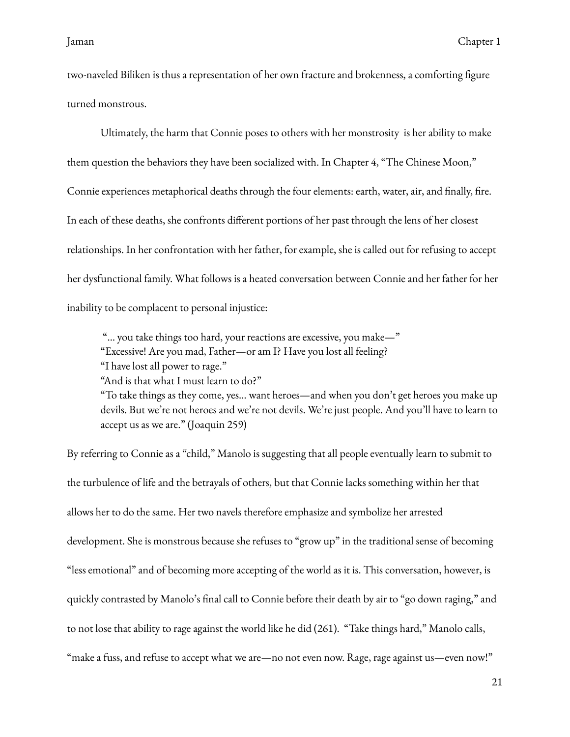two-naveled Biliken is thus a representation of her own fracture and brokenness, a comforting figure turned monstrous.

Ultimately, the harm that Connie poses to others with her monstrosity is her ability to make them question the behaviors they have been socialized with. In Chapter 4, "The Chinese Moon," Connie experiences metaphorical deaths through the four elements: earth, water, air, and finally, fire. In each of these deaths, she confronts different portions of her past through the lens of her closest relationships. In her confrontation with her father, for example, she is called out for refusing to accept her dysfunctional family. What follows is a heated conversation between Connie and her father for her inability to be complacent to personal injustice:

> "... you take things too hard, your reactions are excessive, you make—"
> "Excessive! Are you mad, Father—or am I? Have you lost all feeling?
> "I have lost all power to rage."
> "And is that what I must learn to do?"
> "To take things as they come, yes... want heroes—and when you don't get heroes you make up devils. But we're not heroes and we're not devils. We're just people. And you'll have to learn to accept us as we are." (Joaquin 259)

By referring to Connie as a "child," Manolo is suggesting that all people eventually learn to submit to the turbulence of life and the betrayals of others, but that Connie lacks something within her that allows her to do the same. Her two navels therefore emphasize and symbolize her arrested development. She is monstrous because she refuses to "grow up" in the traditional sense of becoming "less emotional" and of becoming more accepting of the world as it is. This conversation, however, is quickly contrasted by Manolo's final call to Connie before their death by air to "go down raging," and to not lose that ability to rage against the world like he did (261). "Take things hard," Manolo calls, "make a fuss, and refuse to accept what we are—no not even now. Rage, rage against us—even now!"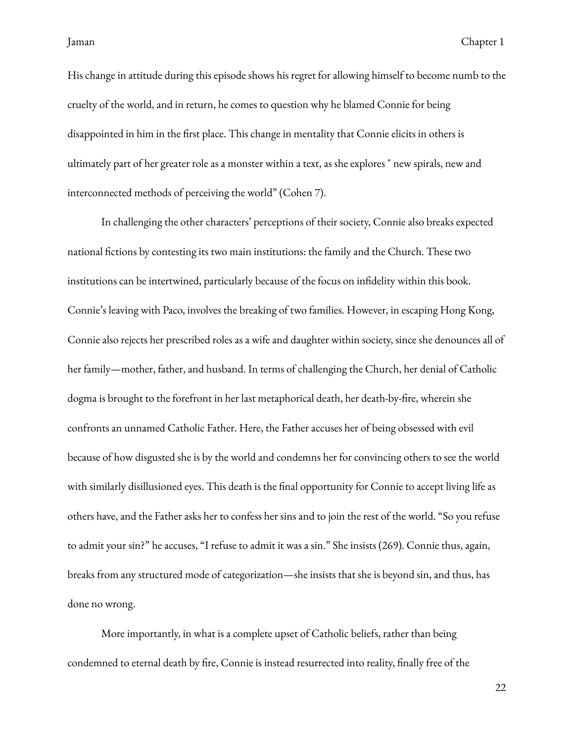His change in attitude during this episode shows his regret for allowing himself to become numb to the cruelty of the world, and in return, he comes to question why he blamed Connie for being disappointed in him in the first place. This change in mentality that Connie elicits in others is ultimately part of her greater role as a monster within a text, as she explores " new spirals, new and interconnected methods of perceiving the world" (Cohen 7).

In challenging the other characters' perceptions of their society, Connie also breaks expected national fictions by contesting its two main institutions: the family and the Church. These two institutions can be intertwined, particularly because of the focus on infidelity within this book. Connie's leaving with Paco, involves the breaking of two families. However, in escaping Hong Kong, Connie also rejects her prescribed roles as a wife and daughter within society, since she denounces all of her family—mother, father, and husband. In terms of challenging the Church, her denial of Catholic dogma is brought to the forefront in her last metaphorical death, her death-by-fire, wherein she confronts an unnamed Catholic Father. Here, the Father accuses her of being obsessed with evil because of how disgusted she is by the world and condemns her for convincing others to see the world with similarly disillusioned eyes. This death is the final opportunity for Connie to accept living life as others have, and the Father asks her to confess her sins and to join the rest of the world. "So you refuse to admit your sin?" he accuses, "I refuse to admit it was a sin." She insists (269). Connie thus, again, breaks from any structured mode of categorization—she insists that she is beyond sin, and thus, has done no wrong.

More importantly, in what is a complete upset of Catholic beliefs, rather than being condemned to eternal death by fire, Connie is instead resurrected into reality, finally free of the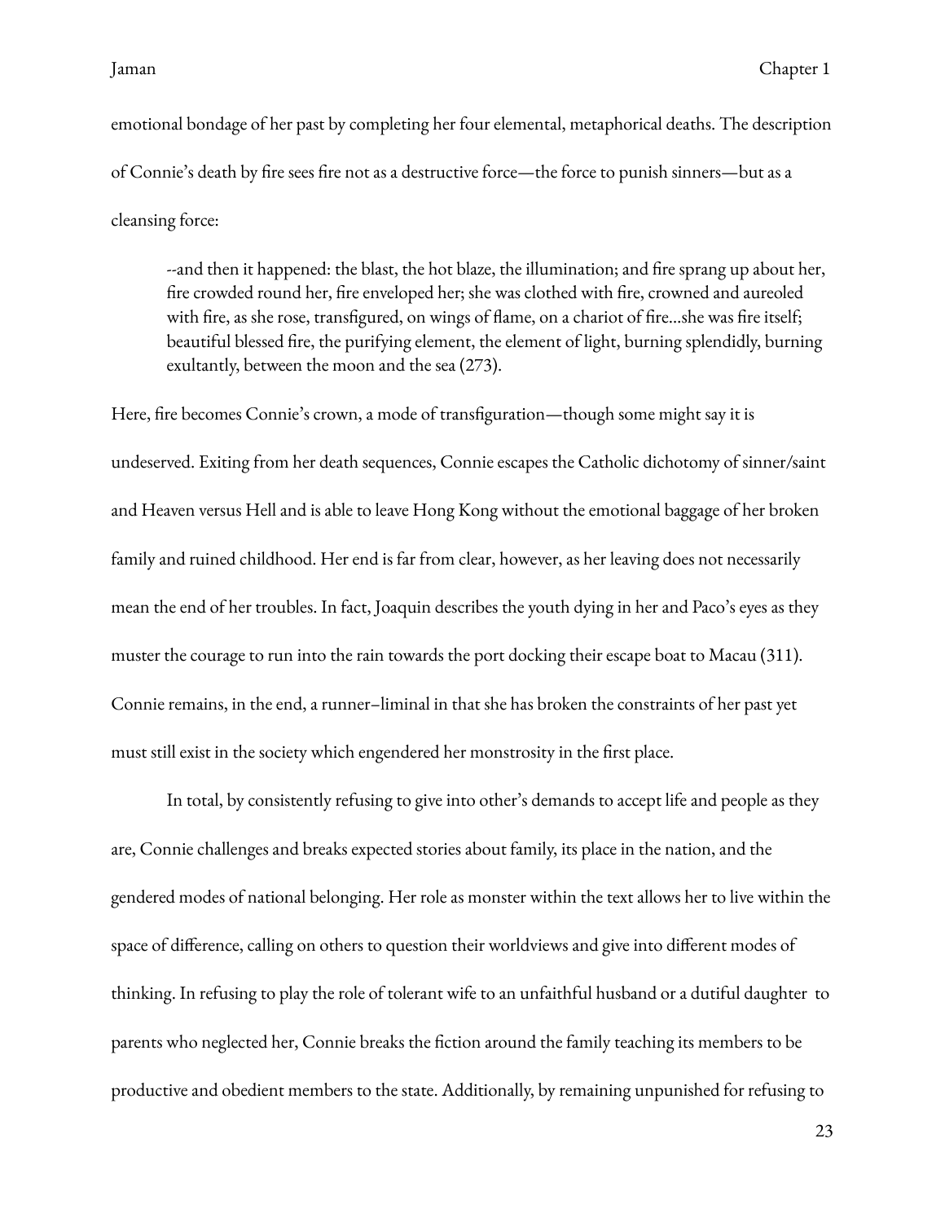emotional bondage of her past by completing her four elemental, metaphorical deaths. The description of Connie's death by fire sees fire not as a destructive force—the force to punish sinners—but as a cleansing force:

> --and then it happened: the blast, the hot blaze, the illumination; and fire sprang up about her, fire crowded round her, fire enveloped her; she was clothed with fire, crowned and aureoled with fire, as she rose, transfigured, on wings of flame, on a chariot of fire...she was fire itself; beautiful blessed fire, the purifying element, the element of light, burning splendidly, burning exultantly, between the moon and the sea (273).

Here, fire becomes Connie's crown, a mode of transfiguration—though some might say it is undeserved. Exiting from her death sequences, Connie escapes the Catholic dichotomy of sinner/saint and Heaven versus Hell and is able to leave Hong Kong without the emotional baggage of her broken family and ruined childhood. Her end is far from clear, however, as her leaving does not necessarily mean the end of her troubles. In fact, Joaquin describes the youth dying in her and Paco's eyes as they muster the courage to run into the rain towards the port docking their escape boat to Macau (311). Connie remains, in the end, a runner–liminal in that she has broken the constraints of her past yet must still exist in the society which engendered her monstrosity in the first place.

In total, by consistently refusing to give into other's demands to accept life and people as they are, Connie challenges and breaks expected stories about family, its place in the nation, and the gendered modes of national belonging. Her role as monster within the text allows her to live within the space of difference, calling on others to question their worldviews and give into different modes of thinking. In refusing to play the role of tolerant wife to an unfaithful husband or a dutiful daughter to parents who neglected her, Connie breaks the fiction around the family teaching its members to be productive and obedient members to the state. Additionally, by remaining unpunished for refusing to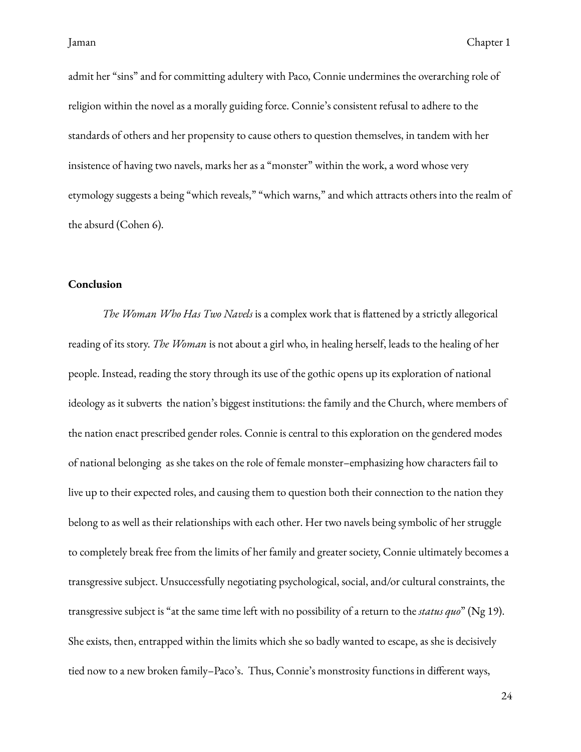admit her "sins" and for committing adultery with Paco, Connie undermines the overarching role of religion within the novel as a morally guiding force. Connie's consistent refusal to adhere to the standards of others and her propensity to cause others to question themselves, in tandem with her insistence of having two navels, marks her as a "monster" within the work, a word whose very etymology suggests a being "which reveals," "which warns," and which attracts others into the realm of the absurd (Cohen 6).

## Conclusion

*The Woman Who Has Two Navels* is a complex work that is flattened by a strictly allegorical reading of its story. *The Woman* is not about a girl who, in healing herself, leads to the healing of her people. Instead, reading the story through its use of the gothic opens up its exploration of national ideology as it subverts the nation's biggest institutions: the family and the Church, where members of the nation enact prescribed gender roles. Connie is central to this exploration on the gendered modes of national belonging as she takes on the role of female monster–emphasizing how characters fail to live up to their expected roles, and causing them to question both their connection to the nation they belong to as well as their relationships with each other. Her two navels being symbolic of her struggle to completely break free from the limits of her family and greater society, Connie ultimately becomes a transgressive subject. Unsuccessfully negotiating psychological, social, and/or cultural constraints, the transgressive subject is "at the same time left with no possibility of a return to the *status quo*" (Ng 19). She exists, then, entrapped within the limits which she so badly wanted to escape, as she is decisively tied now to a new broken family–Paco's. Thus, Connie's monstrosity functions in different ways,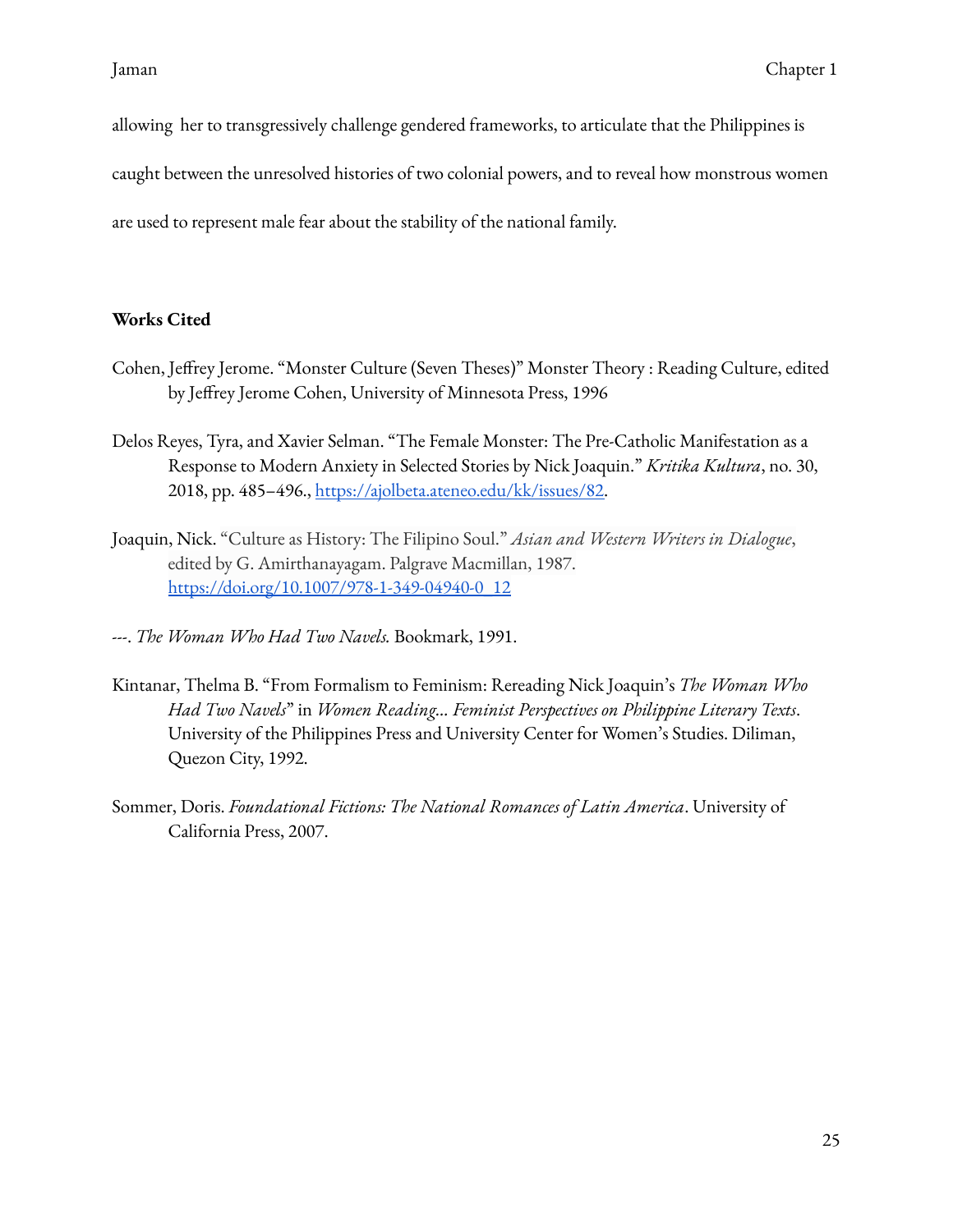allowing  her to transgressively challenge gendered frameworks, to articulate that the Philippines is caught between the unresolved histories of two colonial powers, and to reveal how monstrous women are used to represent male fear about the stability of the national family.

**Works Cited**

Cohen, Jeffrey Jerome. "Monster Culture (Seven Theses)" Monster Theory : Reading Culture, edited by Jeffrey Jerome Cohen, University of Minnesota Press, 1996

Delos Reyes, Tyra, and Xavier Selman. "The Female Monster: The Pre-Catholic Manifestation as a Response to Modern Anxiety in Selected Stories by Nick Joaquin." *Kritika Kultura*, no. 30, 2018, pp. 485–496., https://ajolbeta.ateneo.edu/kk/issues/82.

Joaquin, Nick. "Culture as History: The Filipino Soul." *Asian and Western Writers in Dialogue*, edited by G. Amirthanayagam. Palgrave Macmillan, 1987. https://doi.org/10.1007/978-1-349-04940-0_12

---. *The Woman Who Had Two Navels.* Bookmark, 1991.

Kintanar, Thelma B. "From Formalism to Feminism: Rereading Nick Joaquin's *The Woman Who Had Two Navels*" in *Women Reading... Feminist Perspectives on Philippine Literary Texts*. University of the Philippines Press and University Center for Women's Studies. Diliman, Quezon City, 1992.

Sommer, Doris. *Foundational Fictions: The National Romances of Latin America*. University of California Press, 2007.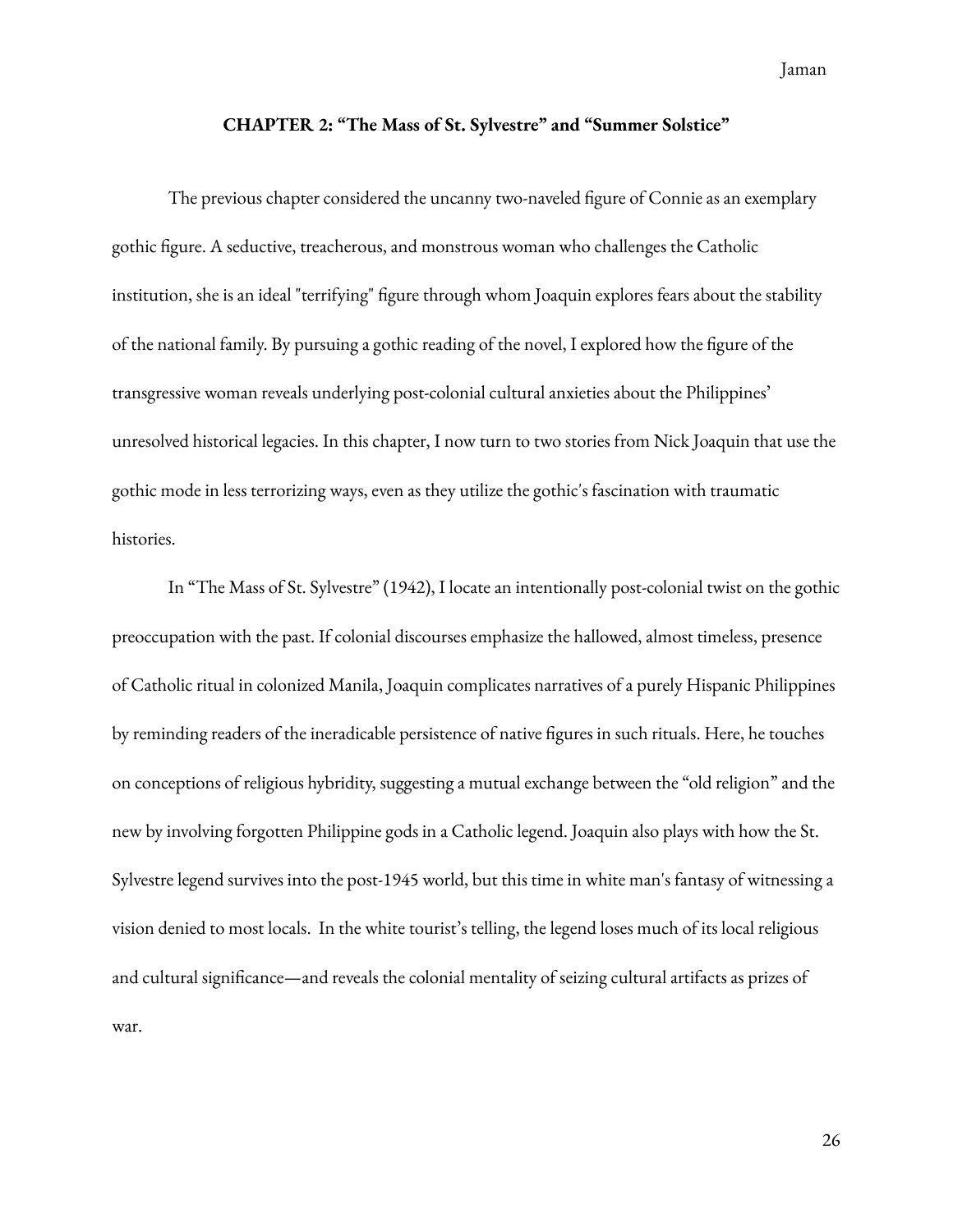## CHAPTER 2: "The Mass of St. Sylvestre" and "Summer Solstice"

The previous chapter considered the uncanny two-naveled figure of Connie as an exemplary gothic figure. A seductive, treacherous, and monstrous woman who challenges the Catholic institution, she is an ideal "terrifying" figure through whom Joaquin explores fears about the stability of the national family. By pursuing a gothic reading of the novel, I explored how the figure of the transgressive woman reveals underlying post-colonial cultural anxieties about the Philippines' unresolved historical legacies. In this chapter, I now turn to two stories from Nick Joaquin that use the gothic mode in less terrorizing ways, even as they utilize the gothic's fascination with traumatic histories.

In "The Mass of St. Sylvestre" (1942), I locate an intentionally post-colonial twist on the gothic preoccupation with the past. If colonial discourses emphasize the hallowed, almost timeless, presence of Catholic ritual in colonized Manila, Joaquin complicates narratives of a purely Hispanic Philippines by reminding readers of the ineradicable persistence of native figures in such rituals. Here, he touches on conceptions of religious hybridity, suggesting a mutual exchange between the "old religion" and the new by involving forgotten Philippine gods in a Catholic legend. Joaquin also plays with how the St. Sylvestre legend survives into the post-1945 world, but this time in white man's fantasy of witnessing a vision denied to most locals. In the white tourist's telling, the legend loses much of its local religious and cultural significance—and reveals the colonial mentality of seizing cultural artifacts as prizes of war.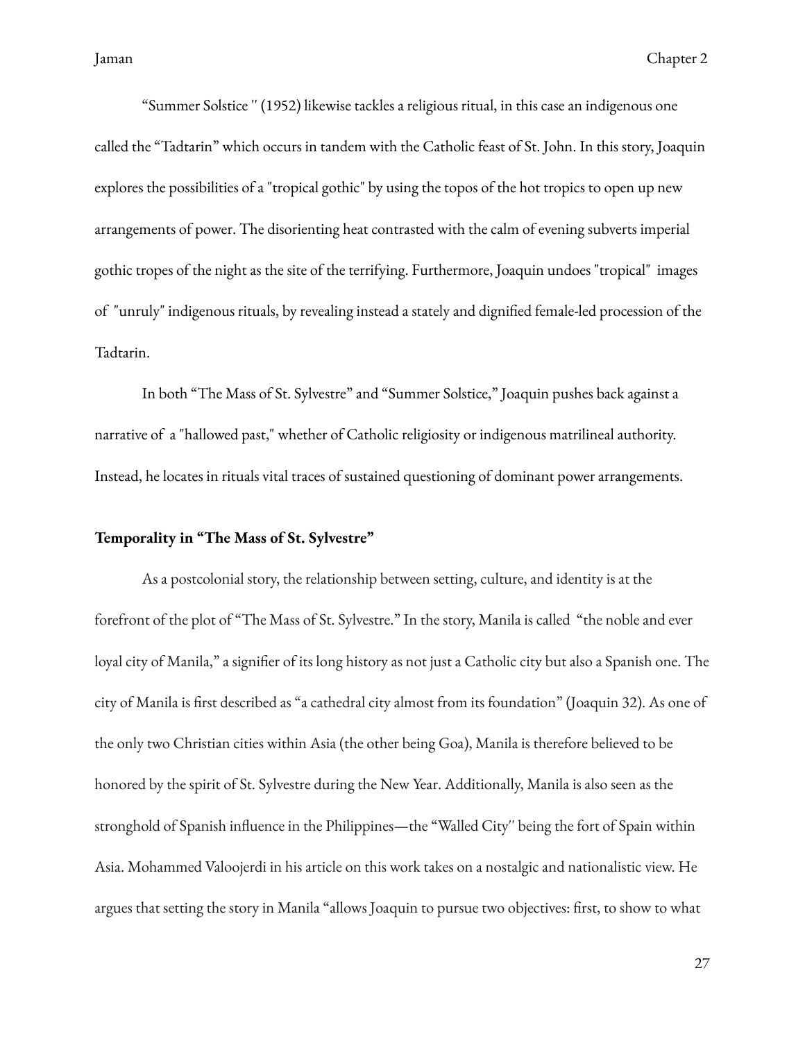"Summer Solstice '' (1952) likewise tackles a religious ritual, in this case an indigenous one called the "Tadtarin" which occurs in tandem with the Catholic feast of St. John. In this story, Joaquin explores the possibilities of a "tropical gothic" by using the topos of the hot tropics to open up new arrangements of power. The disorienting heat contrasted with the calm of evening subverts imperial gothic tropes of the night as the site of the terrifying. Furthermore, Joaquin undoes "tropical" images of "unruly" indigenous rituals, by revealing instead a stately and dignified female-led procession of the Tadtarin.

In both "The Mass of St. Sylvestre" and "Summer Solstice," Joaquin pushes back against a narrative of a "hallowed past," whether of Catholic religiosity or indigenous matrilineal authority. Instead, he locates in rituals vital traces of sustained questioning of dominant power arrangements.

**Temporality in "The Mass of St. Sylvestre"**

As a postcolonial story, the relationship between setting, culture, and identity is at the forefront of the plot of "The Mass of St. Sylvestre." In the story, Manila is called "the noble and ever loyal city of Manila," a signifier of its long history as not just a Catholic city but also a Spanish one. The city of Manila is first described as "a cathedral city almost from its foundation" (Joaquin 32). As one of the only two Christian cities within Asia (the other being Goa), Manila is therefore believed to be honored by the spirit of St. Sylvestre during the New Year. Additionally, Manila is also seen as the stronghold of Spanish influence in the Philippines—the "Walled City'' being the fort of Spain within Asia. Mohammed Valoojerdi in his article on this work takes on a nostalgic and nationalistic view. He argues that setting the story in Manila "allows Joaquin to pursue two objectives: first, to show to what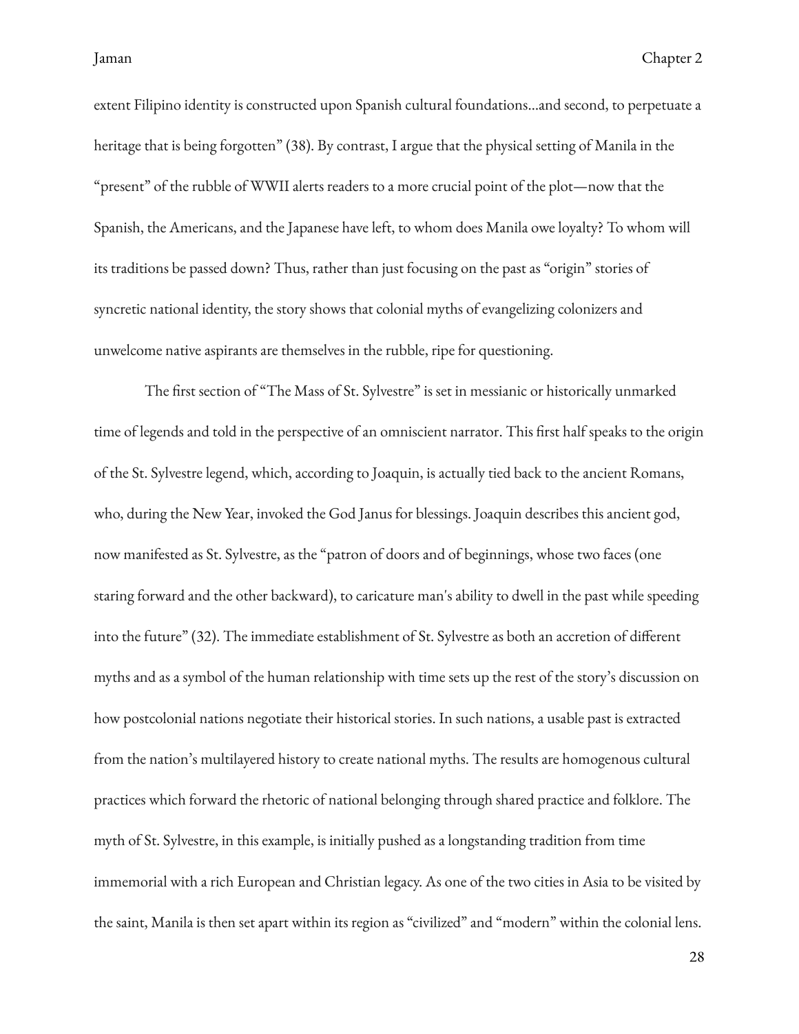extent Filipino identity is constructed upon Spanish cultural foundations...and second, to perpetuate a heritage that is being forgotten" (38). By contrast, I argue that the physical setting of Manila in the "present" of the rubble of WWII alerts readers to a more crucial point of the plot—now that the Spanish, the Americans, and the Japanese have left, to whom does Manila owe loyalty? To whom will its traditions be passed down? Thus, rather than just focusing on the past as "origin" stories of syncretic national identity, the story shows that colonial myths of evangelizing colonizers and unwelcome native aspirants are themselves in the rubble, ripe for questioning.

The first section of "The Mass of St. Sylvestre" is set in messianic or historically unmarked time of legends and told in the perspective of an omniscient narrator. This first half speaks to the origin of the St. Sylvestre legend, which, according to Joaquin, is actually tied back to the ancient Romans, who, during the New Year, invoked the God Janus for blessings. Joaquin describes this ancient god, now manifested as St. Sylvestre, as the "patron of doors and of beginnings, whose two faces (one staring forward and the other backward), to caricature man's ability to dwell in the past while speeding into the future" (32). The immediate establishment of St. Sylvestre as both an accretion of different myths and as a symbol of the human relationship with time sets up the rest of the story's discussion on how postcolonial nations negotiate their historical stories. In such nations, a usable past is extracted from the nation's multilayered history to create national myths. The results are homogenous cultural practices which forward the rhetoric of national belonging through shared practice and folklore. The myth of St. Sylvestre, in this example, is initially pushed as a longstanding tradition from time immemorial with a rich European and Christian legacy. As one of the two cities in Asia to be visited by the saint, Manila is then set apart within its region as "civilized" and "modern" within the colonial lens.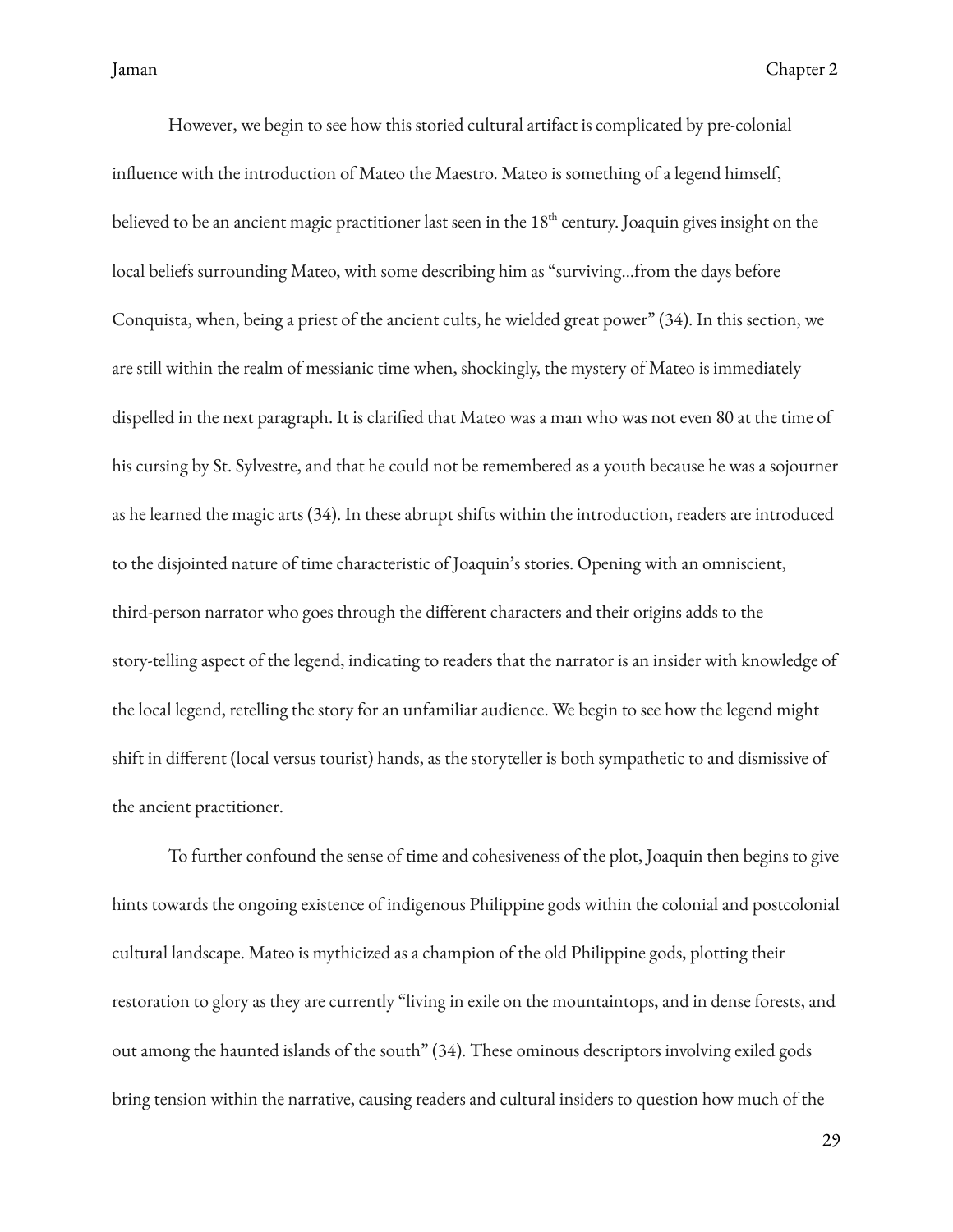However, we begin to see how this storied cultural artifact is complicated by pre-colonial influence with the introduction of Mateo the Maestro. Mateo is something of a legend himself, believed to be an ancient magic practitioner last seen in the 18th century. Joaquin gives insight on the local beliefs surrounding Mateo, with some describing him as "surviving…from the days before Conquista, when, being a priest of the ancient cults, he wielded great power" (34). In this section, we are still within the realm of messianic time when, shockingly, the mystery of Mateo is immediately dispelled in the next paragraph. It is clarified that Mateo was a man who was not even 80 at the time of his cursing by St. Sylvestre, and that he could not be remembered as a youth because he was a sojourner as he learned the magic arts (34). In these abrupt shifts within the introduction, readers are introduced to the disjointed nature of time characteristic of Joaquin's stories. Opening with an omniscient, third-person narrator who goes through the different characters and their origins adds to the story-telling aspect of the legend, indicating to readers that the narrator is an insider with knowledge of the local legend, retelling the story for an unfamiliar audience. We begin to see how the legend might shift in different (local versus tourist) hands, as the storyteller is both sympathetic to and dismissive of the ancient practitioner.

To further confound the sense of time and cohesiveness of the plot, Joaquin then begins to give hints towards the ongoing existence of indigenous Philippine gods within the colonial and postcolonial cultural landscape. Mateo is mythicized as a champion of the old Philippine gods, plotting their restoration to glory as they are currently "living in exile on the mountaintops, and in dense forests, and out among the haunted islands of the south" (34). These ominous descriptors involving exiled gods bring tension within the narrative, causing readers and cultural insiders to question how much of the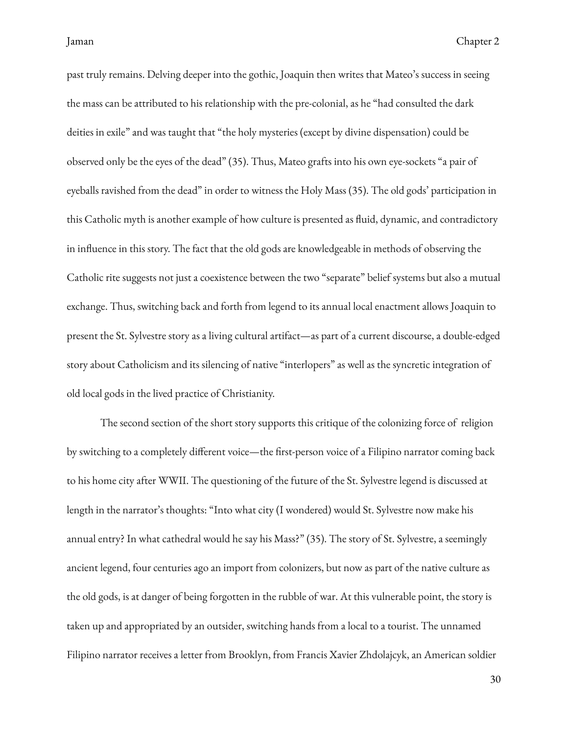past truly remains. Delving deeper into the gothic, Joaquin then writes that Mateo's success in seeing the mass can be attributed to his relationship with the pre-colonial, as he "had consulted the dark deities in exile" and was taught that "the holy mysteries (except by divine dispensation) could be observed only be the eyes of the dead" (35). Thus, Mateo grafts into his own eye-sockets "a pair of eyeballs ravished from the dead" in order to witness the Holy Mass (35). The old gods' participation in this Catholic myth is another example of how culture is presented as fluid, dynamic, and contradictory in influence in this story. The fact that the old gods are knowledgeable in methods of observing the Catholic rite suggests not just a coexistence between the two "separate" belief systems but also a mutual exchange. Thus, switching back and forth from legend to its annual local enactment allows Joaquin to present the St. Sylvestre story as a living cultural artifact—as part of a current discourse, a double-edged story about Catholicism and its silencing of native "interlopers" as well as the syncretic integration of old local gods in the lived practice of Christianity.

The second section of the short story supports this critique of the colonizing force of religion by switching to a completely different voice—the first-person voice of a Filipino narrator coming back to his home city after WWII. The questioning of the future of the St. Sylvestre legend is discussed at length in the narrator's thoughts: "Into what city (I wondered) would St. Sylvestre now make his annual entry? In what cathedral would he say his Mass?" (35). The story of St. Sylvestre, a seemingly ancient legend, four centuries ago an import from colonizers, but now as part of the native culture as the old gods, is at danger of being forgotten in the rubble of war. At this vulnerable point, the story is taken up and appropriated by an outsider, switching hands from a local to a tourist. The unnamed Filipino narrator receives a letter from Brooklyn, from Francis Xavier Zhdolajcyk, an American soldier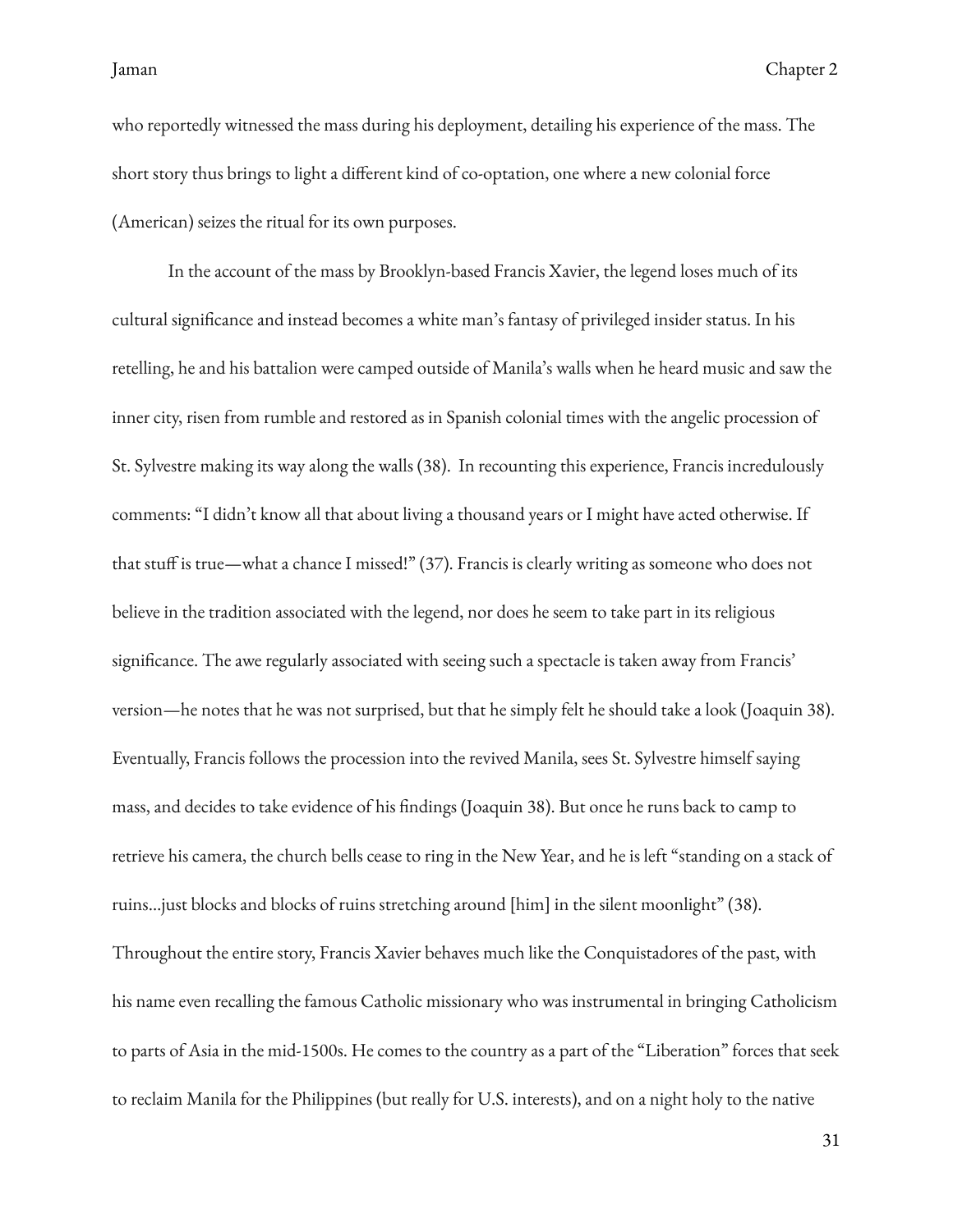who reportedly witnessed the mass during his deployment, detailing his experience of the mass. The short story thus brings to light a different kind of co-optation, one where a new colonial force (American) seizes the ritual for its own purposes.

In the account of the mass by Brooklyn-based Francis Xavier, the legend loses much of its cultural significance and instead becomes a white man's fantasy of privileged insider status. In his retelling, he and his battalion were camped outside of Manila's walls when he heard music and saw the inner city, risen from rumble and restored as in Spanish colonial times with the angelic procession of St. Sylvestre making its way along the walls (38). In recounting this experience, Francis incredulously comments: "I didn't know all that about living a thousand years or I might have acted otherwise. If that stuff is true—what a chance I missed!" (37). Francis is clearly writing as someone who does not believe in the tradition associated with the legend, nor does he seem to take part in its religious significance. The awe regularly associated with seeing such a spectacle is taken away from Francis' version—he notes that he was not surprised, but that he simply felt he should take a look (Joaquin 38). Eventually, Francis follows the procession into the revived Manila, sees St. Sylvestre himself saying mass, and decides to take evidence of his findings (Joaquin 38). But once he runs back to camp to retrieve his camera, the church bells cease to ring in the New Year, and he is left "standing on a stack of ruins...just blocks and blocks of ruins stretching around [him] in the silent moonlight" (38). Throughout the entire story, Francis Xavier behaves much like the Conquistadores of the past, with his name even recalling the famous Catholic missionary who was instrumental in bringing Catholicism to parts of Asia in the mid-1500s. He comes to the country as a part of the "Liberation" forces that seek to reclaim Manila for the Philippines (but really for U.S. interests), and on a night holy to the native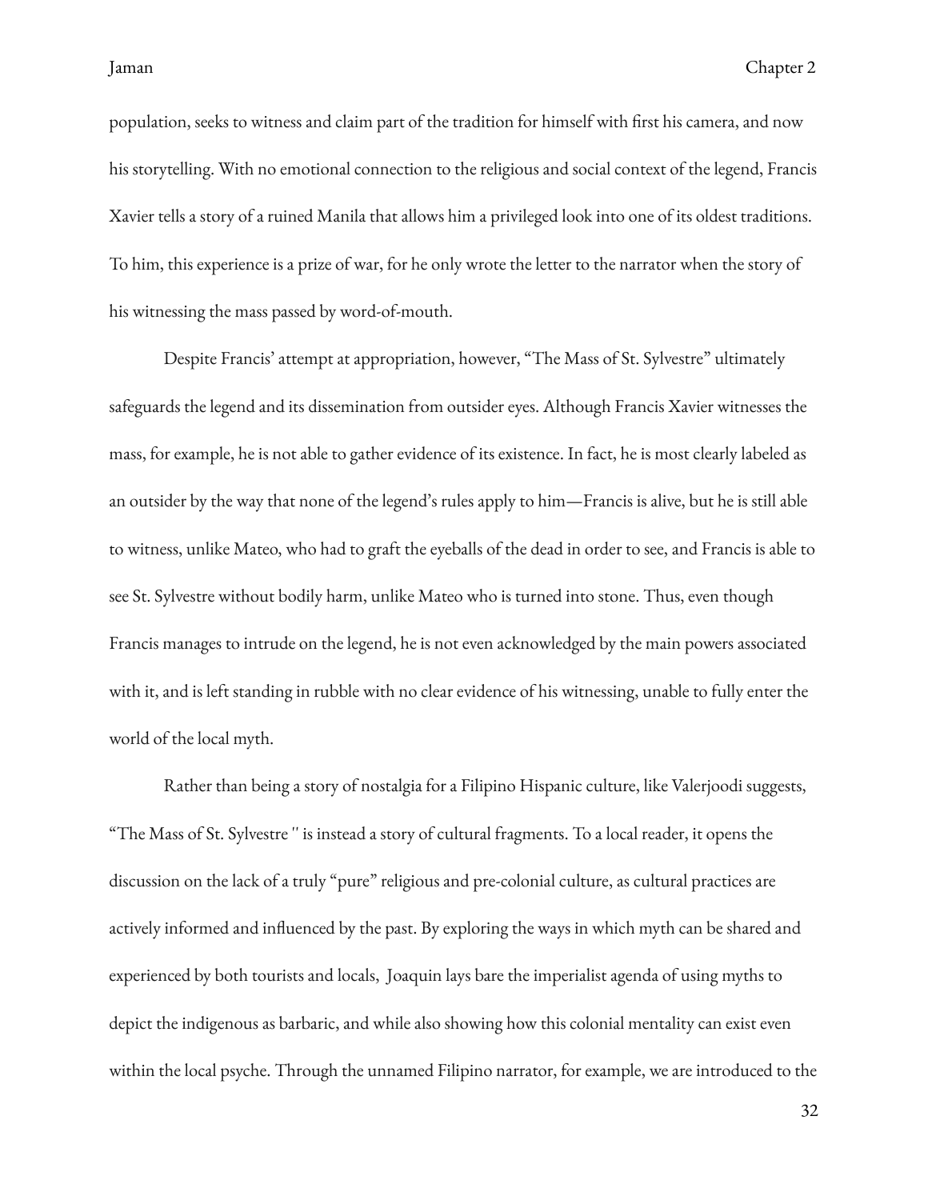population, seeks to witness and claim part of the tradition for himself with first his camera, and now his storytelling. With no emotional connection to the religious and social context of the legend, Francis Xavier tells a story of a ruined Manila that allows him a privileged look into one of its oldest traditions. To him, this experience is a prize of war, for he only wrote the letter to the narrator when the story of his witnessing the mass passed by word-of-mouth.

Despite Francis' attempt at appropriation, however, "The Mass of St. Sylvestre" ultimately safeguards the legend and its dissemination from outsider eyes. Although Francis Xavier witnesses the mass, for example, he is not able to gather evidence of its existence. In fact, he is most clearly labeled as an outsider by the way that none of the legend's rules apply to him—Francis is alive, but he is still able to witness, unlike Mateo, who had to graft the eyeballs of the dead in order to see, and Francis is able to see St. Sylvestre without bodily harm, unlike Mateo who is turned into stone. Thus, even though Francis manages to intrude on the legend, he is not even acknowledged by the main powers associated with it, and is left standing in rubble with no clear evidence of his witnessing, unable to fully enter the world of the local myth.

Rather than being a story of nostalgia for a Filipino Hispanic culture, like Valerjoodi suggests, "The Mass of St. Sylvestre " is instead a story of cultural fragments. To a local reader, it opens the discussion on the lack of a truly "pure" religious and pre-colonial culture, as cultural practices are actively informed and influenced by the past. By exploring the ways in which myth can be shared and experienced by both tourists and locals, Joaquin lays bare the imperialist agenda of using myths to depict the indigenous as barbaric, and while also showing how this colonial mentality can exist even within the local psyche. Through the unnamed Filipino narrator, for example, we are introduced to the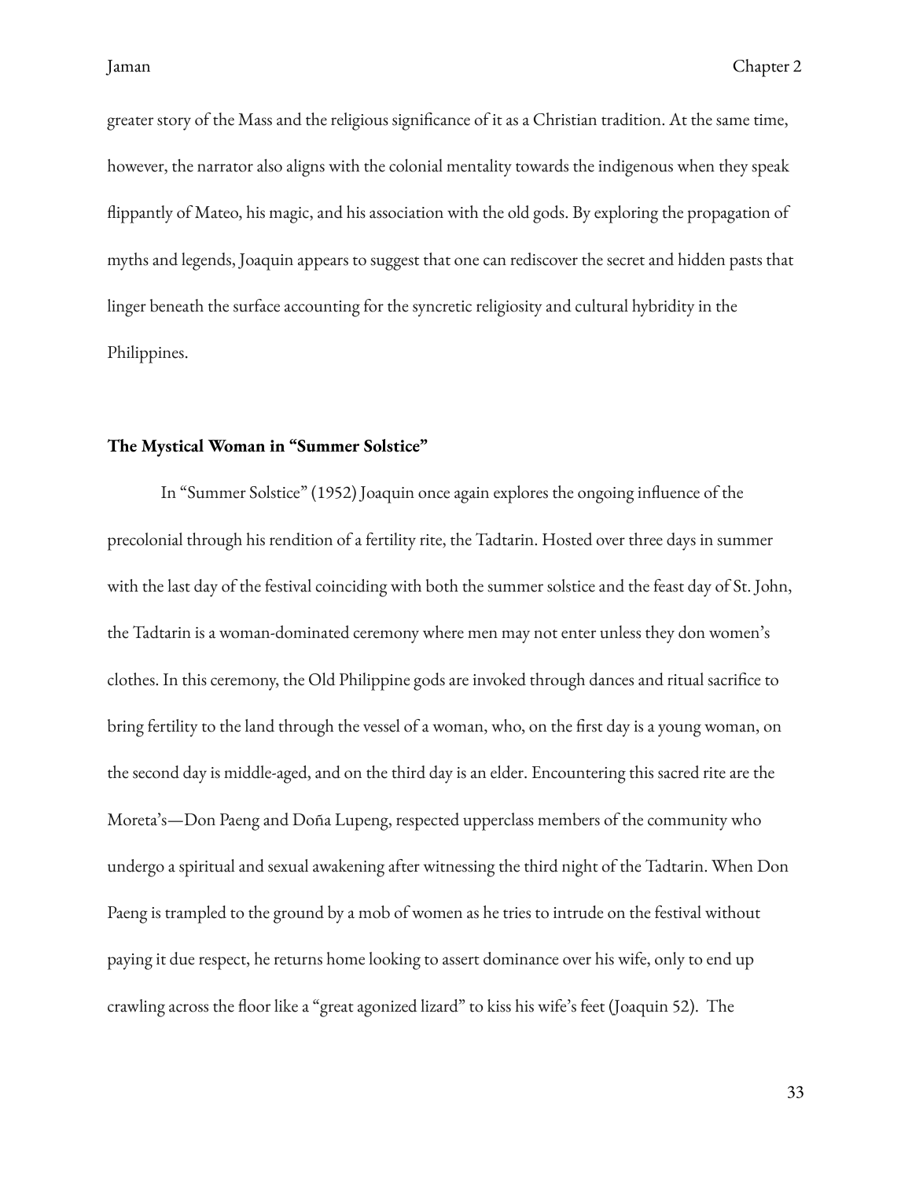greater story of the Mass and the religious significance of it as a Christian tradition. At the same time, however, the narrator also aligns with the colonial mentality towards the indigenous when they speak flippantly of Mateo, his magic, and his association with the old gods. By exploring the propagation of myths and legends, Joaquin appears to suggest that one can rediscover the secret and hidden pasts that linger beneath the surface accounting for the syncretic religiosity and cultural hybridity in the Philippines.

### The Mystical Woman in "Summer Solstice"

In "Summer Solstice" (1952) Joaquin once again explores the ongoing influence of the precolonial through his rendition of a fertility rite, the Tadtarin. Hosted over three days in summer with the last day of the festival coinciding with both the summer solstice and the feast day of St. John, the Tadtarin is a woman-dominated ceremony where men may not enter unless they don women's clothes. In this ceremony, the Old Philippine gods are invoked through dances and ritual sacrifice to bring fertility to the land through the vessel of a woman, who, on the first day is a young woman, on the second day is middle-aged, and on the third day is an elder. Encountering this sacred rite are the Moreta's—Don Paeng and Doña Lupeng, respected upperclass members of the community who undergo a spiritual and sexual awakening after witnessing the third night of the Tadtarin. When Don Paeng is trampled to the ground by a mob of women as he tries to intrude on the festival without paying it due respect, he returns home looking to assert dominance over his wife, only to end up crawling across the floor like a "great agonized lizard" to kiss his wife's feet (Joaquin 52). The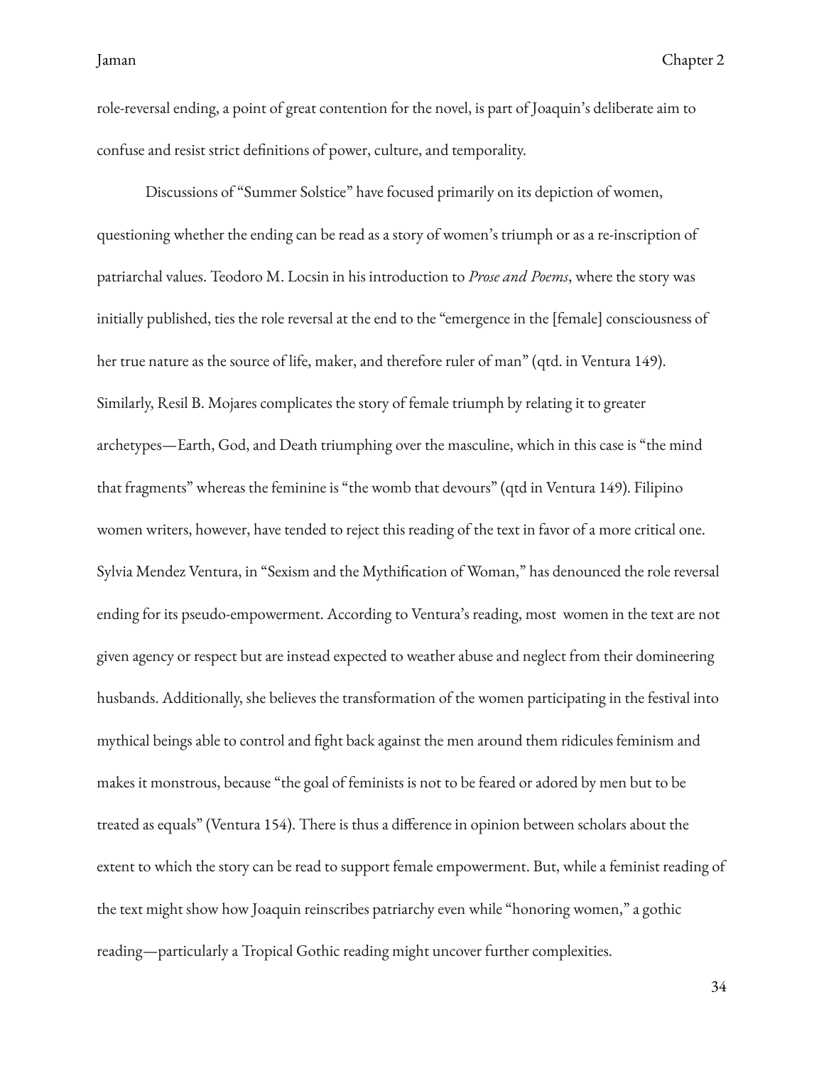role-reversal ending, a point of great contention for the novel, is part of Joaquin's deliberate aim to confuse and resist strict definitions of power, culture, and temporality.

Discussions of "Summer Solstice" have focused primarily on its depiction of women, questioning whether the ending can be read as a story of women's triumph or as a re-inscription of patriarchal values. Teodoro M. Locsin in his introduction to *Prose and Poems*, where the story was initially published, ties the role reversal at the end to the "emergence in the [female] consciousness of her true nature as the source of life, maker, and therefore ruler of man" (qtd. in Ventura 149). Similarly, Resil B. Mojares complicates the story of female triumph by relating it to greater archetypes—Earth, God, and Death triumphing over the masculine, which in this case is "the mind that fragments" whereas the feminine is "the womb that devours" (qtd in Ventura 149). Filipino women writers, however, have tended to reject this reading of the text in favor of a more critical one. Sylvia Mendez Ventura, in "Sexism and the Mythification of Woman," has denounced the role reversal ending for its pseudo-empowerment. According to Ventura's reading, most women in the text are not given agency or respect but are instead expected to weather abuse and neglect from their domineering husbands. Additionally, she believes the transformation of the women participating in the festival into mythical beings able to control and fight back against the men around them ridicules feminism and makes it monstrous, because "the goal of feminists is not to be feared or adored by men but to be treated as equals" (Ventura 154). There is thus a difference in opinion between scholars about the extent to which the story can be read to support female empowerment. But, while a feminist reading of the text might show how Joaquin reinscribes patriarchy even while "honoring women," a gothic reading—particularly a Tropical Gothic reading might uncover further complexities.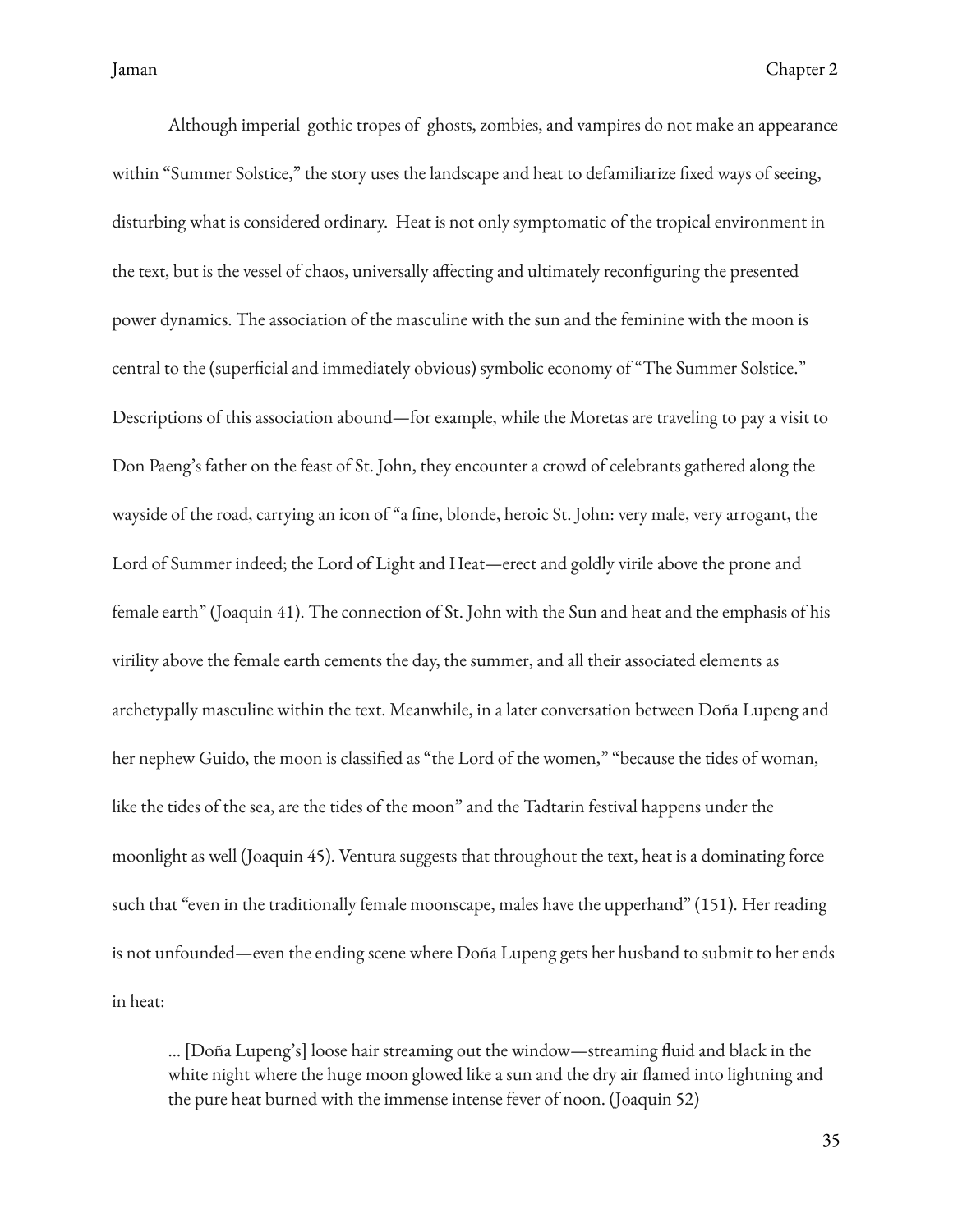Although imperial gothic tropes of ghosts, zombies, and vampires do not make an appearance within "Summer Solstice," the story uses the landscape and heat to defamiliarize fixed ways of seeing, disturbing what is considered ordinary. Heat is not only symptomatic of the tropical environment in the text, but is the vessel of chaos, universally affecting and ultimately reconfiguring the presented power dynamics. The association of the masculine with the sun and the feminine with the moon is central to the (superficial and immediately obvious) symbolic economy of "The Summer Solstice." Descriptions of this association abound—for example, while the Moretas are traveling to pay a visit to Don Paeng's father on the feast of St. John, they encounter a crowd of celebrants gathered along the wayside of the road, carrying an icon of "a fine, blonde, heroic St. John: very male, very arrogant, the Lord of Summer indeed; the Lord of Light and Heat—erect and goldly virile above the prone and female earth" (Joaquin 41). The connection of St. John with the Sun and heat and the emphasis of his virility above the female earth cements the day, the summer, and all their associated elements as archetypally masculine within the text. Meanwhile, in a later conversation between Doña Lupeng and her nephew Guido, the moon is classified as "the Lord of the women," "because the tides of woman, like the tides of the sea, are the tides of the moon" and the Tadtarin festival happens under the moonlight as well (Joaquin 45). Ventura suggests that throughout the text, heat is a dominating force such that "even in the traditionally female moonscape, males have the upperhand" (151). Her reading is not unfounded—even the ending scene where Doña Lupeng gets her husband to submit to her ends in heat:

> ... [Doña Lupeng's] loose hair streaming out the window—streaming fluid and black in the white night where the huge moon glowed like a sun and the dry air flamed into lightning and the pure heat burned with the immense intense fever of noon. (Joaquin 52)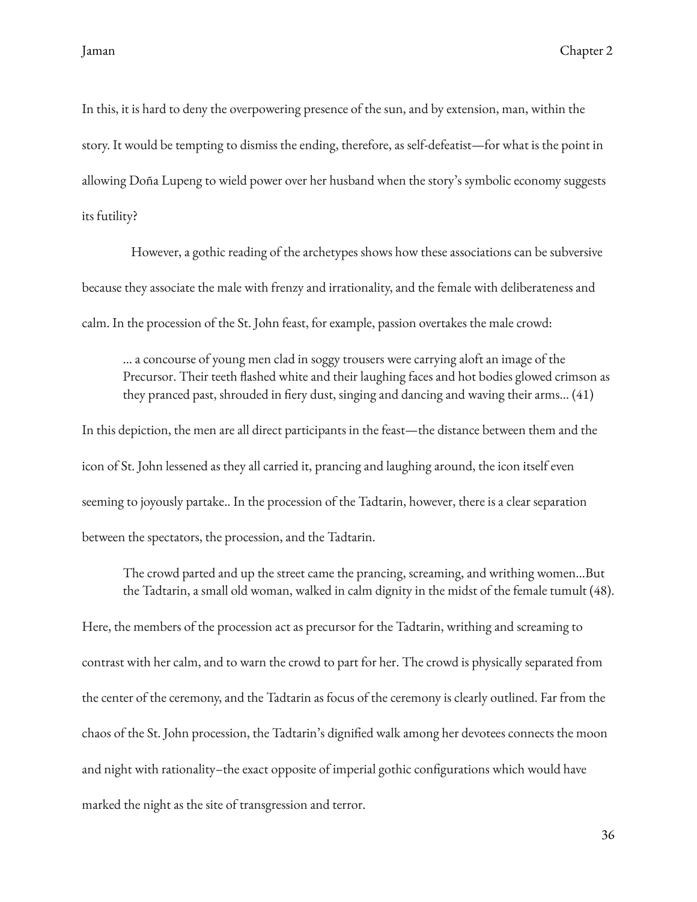In this, it is hard to deny the overpowering presence of the sun, and by extension, man, within the story. It would be tempting to dismiss the ending, therefore, as self-defeatist—for what is the point in allowing Doña Lupeng to wield power over her husband when the story's symbolic economy suggests its futility?

However, a gothic reading of the archetypes shows how these associations can be subversive because they associate the male with frenzy and irrationality, and the female with deliberateness and calm. In the procession of the St. John feast, for example, passion overtakes the male crowd:

> ... a concourse of young men clad in soggy trousers were carrying aloft an image of the Precursor. Their teeth flashed white and their laughing faces and hot bodies glowed crimson as they pranced past, shrouded in fiery dust, singing and dancing and waving their arms... (41)

In this depiction, the men are all direct participants in the feast—the distance between them and the icon of St. John lessened as they all carried it, prancing and laughing around, the icon itself even seeming to joyously partake.. In the procession of the Tadtarin, however, there is a clear separation between the spectators, the procession, and the Tadtarin.

> The crowd parted and up the street came the prancing, screaming, and writhing women...But the Tadtarin, a small old woman, walked in calm dignity in the midst of the female tumult (48).

Here, the members of the procession act as precursor for the Tadtarin, writhing and screaming to contrast with her calm, and to warn the crowd to part for her. The crowd is physically separated from the center of the ceremony, and the Tadtarin as focus of the ceremony is clearly outlined. Far from the chaos of the St. John procession, the Tadtarin's dignified walk among her devotees connects the moon and night with rationality–the exact opposite of imperial gothic configurations which would have marked the night as the site of transgression and terror.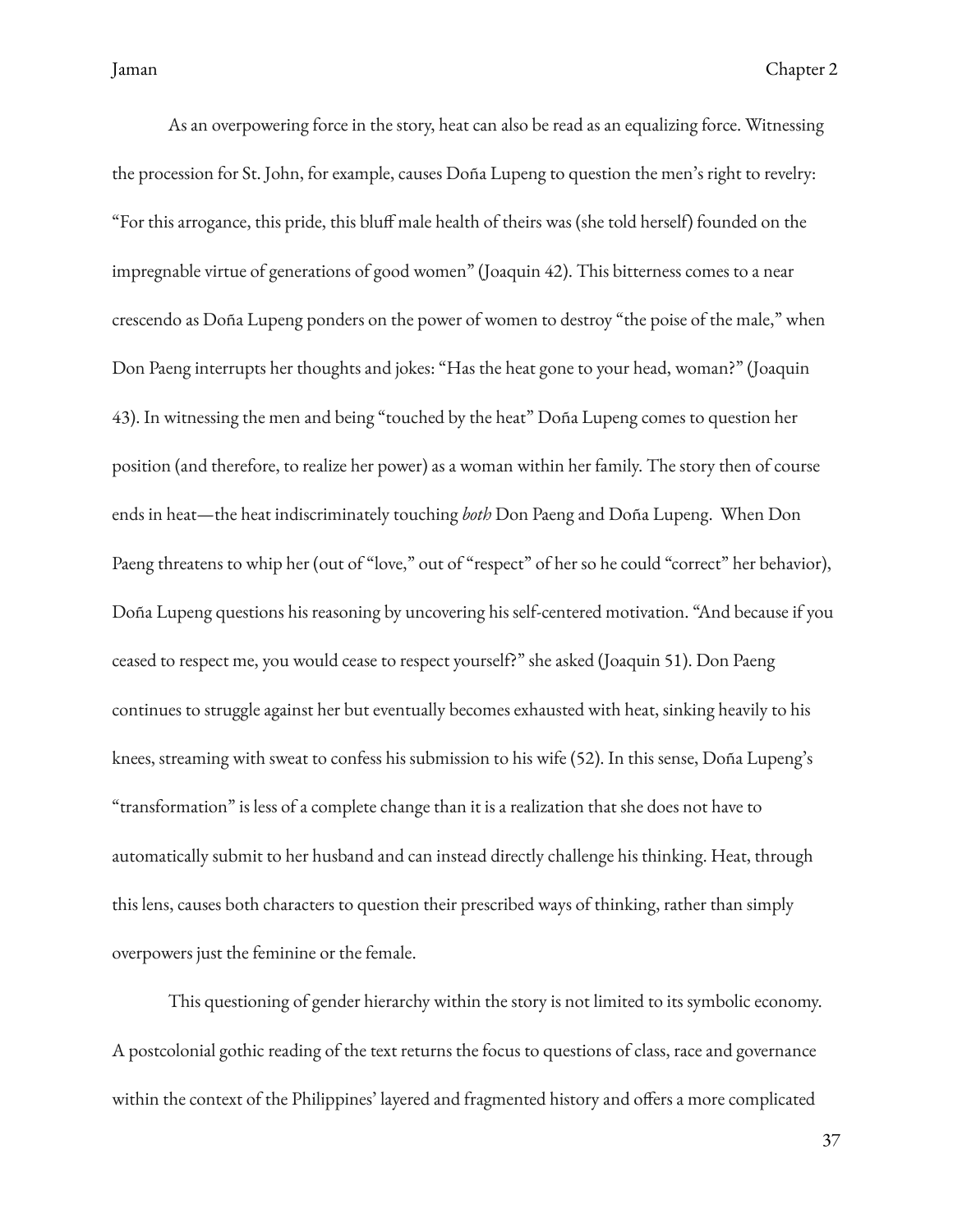As an overpowering force in the story, heat can also be read as an equalizing force. Witnessing the procession for St. John, for example, causes Doña Lupeng to question the men's right to revelry: "For this arrogance, this pride, this bluff male health of theirs was (she told herself) founded on the impregnable virtue of generations of good women" (Joaquin 42). This bitterness comes to a near crescendo as Doña Lupeng ponders on the power of women to destroy "the poise of the male," when Don Paeng interrupts her thoughts and jokes: "Has the heat gone to your head, woman?" (Joaquin 43). In witnessing the men and being "touched by the heat" Doña Lupeng comes to question her position (and therefore, to realize her power) as a woman within her family. The story then of course ends in heat—the heat indiscriminately touching *both* Don Paeng and Doña Lupeng. When Don Paeng threatens to whip her (out of "love," out of "respect" of her so he could "correct" her behavior), Doña Lupeng questions his reasoning by uncovering his self-centered motivation. "And because if you ceased to respect me, you would cease to respect yourself?" she asked (Joaquin 51). Don Paeng continues to struggle against her but eventually becomes exhausted with heat, sinking heavily to his knees, streaming with sweat to confess his submission to his wife (52). In this sense, Doña Lupeng's "transformation" is less of a complete change than it is a realization that she does not have to automatically submit to her husband and can instead directly challenge his thinking. Heat, through this lens, causes both characters to question their prescribed ways of thinking, rather than simply overpowers just the feminine or the female.

This questioning of gender hierarchy within the story is not limited to its symbolic economy. A postcolonial gothic reading of the text returns the focus to questions of class, race and governance within the context of the Philippines' layered and fragmented history and offers a more complicated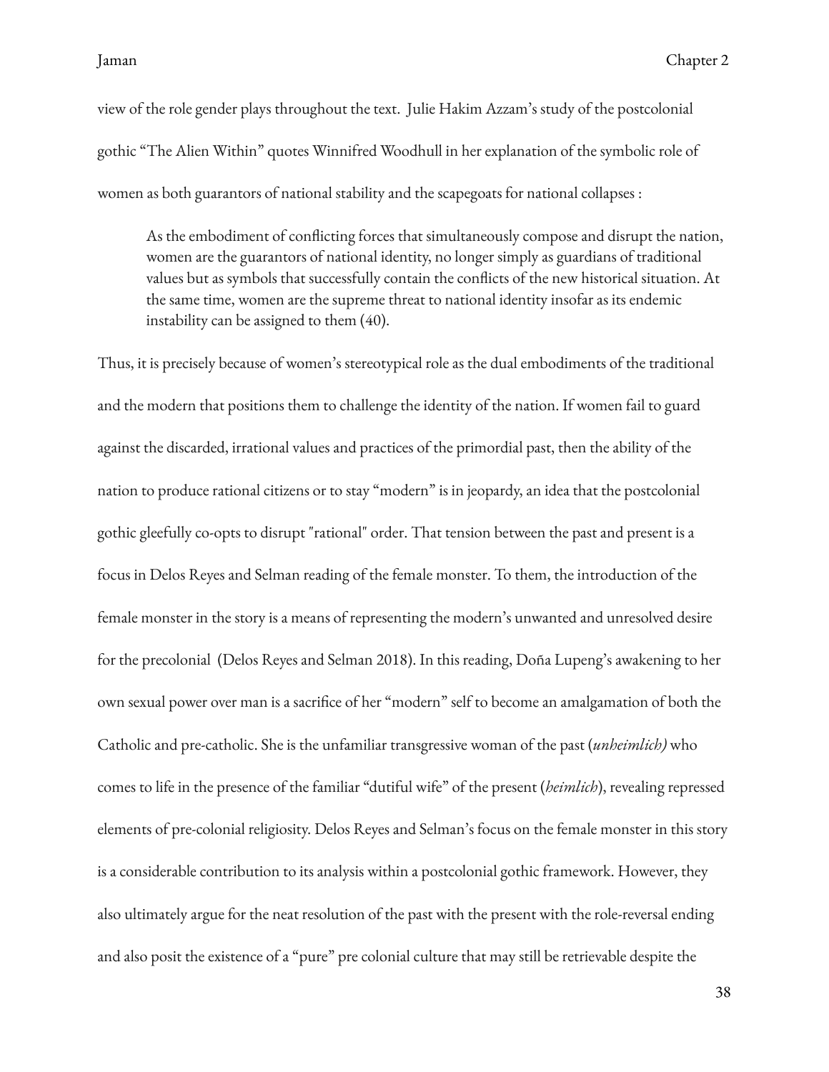view of the role gender plays throughout the text. Julie Hakim Azzam's study of the postcolonial gothic "The Alien Within" quotes Winnifred Woodhull in her explanation of the symbolic role of women as both guarantors of national stability and the scapegoats for national collapses :

> As the embodiment of conflicting forces that simultaneously compose and disrupt the nation, women are the guarantors of national identity, no longer simply as guardians of traditional values but as symbols that successfully contain the conflicts of the new historical situation. At the same time, women are the supreme threat to national identity insofar as its endemic instability can be assigned to them (40).

Thus, it is precisely because of women's stereotypical role as the dual embodiments of the traditional and the modern that positions them to challenge the identity of the nation. If women fail to guard against the discarded, irrational values and practices of the primordial past, then the ability of the nation to produce rational citizens or to stay "modern" is in jeopardy, an idea that the postcolonial gothic gleefully co-opts to disrupt "rational" order. That tension between the past and present is a focus in Delos Reyes and Selman reading of the female monster. To them, the introduction of the female monster in the story is a means of representing the modern's unwanted and unresolved desire for the precolonial (Delos Reyes and Selman 2018). In this reading, Doña Lupeng's awakening to her own sexual power over man is a sacrifice of her "modern" self to become an amalgamation of both the Catholic and pre-catholic. She is the unfamiliar transgressive woman of the past (*unheimlich)* who comes to life in the presence of the familiar "dutiful wife" of the present (*heimlich*), revealing repressed elements of pre-colonial religiosity. Delos Reyes and Selman's focus on the female monster in this story is a considerable contribution to its analysis within a postcolonial gothic framework. However, they also ultimately argue for the neat resolution of the past with the present with the role-reversal ending and also posit the existence of a "pure" pre colonial culture that may still be retrievable despite the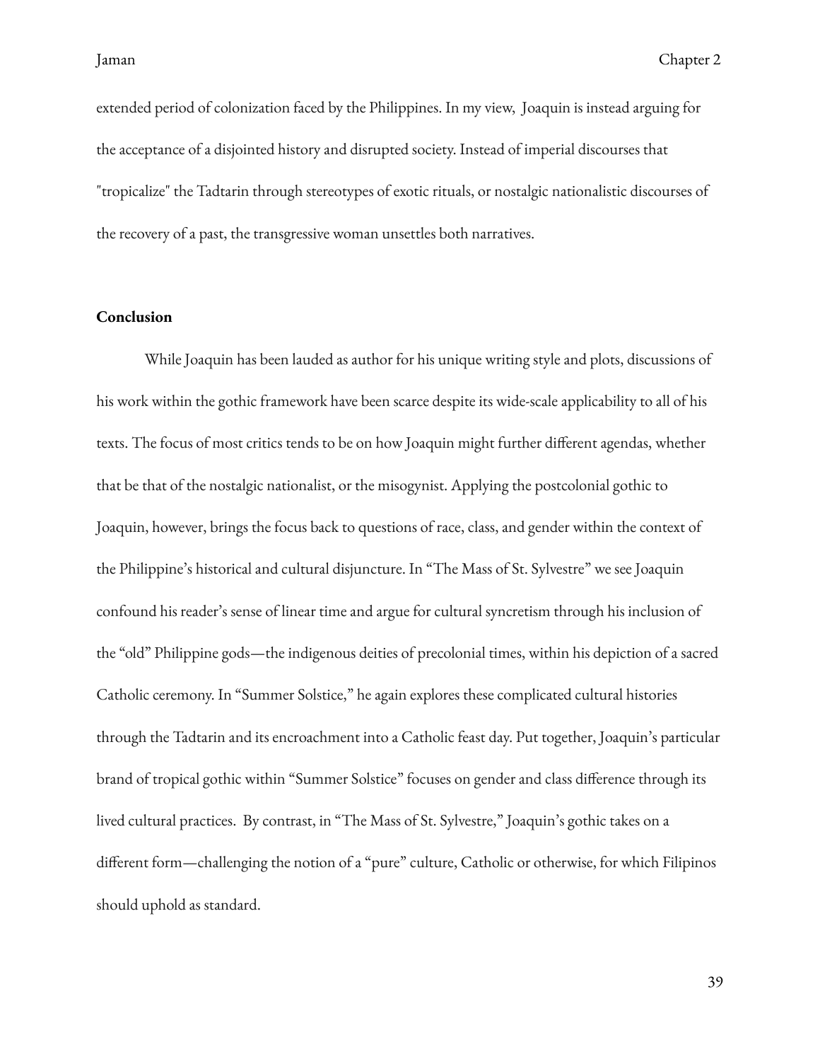extended period of colonization faced by the Philippines. In my view,  Joaquin is instead arguing for the acceptance of a disjointed history and disrupted society. Instead of imperial discourses that "tropicalize" the Tadtarin through stereotypes of exotic rituals, or nostalgic nationalistic discourses of the recovery of a past, the transgressive woman unsettles both narratives.

## Conclusion

While Joaquin has been lauded as author for his unique writing style and plots, discussions of his work within the gothic framework have been scarce despite its wide-scale applicability to all of his texts. The focus of most critics tends to be on how Joaquin might further different agendas, whether that be that of the nostalgic nationalist, or the misogynist. Applying the postcolonial gothic to Joaquin, however, brings the focus back to questions of race, class, and gender within the context of the Philippine's historical and cultural disjuncture. In "The Mass of St. Sylvestre" we see Joaquin confound his reader's sense of linear time and argue for cultural syncretism through his inclusion of the "old" Philippine gods—the indigenous deities of precolonial times, within his depiction of a sacred Catholic ceremony. In "Summer Solstice," he again explores these complicated cultural histories through the Tadtarin and its encroachment into a Catholic feast day. Put together, Joaquin's particular brand of tropical gothic within "Summer Solstice" focuses on gender and class difference through its lived cultural practices.  By contrast, in "The Mass of St. Sylvestre," Joaquin's gothic takes on a different form—challenging the notion of a "pure" culture, Catholic or otherwise, for which Filipinos should uphold as standard.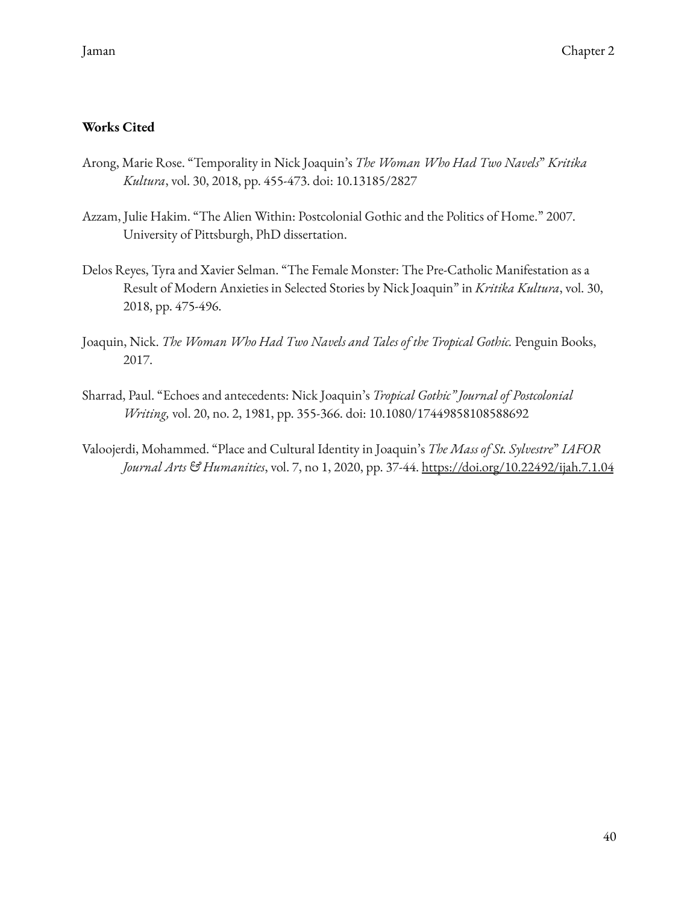**Works Cited**

Arong, Marie Rose. "Temporality in Nick Joaquin's *The Woman Who Had Two Navels*" *Kritika Kultura*, vol. 30, 2018, pp. 455-473. doi: 10.13185/2827

Azzam, Julie Hakim. "The Alien Within: Postcolonial Gothic and the Politics of Home." 2007. University of Pittsburgh, PhD dissertation.

Delos Reyes, Tyra and Xavier Selman. "The Female Monster: The Pre-Catholic Manifestation as a Result of Modern Anxieties in Selected Stories by Nick Joaquin" in *Kritika Kultura*, vol. 30, 2018, pp. 475-496.

Joaquin, Nick. *The Woman Who Had Two Navels and Tales of the Tropical Gothic.* Penguin Books, 2017.

Sharrad, Paul. "Echoes and antecedents: Nick Joaquin's *Tropical Gothic" Journal of Postcolonial Writing,* vol. 20, no. 2, 1981, pp. 355-366. doi: 10.1080/17449858108588692

Valoojerdi, Mohammed. "Place and Cultural Identity in Joaquin's *The Mass of St. Sylvestre*" *IAFOR Journal Arts & Humanities*, vol. 7, no 1, 2020, pp. 37-44. https://doi.org/10.22492/ijah.7.1.04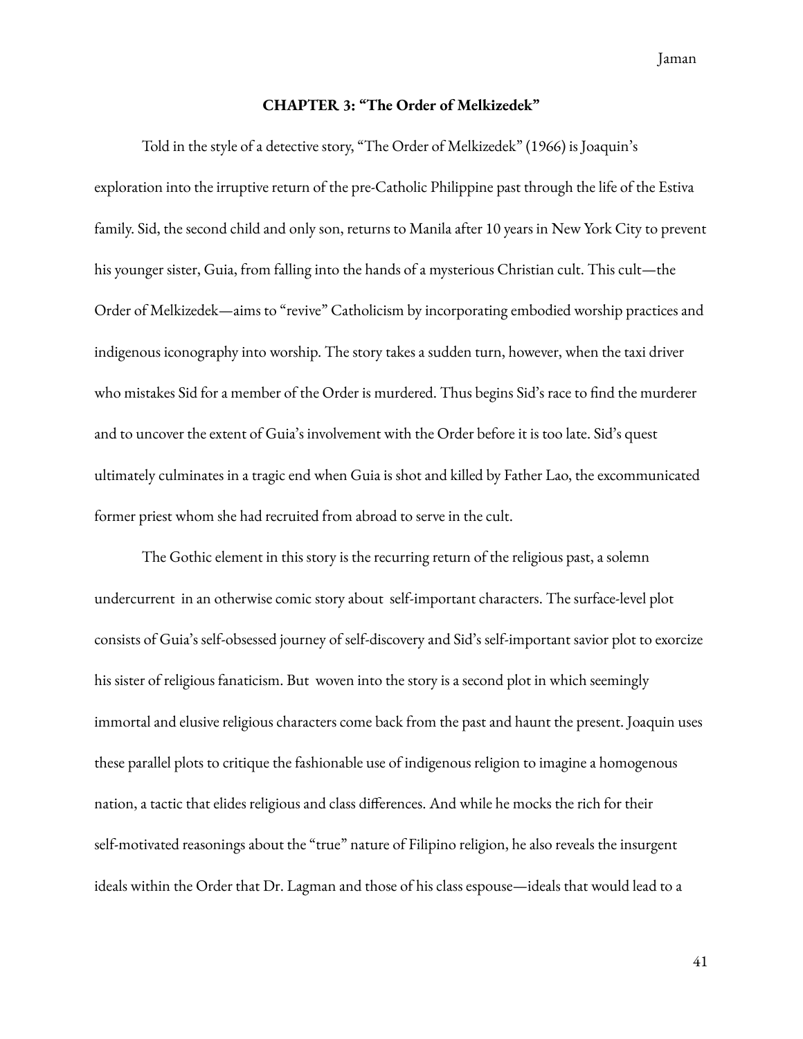## CHAPTER 3: "The Order of Melkizedek"

Told in the style of a detective story, "The Order of Melkizedek" (1966) is Joaquin's exploration into the irruptive return of the pre-Catholic Philippine past through the life of the Estiva family. Sid, the second child and only son, returns to Manila after 10 years in New York City to prevent his younger sister, Guia, from falling into the hands of a mysterious Christian cult. This cult—the Order of Melkizedek—aims to "revive" Catholicism by incorporating embodied worship practices and indigenous iconography into worship. The story takes a sudden turn, however, when the taxi driver who mistakes Sid for a member of the Order is murdered. Thus begins Sid's race to find the murderer and to uncover the extent of Guia's involvement with the Order before it is too late. Sid's quest ultimately culminates in a tragic end when Guia is shot and killed by Father Lao, the excommunicated former priest whom she had recruited from abroad to serve in the cult.

The Gothic element in this story is the recurring return of the religious past, a solemn undercurrent in an otherwise comic story about self-important characters. The surface-level plot consists of Guia's self-obsessed journey of self-discovery and Sid's self-important savior plot to exorcize his sister of religious fanaticism. But woven into the story is a second plot in which seemingly immortal and elusive religious characters come back from the past and haunt the present. Joaquin uses these parallel plots to critique the fashionable use of indigenous religion to imagine a homogenous nation, a tactic that elides religious and class differences. And while he mocks the rich for their self-motivated reasonings about the "true" nature of Filipino religion, he also reveals the insurgent ideals within the Order that Dr. Lagman and those of his class espouse—ideals that would lead to a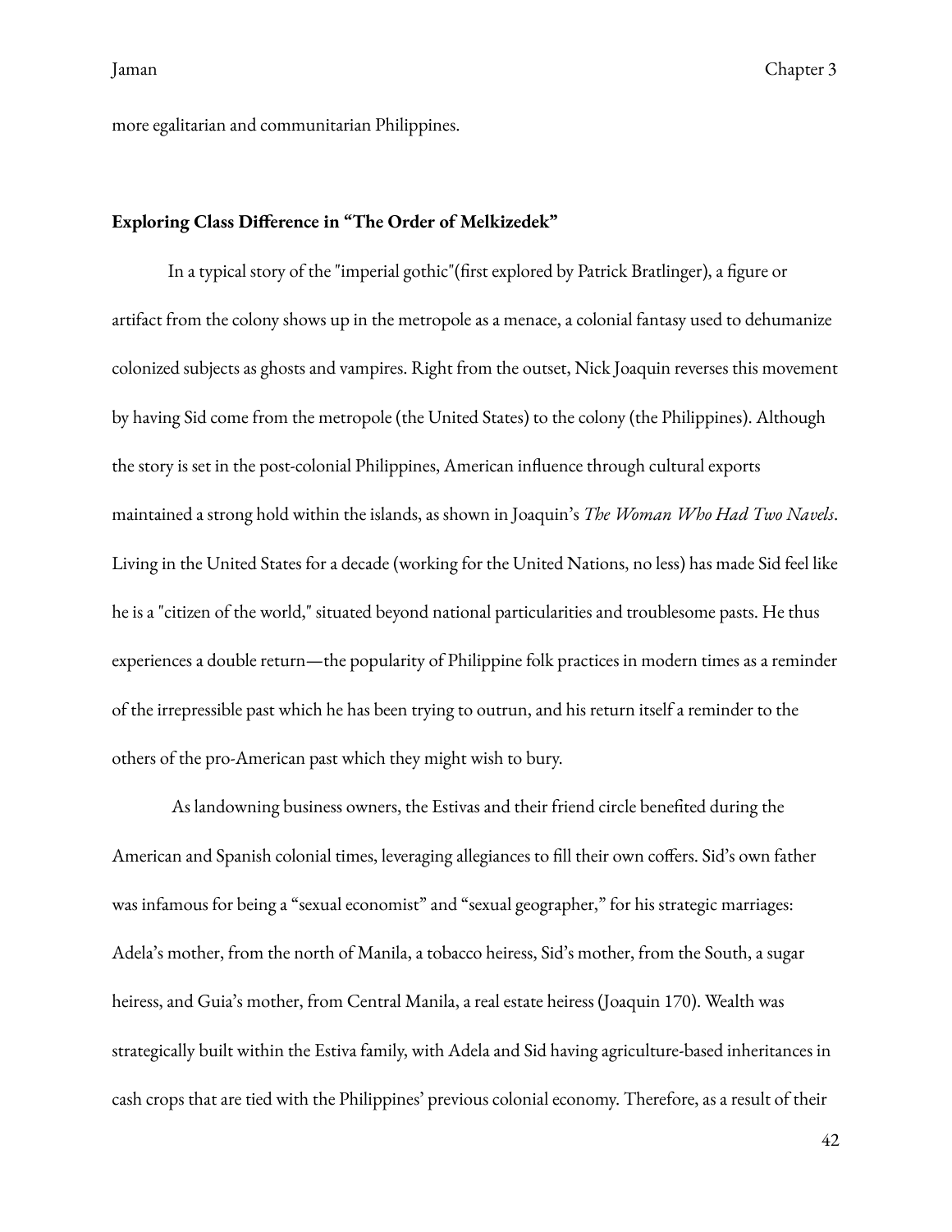more egalitarian and communitarian Philippines.

## Exploring Class Difference in "The Order of Melkizedek"

In a typical story of the "imperial gothic"(first explored by Patrick Bratlinger), a figure or artifact from the colony shows up in the metropole as a menace, a colonial fantasy used to dehumanize colonized subjects as ghosts and vampires. Right from the outset, Nick Joaquin reverses this movement by having Sid come from the metropole (the United States) to the colony (the Philippines). Although the story is set in the post-colonial Philippines, American influence through cultural exports maintained a strong hold within the islands, as shown in Joaquin's *The Woman Who Had Two Navels*. Living in the United States for a decade (working for the United Nations, no less) has made Sid feel like he is a "citizen of the world," situated beyond national particularities and troublesome pasts. He thus experiences a double return—the popularity of Philippine folk practices in modern times as a reminder of the irrepressible past which he has been trying to outrun, and his return itself a reminder to the others of the pro-American past which they might wish to bury.

As landowning business owners, the Estivas and their friend circle benefited during the American and Spanish colonial times, leveraging allegiances to fill their own coffers. Sid's own father was infamous for being a "sexual economist" and "sexual geographer," for his strategic marriages: Adela's mother, from the north of Manila, a tobacco heiress, Sid's mother, from the South, a sugar heiress, and Guia's mother, from Central Manila, a real estate heiress (Joaquin 170). Wealth was strategically built within the Estiva family, with Adela and Sid having agriculture-based inheritances in cash crops that are tied with the Philippines' previous colonial economy. Therefore, as a result of their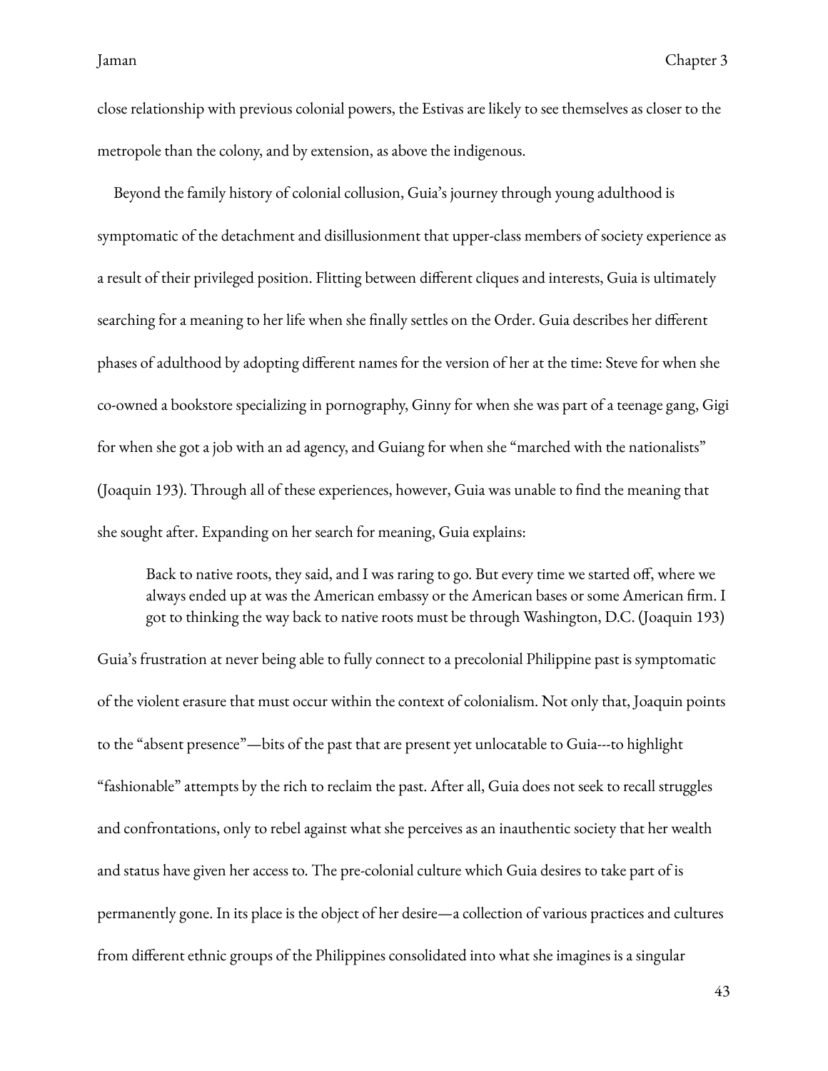close relationship with previous colonial powers, the Estivas are likely to see themselves as closer to the metropole than the colony, and by extension, as above the indigenous.

Beyond the family history of colonial collusion, Guia's journey through young adulthood is symptomatic of the detachment and disillusionment that upper-class members of society experience as a result of their privileged position. Flitting between different cliques and interests, Guia is ultimately searching for a meaning to her life when she finally settles on the Order. Guia describes her different phases of adulthood by adopting different names for the version of her at the time: Steve for when she co-owned a bookstore specializing in pornography, Ginny for when she was part of a teenage gang, Gigi for when she got a job with an ad agency, and Guiang for when she "marched with the nationalists" (Joaquin 193). Through all of these experiences, however, Guia was unable to find the meaning that she sought after. Expanding on her search for meaning, Guia explains:

> Back to native roots, they said, and I was raring to go. But every time we started off, where we always ended up at was the American embassy or the American bases or some American firm. I got to thinking the way back to native roots must be through Washington, D.C. (Joaquin 193)

Guia's frustration at never being able to fully connect to a precolonial Philippine past is symptomatic of the violent erasure that must occur within the context of colonialism. Not only that, Joaquin points to the "absent presence"—bits of the past that are present yet unlocatable to Guia---to highlight "fashionable" attempts by the rich to reclaim the past. After all, Guia does not seek to recall struggles and confrontations, only to rebel against what she perceives as an inauthentic society that her wealth and status have given her access to. The pre-colonial culture which Guia desires to take part of is permanently gone. In its place is the object of her desire—a collection of various practices and cultures from different ethnic groups of the Philippines consolidated into what she imagines is a singular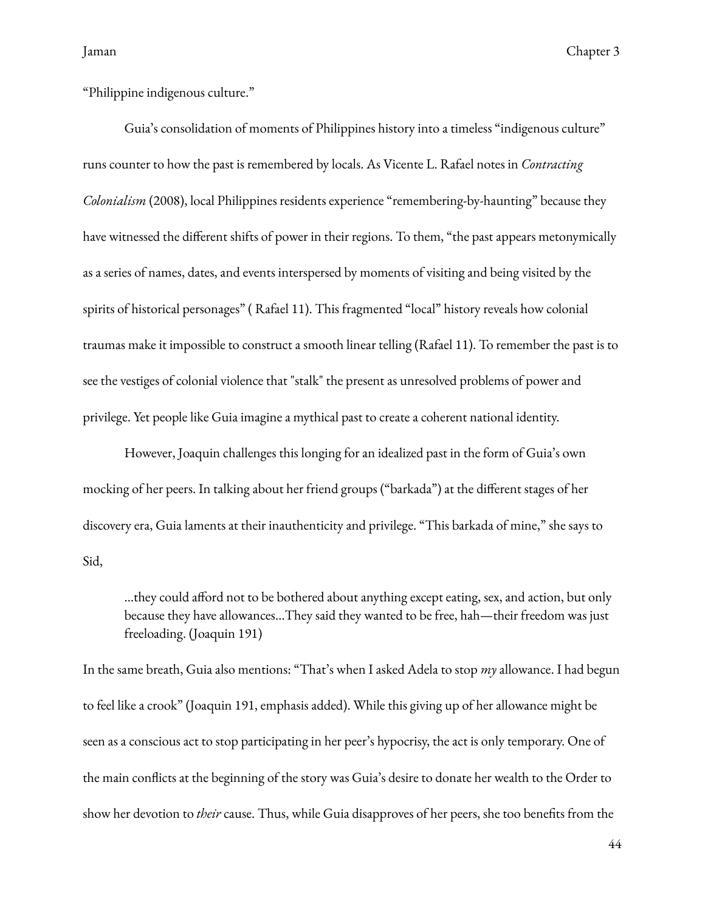"Philippine indigenous culture."

Guia's consolidation of moments of Philippines history into a timeless "indigenous culture" runs counter to how the past is remembered by locals. As Vicente L. Rafael notes in *Contracting Colonialism* (2008), local Philippines residents experience "remembering-by-haunting" because they have witnessed the different shifts of power in their regions. To them, "the past appears metonymically as a series of names, dates, and events interspersed by moments of visiting and being visited by the spirits of historical personages" ( Rafael 11). This fragmented "local" history reveals how colonial traumas make it impossible to construct a smooth linear telling (Rafael 11). To remember the past is to see the vestiges of colonial violence that "stalk" the present as unresolved problems of power and privilege. Yet people like Guia imagine a mythical past to create a coherent national identity.

However, Joaquin challenges this longing for an idealized past in the form of Guia's own mocking of her peers. In talking about her friend groups ("barkada") at the different stages of her discovery era, Guia laments at their inauthenticity and privilege. "This barkada of mine," she says to Sid,

> …they could afford not to be bothered about anything except eating, sex, and action, but only because they have allowances…They said they wanted to be free, hah—their freedom was just freeloading. (Joaquin 191)

In the same breath, Guia also mentions: "That's when I asked Adela to stop *my* allowance. I had begun to feel like a crook" (Joaquin 191, emphasis added). While this giving up of her allowance might be seen as a conscious act to stop participating in her peer's hypocrisy, the act is only temporary. One of the main conflicts at the beginning of the story was Guia's desire to donate her wealth to the Order to show her devotion to *their* cause. Thus, while Guia disapproves of her peers, she too benefits from the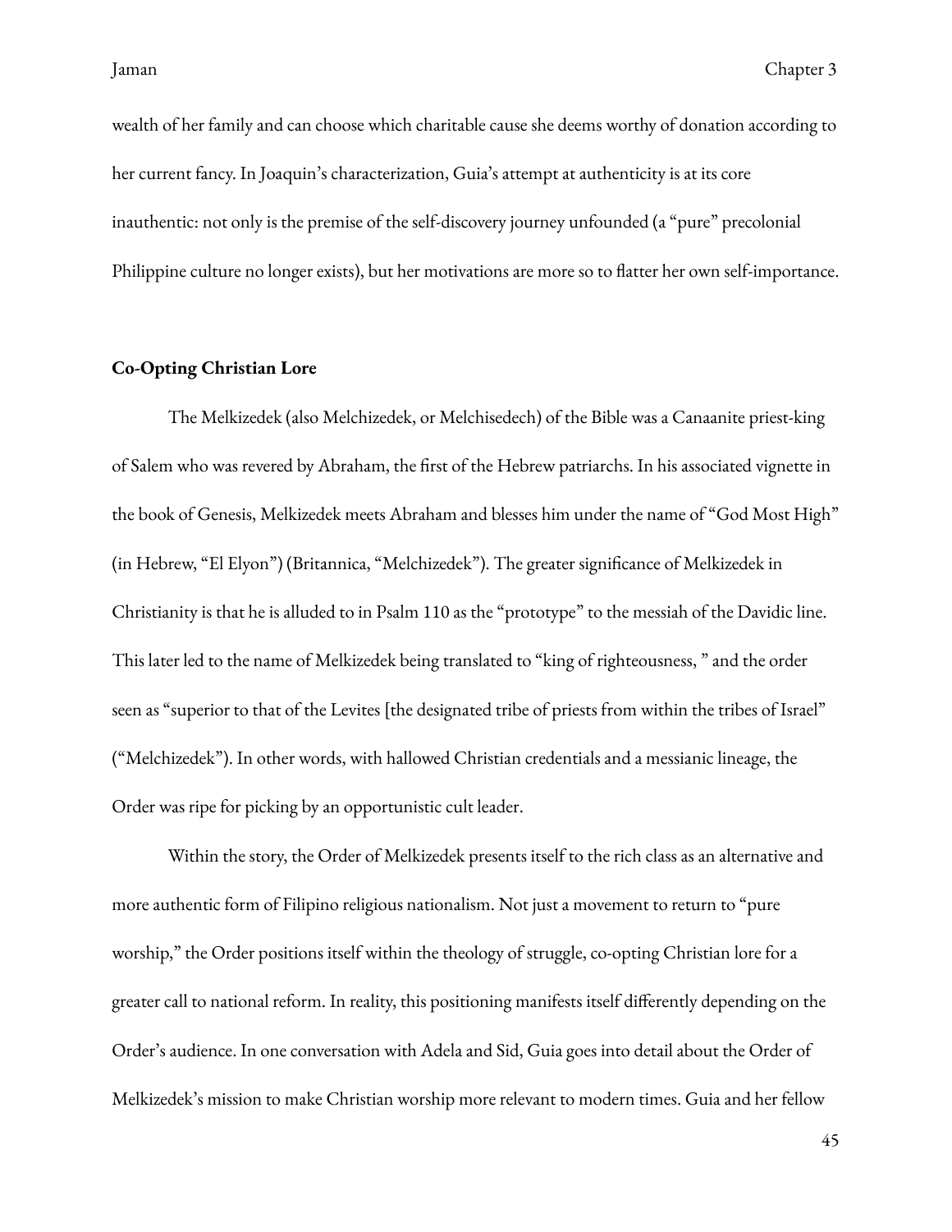wealth of her family and can choose which charitable cause she deems worthy of donation according to her current fancy. In Joaquin's characterization, Guia's attempt at authenticity is at its core inauthentic: not only is the premise of the self-discovery journey unfounded (a "pure" precolonial Philippine culture no longer exists), but her motivations are more so to flatter her own self-importance.

**Co-Opting Christian Lore**

The Melkizedek (also Melchizedek, or Melchisedech) of the Bible was a Canaanite priest-king of Salem who was revered by Abraham, the first of the Hebrew patriarchs. In his associated vignette in the book of Genesis, Melkizedek meets Abraham and blesses him under the name of "God Most High" (in Hebrew, "El Elyon") (Britannica, "Melchizedek"). The greater significance of Melkizedek in Christianity is that he is alluded to in Psalm 110 as the "prototype" to the messiah of the Davidic line. This later led to the name of Melkizedek being translated to "king of righteousness, " and the order seen as "superior to that of the Levites [the designated tribe of priests from within the tribes of Israel" ("Melchizedek"). In other words, with hallowed Christian credentials and a messianic lineage, the Order was ripe for picking by an opportunistic cult leader.

Within the story, the Order of Melkizedek presents itself to the rich class as an alternative and more authentic form of Filipino religious nationalism. Not just a movement to return to "pure worship," the Order positions itself within the theology of struggle, co-opting Christian lore for a greater call to national reform. In reality, this positioning manifests itself differently depending on the Order's audience. In one conversation with Adela and Sid, Guia goes into detail about the Order of Melkizedek's mission to make Christian worship more relevant to modern times. Guia and her fellow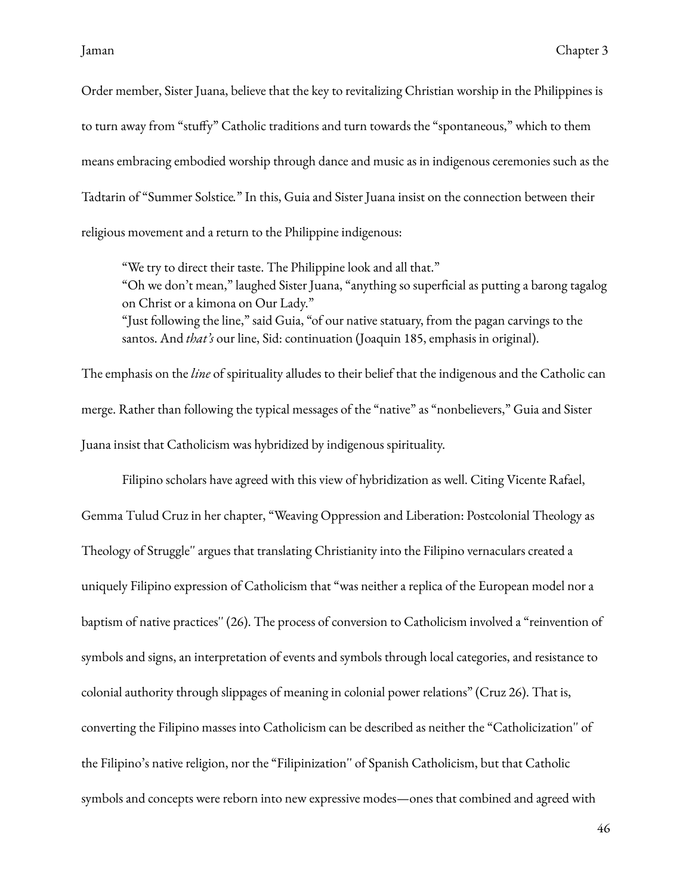Order member, Sister Juana, believe that the key to revitalizing Christian worship in the Philippines is to turn away from "stuffy" Catholic traditions and turn towards the "spontaneous," which to them means embracing embodied worship through dance and music as in indigenous ceremonies such as the Tadtarin of "Summer Solstice." In this, Guia and Sister Juana insist on the connection between their religious movement and a return to the Philippine indigenous:

> "We try to direct their taste. The Philippine look and all that."
> "Oh we don't mean," laughed Sister Juana, "anything so superficial as putting a barong tagalog on Christ or a kimona on Our Lady."
> "Just following the line," said Guia, "of our native statuary, from the pagan carvings to the santos. And *that's* our line, Sid: continuation (Joaquin 185, emphasis in original).

The emphasis on the *line* of spirituality alludes to their belief that the indigenous and the Catholic can merge. Rather than following the typical messages of the "native" as "nonbelievers," Guia and Sister Juana insist that Catholicism was hybridized by indigenous spirituality.

Filipino scholars have agreed with this view of hybridization as well. Citing Vicente Rafael, Gemma Tulud Cruz in her chapter, "Weaving Oppression and Liberation: Postcolonial Theology as Theology of Struggle" argues that translating Christianity into the Filipino vernaculars created a uniquely Filipino expression of Catholicism that "was neither a replica of the European model nor a baptism of native practices" (26). The process of conversion to Catholicism involved a "reinvention of symbols and signs, an interpretation of events and symbols through local categories, and resistance to colonial authority through slippages of meaning in colonial power relations" (Cruz 26). That is, converting the Filipino masses into Catholicism can be described as neither the "Catholicization" of the Filipino's native religion, nor the "Filipinization" of Spanish Catholicism, but that Catholic symbols and concepts were reborn into new expressive modes—ones that combined and agreed with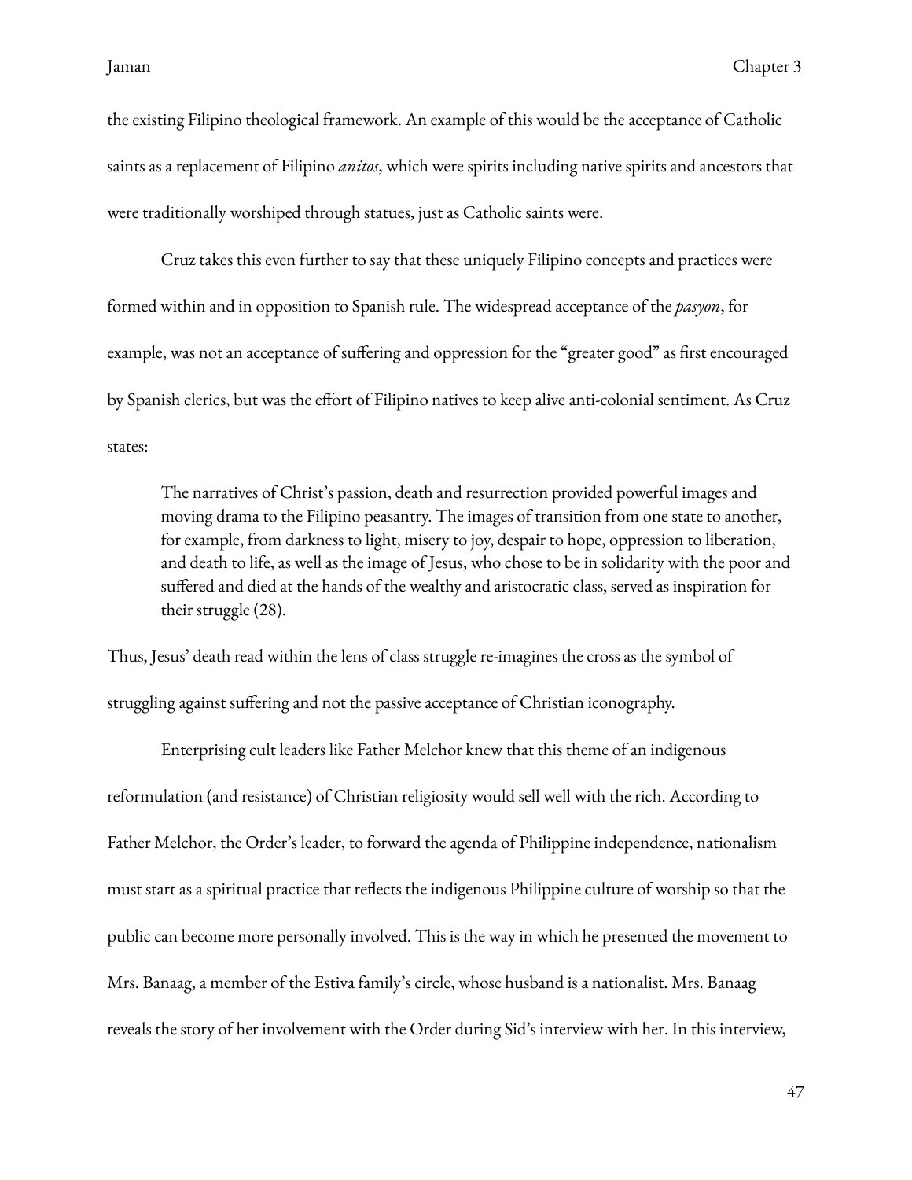the existing Filipino theological framework. An example of this would be the acceptance of Catholic saints as a replacement of Filipino *anitos*, which were spirits including native spirits and ancestors that were traditionally worshiped through statues, just as Catholic saints were.

Cruz takes this even further to say that these uniquely Filipino concepts and practices were formed within and in opposition to Spanish rule. The widespread acceptance of the *pasyon*, for example, was not an acceptance of suffering and oppression for the "greater good" as first encouraged by Spanish clerics, but was the effort of Filipino natives to keep alive anti-colonial sentiment. As Cruz states:

> The narratives of Christ's passion, death and resurrection provided powerful images and moving drama to the Filipino peasantry. The images of transition from one state to another, for example, from darkness to light, misery to joy, despair to hope, oppression to liberation, and death to life, as well as the image of Jesus, who chose to be in solidarity with the poor and suffered and died at the hands of the wealthy and aristocratic class, served as inspiration for their struggle (28).

Thus, Jesus' death read within the lens of class struggle re-imagines the cross as the symbol of struggling against suffering and not the passive acceptance of Christian iconography.

Enterprising cult leaders like Father Melchor knew that this theme of an indigenous reformulation (and resistance) of Christian religiosity would sell well with the rich. According to Father Melchor, the Order's leader, to forward the agenda of Philippine independence, nationalism must start as a spiritual practice that reflects the indigenous Philippine culture of worship so that the public can become more personally involved. This is the way in which he presented the movement to Mrs. Banaag, a member of the Estiva family's circle, whose husband is a nationalist. Mrs. Banaag reveals the story of her involvement with the Order during Sid's interview with her. In this interview,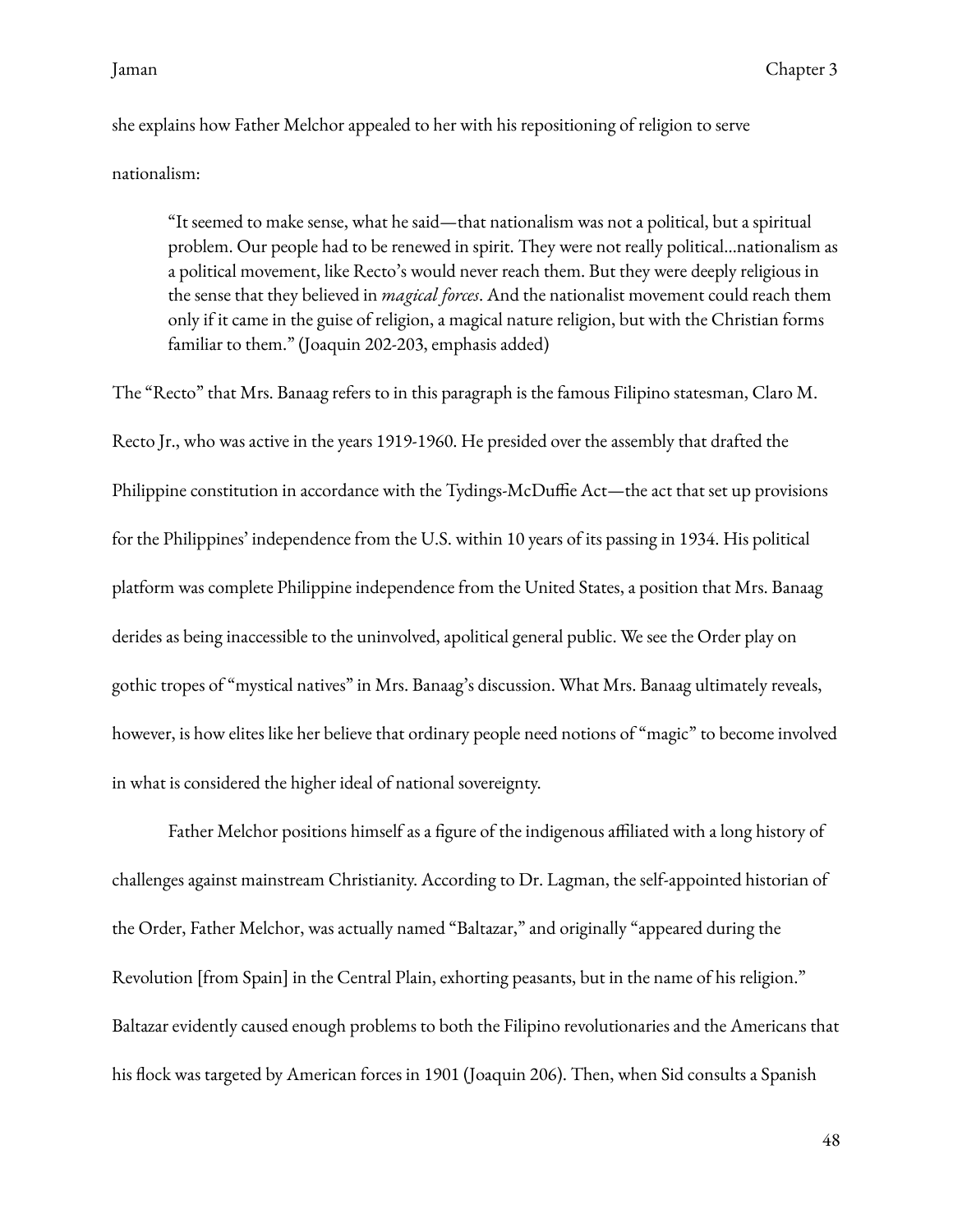she explains how Father Melchor appealed to her with his repositioning of religion to serve nationalism:

> "It seemed to make sense, what he said—that nationalism was not a political, but a spiritual problem. Our people had to be renewed in spirit. They were not really political...nationalism as a political movement, like Recto's would never reach them. But they were deeply religious in the sense that they believed in *magical forces*. And the nationalist movement could reach them only if it came in the guise of religion, a magical nature religion, but with the Christian forms familiar to them." (Joaquin 202-203, emphasis added)

The "Recto" that Mrs. Banaag refers to in this paragraph is the famous Filipino statesman, Claro M. Recto Jr., who was active in the years 1919-1960. He presided over the assembly that drafted the Philippine constitution in accordance with the Tydings-McDuffie Act—the act that set up provisions for the Philippines' independence from the U.S. within 10 years of its passing in 1934. His political platform was complete Philippine independence from the United States, a position that Mrs. Banaag derides as being inaccessible to the uninvolved, apolitical general public. We see the Order play on gothic tropes of "mystical natives" in Mrs. Banaag's discussion. What Mrs. Banaag ultimately reveals, however, is how elites like her believe that ordinary people need notions of "magic" to become involved in what is considered the higher ideal of national sovereignty.

Father Melchor positions himself as a figure of the indigenous affiliated with a long history of challenges against mainstream Christianity. According to Dr. Lagman, the self-appointed historian of the Order, Father Melchor, was actually named "Baltazar," and originally "appeared during the Revolution [from Spain] in the Central Plain, exhorting peasants, but in the name of his religion." Baltazar evidently caused enough problems to both the Filipino revolutionaries and the Americans that his flock was targeted by American forces in 1901 (Joaquin 206). Then, when Sid consults a Spanish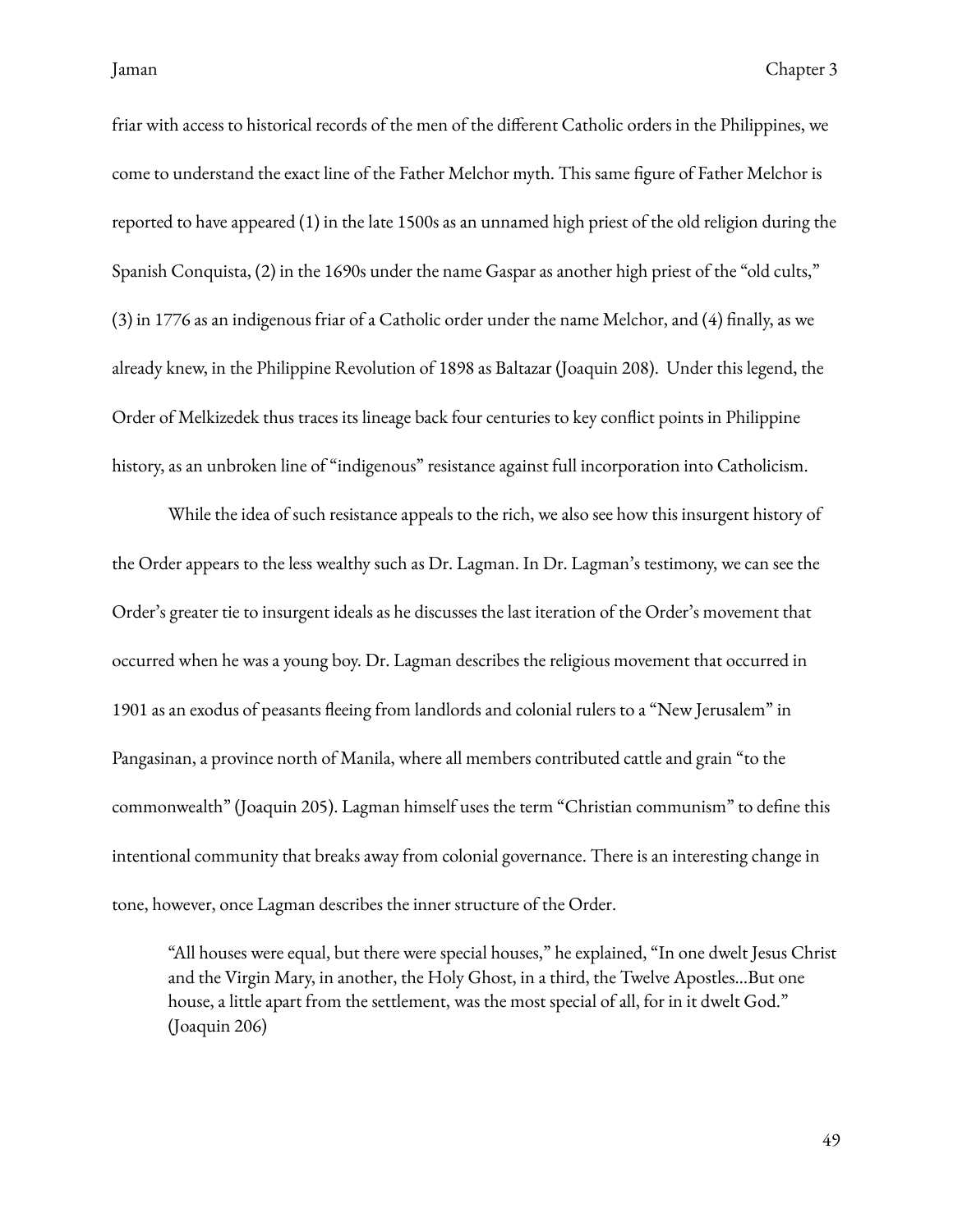friar with access to historical records of the men of the different Catholic orders in the Philippines, we come to understand the exact line of the Father Melchor myth. This same figure of Father Melchor is reported to have appeared (1) in the late 1500s as an unnamed high priest of the old religion during the Spanish Conquista, (2) in the 1690s under the name Gaspar as another high priest of the "old cults," (3) in 1776 as an indigenous friar of a Catholic order under the name Melchor, and (4) finally, as we already knew, in the Philippine Revolution of 1898 as Baltazar (Joaquin 208). Under this legend, the Order of Melkizedek thus traces its lineage back four centuries to key conflict points in Philippine history, as an unbroken line of "indigenous" resistance against full incorporation into Catholicism.

While the idea of such resistance appeals to the rich, we also see how this insurgent history of the Order appears to the less wealthy such as Dr. Lagman. In Dr. Lagman's testimony, we can see the Order's greater tie to insurgent ideals as he discusses the last iteration of the Order's movement that occurred when he was a young boy. Dr. Lagman describes the religious movement that occurred in 1901 as an exodus of peasants fleeing from landlords and colonial rulers to a "New Jerusalem" in Pangasinan, a province north of Manila, where all members contributed cattle and grain "to the commonwealth" (Joaquin 205). Lagman himself uses the term "Christian communism" to define this intentional community that breaks away from colonial governance. There is an interesting change in tone, however, once Lagman describes the inner structure of the Order.

> "All houses were equal, but there were special houses," he explained, "In one dwelt Jesus Christ and the Virgin Mary, in another, the Holy Ghost, in a third, the Twelve Apostles...But one house, a little apart from the settlement, was the most special of all, for in it dwelt God." (Joaquin 206)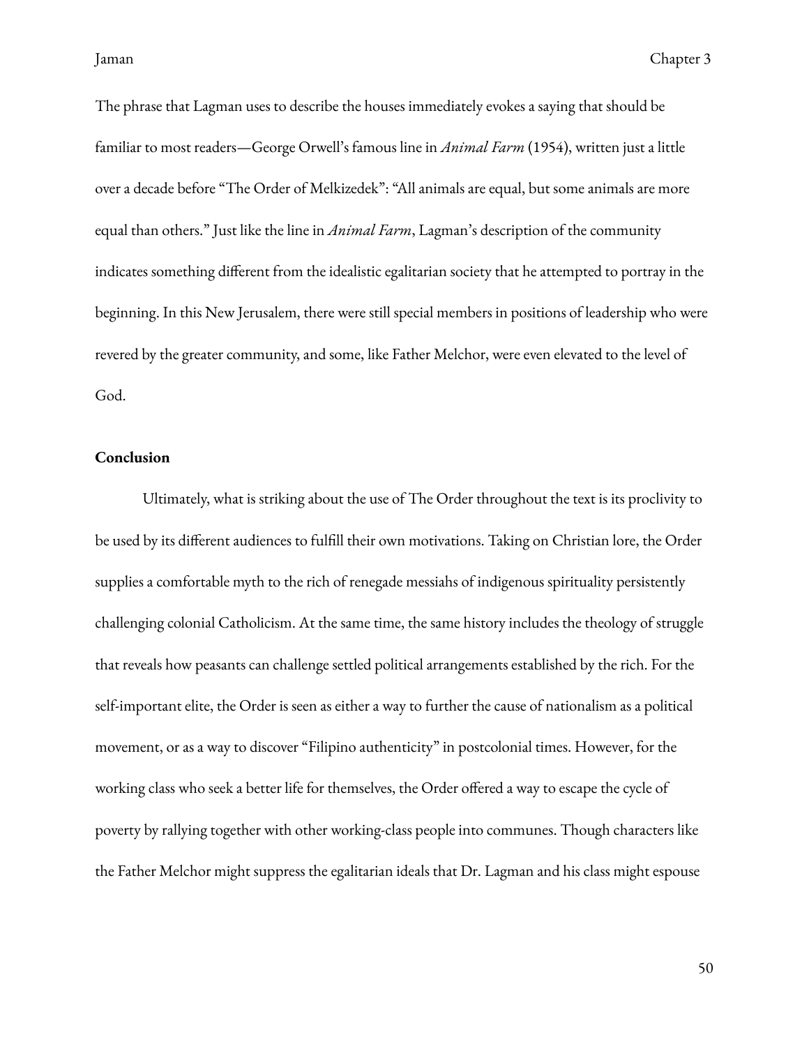The phrase that Lagman uses to describe the houses immediately evokes a saying that should be familiar to most readers—George Orwell's famous line in *Animal Farm* (1954), written just a little over a decade before "The Order of Melkizedek": "All animals are equal, but some animals are more equal than others." Just like the line in *Animal Farm*, Lagman's description of the community indicates something different from the idealistic egalitarian society that he attempted to portray in the beginning. In this New Jerusalem, there were still special members in positions of leadership who were revered by the greater community, and some, like Father Melchor, were even elevated to the level of God.

**Conclusion**

Ultimately, what is striking about the use of The Order throughout the text is its proclivity to be used by its different audiences to fulfill their own motivations. Taking on Christian lore, the Order supplies a comfortable myth to the rich of renegade messiahs of indigenous spirituality persistently challenging colonial Catholicism. At the same time, the same history includes the theology of struggle that reveals how peasants can challenge settled political arrangements established by the rich. For the self-important elite, the Order is seen as either a way to further the cause of nationalism as a political movement, or as a way to discover "Filipino authenticity" in postcolonial times. However, for the working class who seek a better life for themselves, the Order offered a way to escape the cycle of poverty by rallying together with other working-class people into communes. Though characters like the Father Melchor might suppress the egalitarian ideals that Dr. Lagman and his class might espouse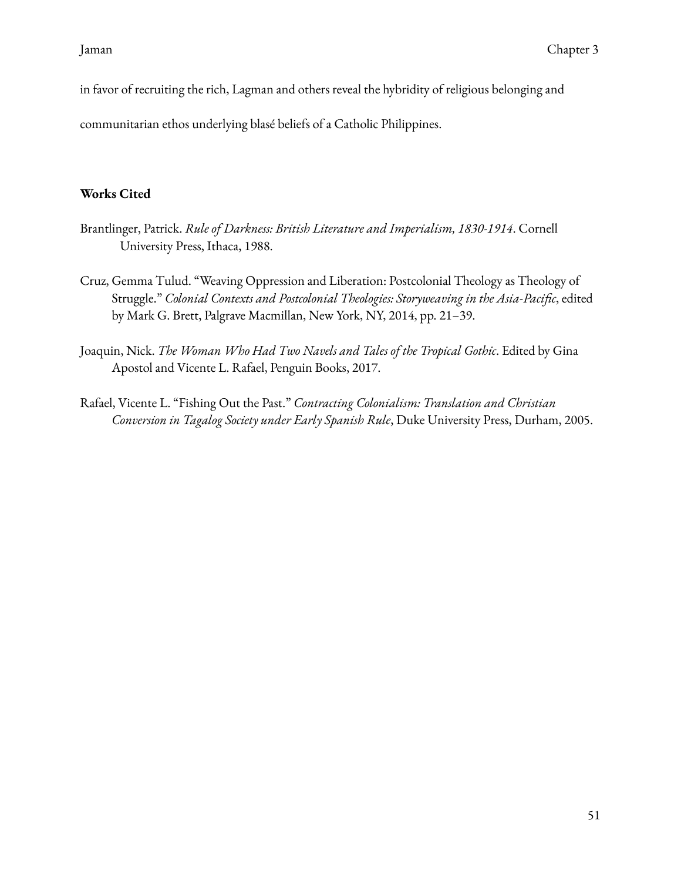in favor of recruiting the rich, Lagman and others reveal the hybridity of religious belonging and communitarian ethos underlying blasé beliefs of a Catholic Philippines.

**Works Cited**

Brantlinger, Patrick. *Rule of Darkness: British Literature and Imperialism, 1830-1914*. Cornell University Press, Ithaca, 1988.

Cruz, Gemma Tulud. "Weaving Oppression and Liberation: Postcolonial Theology as Theology of Struggle." *Colonial Contexts and Postcolonial Theologies: Storyweaving in the Asia-Pacific*, edited by Mark G. Brett, Palgrave Macmillan, New York, NY, 2014, pp. 21–39.

Joaquin, Nick. *The Woman Who Had Two Navels and Tales of the Tropical Gothic*. Edited by Gina Apostol and Vicente L. Rafael, Penguin Books, 2017.

Rafael, Vicente L. "Fishing Out the Past." *Contracting Colonialism: Translation and Christian Conversion in Tagalog Society under Early Spanish Rule*, Duke University Press, Durham, 2005.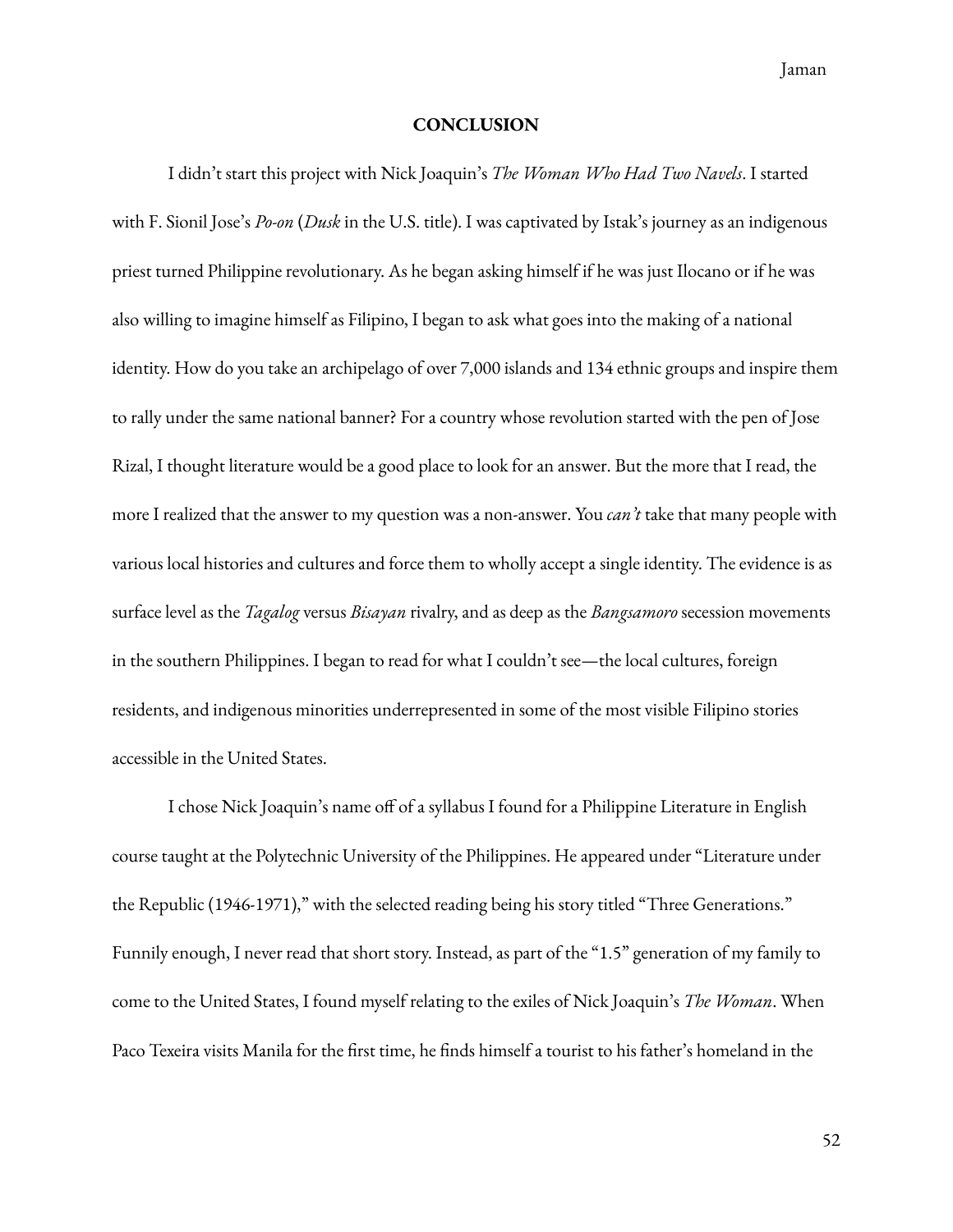## CONCLUSION

I didn't start this project with Nick Joaquin's *The Woman Who Had Two Navels*. I started with F. Sionil Jose's *Po-on* (*Dusk* in the U.S. title). I was captivated by Istak's journey as an indigenous priest turned Philippine revolutionary. As he began asking himself if he was just Ilocano or if he was also willing to imagine himself as Filipino, I began to ask what goes into the making of a national identity. How do you take an archipelago of over 7,000 islands and 134 ethnic groups and inspire them to rally under the same national banner? For a country whose revolution started with the pen of Jose Rizal, I thought literature would be a good place to look for an answer. But the more that I read, the more I realized that the answer to my question was a non-answer. You *can't* take that many people with various local histories and cultures and force them to wholly accept a single identity. The evidence is as surface level as the *Tagalog* versus *Bisayan* rivalry, and as deep as the *Bangsamoro* secession movements in the southern Philippines. I began to read for what I couldn't see—the local cultures, foreign residents, and indigenous minorities underrepresented in some of the most visible Filipino stories accessible in the United States.

I chose Nick Joaquin's name off of a syllabus I found for a Philippine Literature in English course taught at the Polytechnic University of the Philippines. He appeared under "Literature under the Republic (1946-1971)," with the selected reading being his story titled "Three Generations." Funnily enough, I never read that short story. Instead, as part of the "1.5" generation of my family to come to the United States, I found myself relating to the exiles of Nick Joaquin's *The Woman*. When Paco Texeira visits Manila for the first time, he finds himself a tourist to his father's homeland in the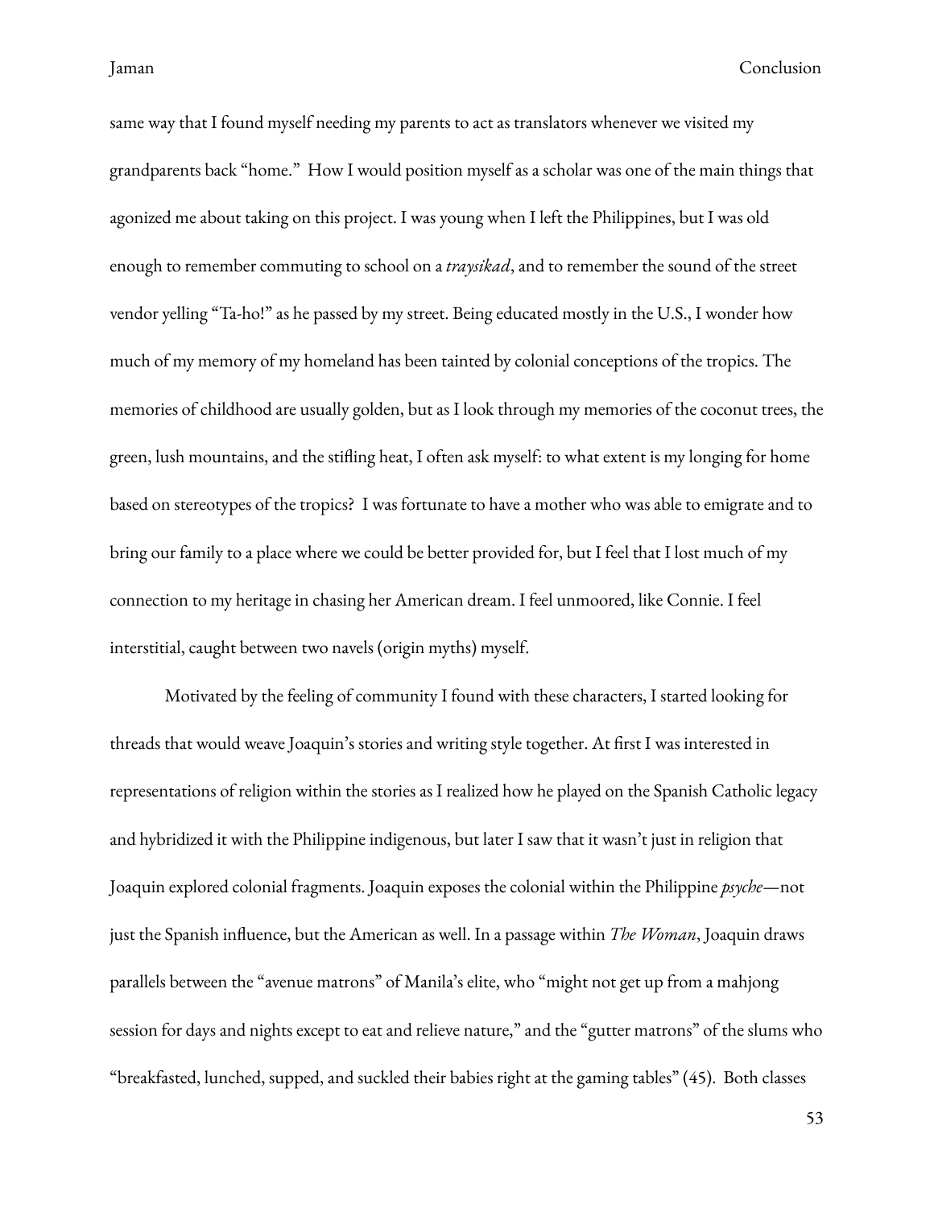same way that I found myself needing my parents to act as translators whenever we visited my grandparents back "home." How I would position myself as a scholar was one of the main things that agonized me about taking on this project. I was young when I left the Philippines, but I was old enough to remember commuting to school on a *traysikad*, and to remember the sound of the street vendor yelling "Ta-ho!" as he passed by my street. Being educated mostly in the U.S., I wonder how much of my memory of my homeland has been tainted by colonial conceptions of the tropics. The memories of childhood are usually golden, but as I look through my memories of the coconut trees, the green, lush mountains, and the stifling heat, I often ask myself: to what extent is my longing for home based on stereotypes of the tropics? I was fortunate to have a mother who was able to emigrate and to bring our family to a place where we could be better provided for, but I feel that I lost much of my connection to my heritage in chasing her American dream. I feel unmoored, like Connie. I feel interstitial, caught between two navels (origin myths) myself.

Motivated by the feeling of community I found with these characters, I started looking for threads that would weave Joaquin's stories and writing style together. At first I was interested in representations of religion within the stories as I realized how he played on the Spanish Catholic legacy and hybridized it with the Philippine indigenous, but later I saw that it wasn't just in religion that Joaquin explored colonial fragments. Joaquin exposes the colonial within the Philippine *psyche*—not just the Spanish influence, but the American as well. In a passage within *The Woman*, Joaquin draws parallels between the "avenue matrons" of Manila's elite, who "might not get up from a mahjong session for days and nights except to eat and relieve nature," and the "gutter matrons" of the slums who "breakfasted, lunched, supped, and suckled their babies right at the gaming tables" (45). Both classes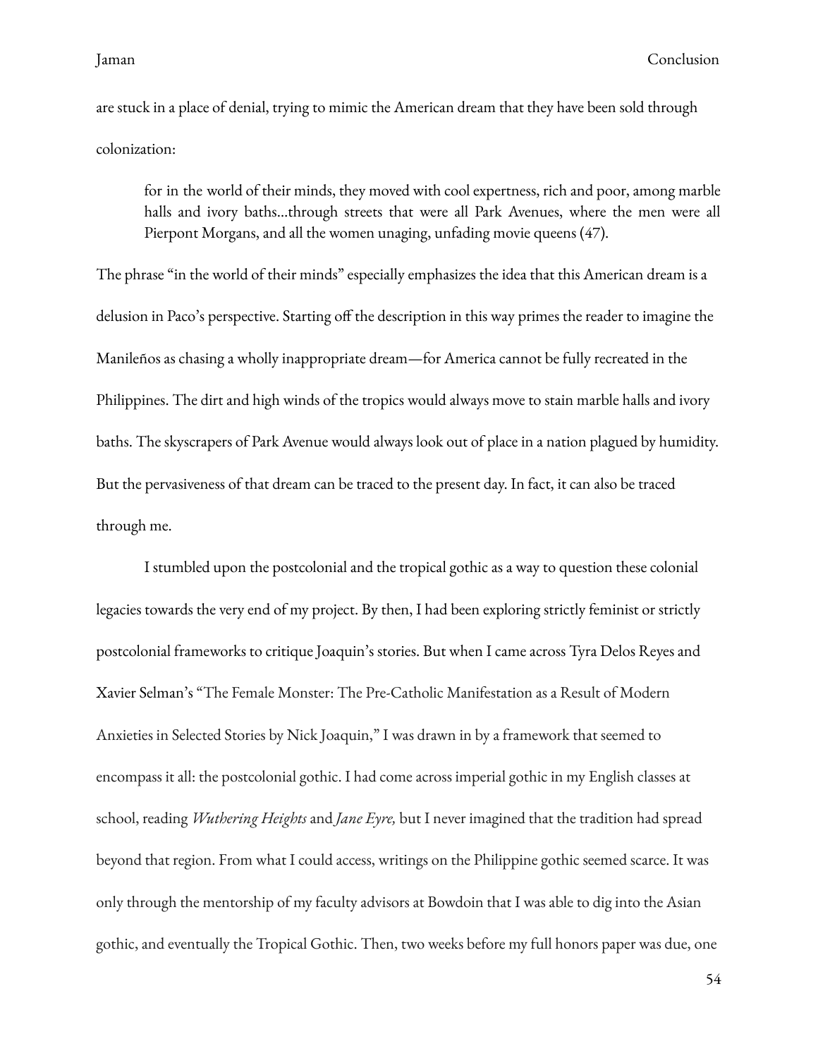are stuck in a place of denial, trying to mimic the American dream that they have been sold through colonization:

> for in the world of their minds, they moved with cool expertness, rich and poor, among marble halls and ivory baths...through streets that were all Park Avenues, where the men were all Pierpont Morgans, and all the women unaging, unfading movie queens (47).

The phrase "in the world of their minds" especially emphasizes the idea that this American dream is a delusion in Paco's perspective. Starting off the description in this way primes the reader to imagine the Manileños as chasing a wholly inappropriate dream—for America cannot be fully recreated in the Philippines. The dirt and high winds of the tropics would always move to stain marble halls and ivory baths. The skyscrapers of Park Avenue would always look out of place in a nation plagued by humidity. But the pervasiveness of that dream can be traced to the present day. In fact, it can also be traced through me.

I stumbled upon the postcolonial and the tropical gothic as a way to question these colonial legacies towards the very end of my project. By then, I had been exploring strictly feminist or strictly postcolonial frameworks to critique Joaquin's stories. But when I came across Tyra Delos Reyes and Xavier Selman's "The Female Monster: The Pre-Catholic Manifestation as a Result of Modern Anxieties in Selected Stories by Nick Joaquin," I was drawn in by a framework that seemed to encompass it all: the postcolonial gothic. I had come across imperial gothic in my English classes at school, reading *Wuthering Heights* and *Jane Eyre,* but I never imagined that the tradition had spread beyond that region. From what I could access, writings on the Philippine gothic seemed scarce. It was only through the mentorship of my faculty advisors at Bowdoin that I was able to dig into the Asian gothic, and eventually the Tropical Gothic. Then, two weeks before my full honors paper was due, one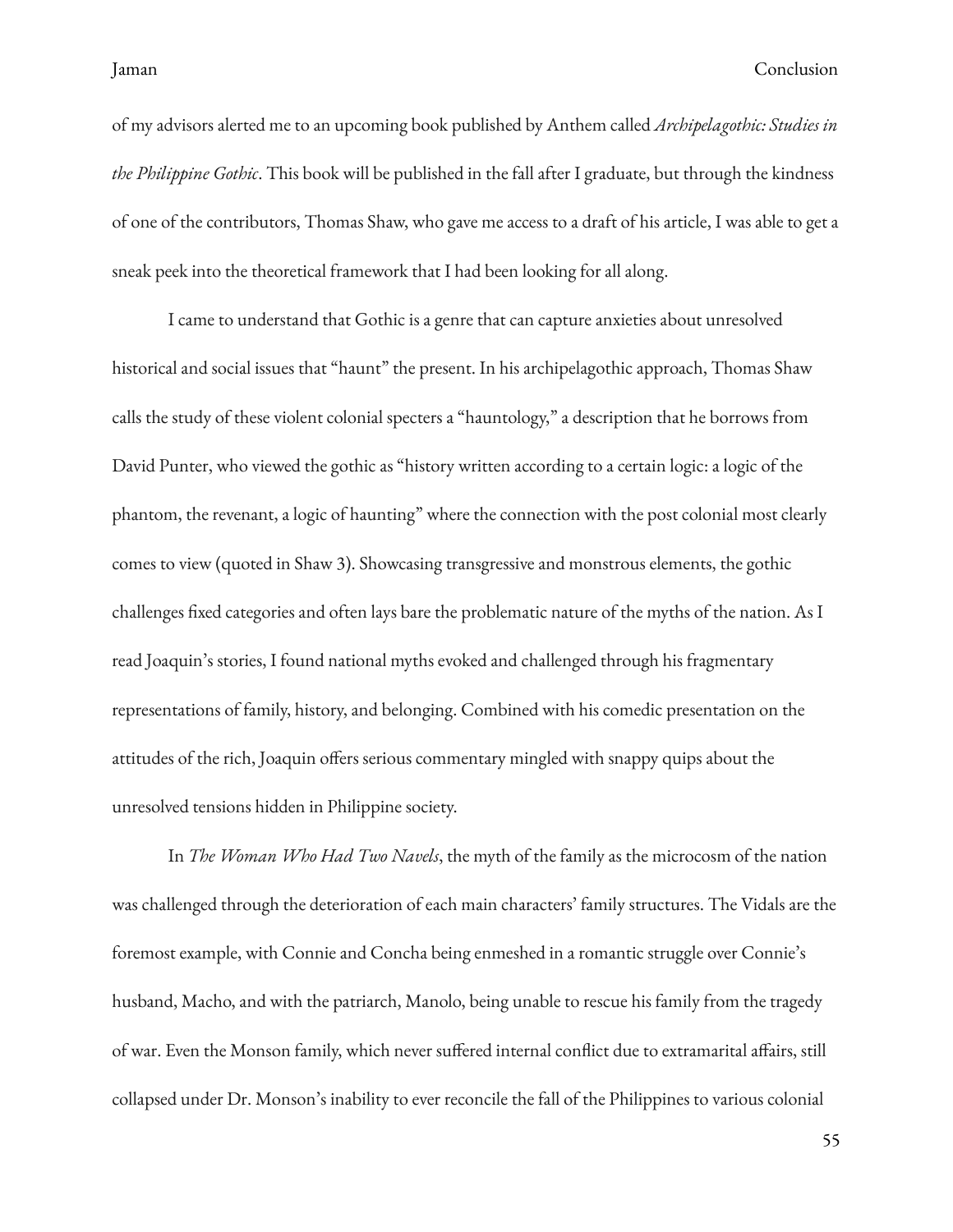of my advisors alerted me to an upcoming book published by Anthem called *Archipelagothic: Studies in the Philippine Gothic*. This book will be published in the fall after I graduate, but through the kindness of one of the contributors, Thomas Shaw, who gave me access to a draft of his article, I was able to get a sneak peek into the theoretical framework that I had been looking for all along.

I came to understand that Gothic is a genre that can capture anxieties about unresolved historical and social issues that "haunt" the present. In his archipelagothic approach, Thomas Shaw calls the study of these violent colonial specters a "hauntology," a description that he borrows from David Punter, who viewed the gothic as "history written according to a certain logic: a logic of the phantom, the revenant, a logic of haunting" where the connection with the post colonial most clearly comes to view (quoted in Shaw 3). Showcasing transgressive and monstrous elements, the gothic challenges fixed categories and often lays bare the problematic nature of the myths of the nation. As I read Joaquin's stories, I found national myths evoked and challenged through his fragmentary representations of family, history, and belonging. Combined with his comedic presentation on the attitudes of the rich, Joaquin offers serious commentary mingled with snappy quips about the unresolved tensions hidden in Philippine society.

In *The Woman Who Had Two Navels*, the myth of the family as the microcosm of the nation was challenged through the deterioration of each main characters' family structures. The Vidals are the foremost example, with Connie and Concha being enmeshed in a romantic struggle over Connie's husband, Macho, and with the patriarch, Manolo, being unable to rescue his family from the tragedy of war. Even the Monson family, which never suffered internal conflict due to extramarital affairs, still collapsed under Dr. Monson's inability to ever reconcile the fall of the Philippines to various colonial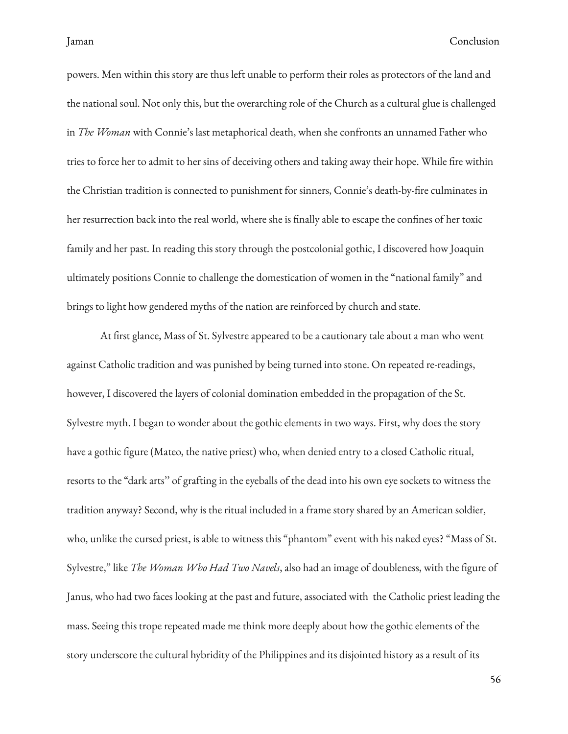powers. Men within this story are thus left unable to perform their roles as protectors of the land and the national soul. Not only this, but the overarching role of the Church as a cultural glue is challenged in *The Woman* with Connie's last metaphorical death, when she confronts an unnamed Father who tries to force her to admit to her sins of deceiving others and taking away their hope. While fire within the Christian tradition is connected to punishment for sinners, Connie's death-by-fire culminates in her resurrection back into the real world, where she is finally able to escape the confines of her toxic family and her past. In reading this story through the postcolonial gothic, I discovered how Joaquin ultimately positions Connie to challenge the domestication of women in the "national family" and brings to light how gendered myths of the nation are reinforced by church and state.

At first glance, Mass of St. Sylvestre appeared to be a cautionary tale about a man who went against Catholic tradition and was punished by being turned into stone. On repeated re-readings, however, I discovered the layers of colonial domination embedded in the propagation of the St. Sylvestre myth. I began to wonder about the gothic elements in two ways. First, why does the story have a gothic figure (Mateo, the native priest) who, when denied entry to a closed Catholic ritual, resorts to the "dark arts" of grafting in the eyeballs of the dead into his own eye sockets to witness the tradition anyway? Second, why is the ritual included in a frame story shared by an American soldier, who, unlike the cursed priest, is able to witness this "phantom" event with his naked eyes? "Mass of St. Sylvestre," like *The Woman Who Had Two Navels*, also had an image of doubleness, with the figure of Janus, who had two faces looking at the past and future, associated with the Catholic priest leading the mass. Seeing this trope repeated made me think more deeply about how the gothic elements of the story underscore the cultural hybridity of the Philippines and its disjointed history as a result of its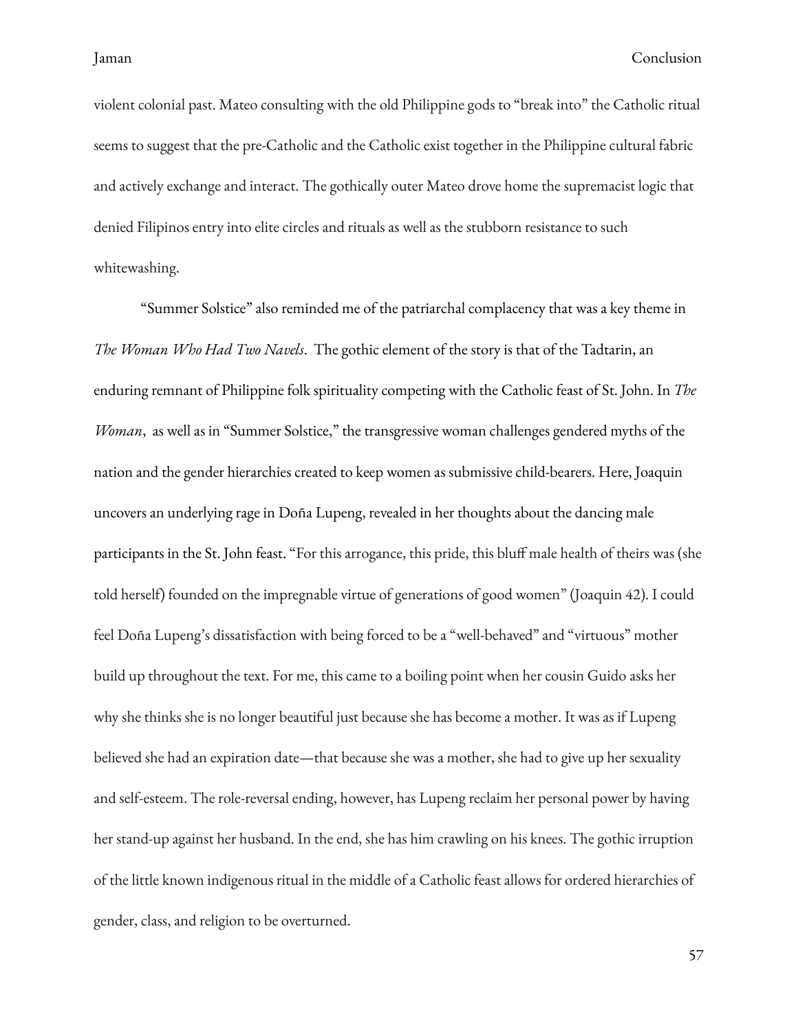violent colonial past. Mateo consulting with the old Philippine gods to "break into" the Catholic ritual seems to suggest that the pre-Catholic and the Catholic exist together in the Philippine cultural fabric and actively exchange and interact. The gothically outer Mateo drove home the supremacist logic that denied Filipinos entry into elite circles and rituals as well as the stubborn resistance to such whitewashing.

"Summer Solstice" also reminded me of the patriarchal complacency that was a key theme in *The Woman Who Had Two Navels*. The gothic element of the story is that of the Tadtarin, an enduring remnant of Philippine folk spirituality competing with the Catholic feast of St. John. In *The Woman*, as well as in "Summer Solstice," the transgressive woman challenges gendered myths of the nation and the gender hierarchies created to keep women as submissive child-bearers. Here, Joaquin uncovers an underlying rage in Doña Lupeng, revealed in her thoughts about the dancing male participants in the St. John feast. "For this arrogance, this pride, this bluff male health of theirs was (she told herself) founded on the impregnable virtue of generations of good women" (Joaquin 42). I could feel Doña Lupeng's dissatisfaction with being forced to be a "well-behaved" and "virtuous" mother build up throughout the text. For me, this came to a boiling point when her cousin Guido asks her why she thinks she is no longer beautiful just because she has become a mother. It was as if Lupeng believed she had an expiration date—that because she was a mother, she had to give up her sexuality and self-esteem. The role-reversal ending, however, has Lupeng reclaim her personal power by having her stand-up against her husband. In the end, she has him crawling on his knees. The gothic irruption of the little known indigenous ritual in the middle of a Catholic feast allows for ordered hierarchies of gender, class, and religion to be overturned.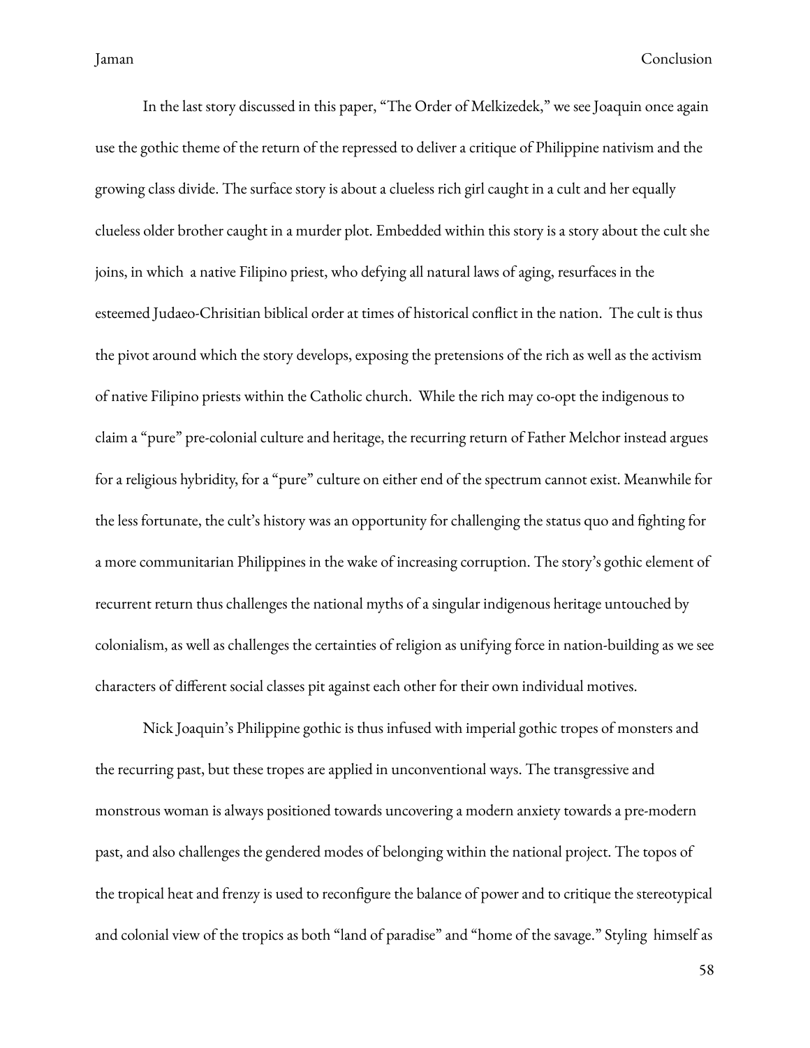In the last story discussed in this paper, "The Order of Melkizedek," we see Joaquin once again use the gothic theme of the return of the repressed to deliver a critique of Philippine nativism and the growing class divide. The surface story is about a clueless rich girl caught in a cult and her equally clueless older brother caught in a murder plot. Embedded within this story is a story about the cult she joins, in which  a native Filipino priest, who defying all natural laws of aging, resurfaces in the esteemed Judaeo-Chrisitian biblical order at times of historical conflict in the nation.  The cult is thus the pivot around which the story develops, exposing the pretensions of the rich as well as the activism of native Filipino priests within the Catholic church.  While the rich may co-opt the indigenous to claim a "pure" pre-colonial culture and heritage, the recurring return of Father Melchor instead argues for a religious hybridity, for a "pure" culture on either end of the spectrum cannot exist. Meanwhile for the less fortunate, the cult's history was an opportunity for challenging the status quo and fighting for a more communitarian Philippines in the wake of increasing corruption. The story's gothic element of recurrent return thus challenges the national myths of a singular indigenous heritage untouched by colonialism, as well as challenges the certainties of religion as unifying force in nation-building as we see characters of different social classes pit against each other for their own individual motives.

Nick Joaquin's Philippine gothic is thus infused with imperial gothic tropes of monsters and the recurring past, but these tropes are applied in unconventional ways. The transgressive and monstrous woman is always positioned towards uncovering a modern anxiety towards a pre-modern past, and also challenges the gendered modes of belonging within the national project. The topos of the tropical heat and frenzy is used to reconfigure the balance of power and to critique the stereotypical and colonial view of the tropics as both "land of paradise" and "home of the savage." Styling  himself as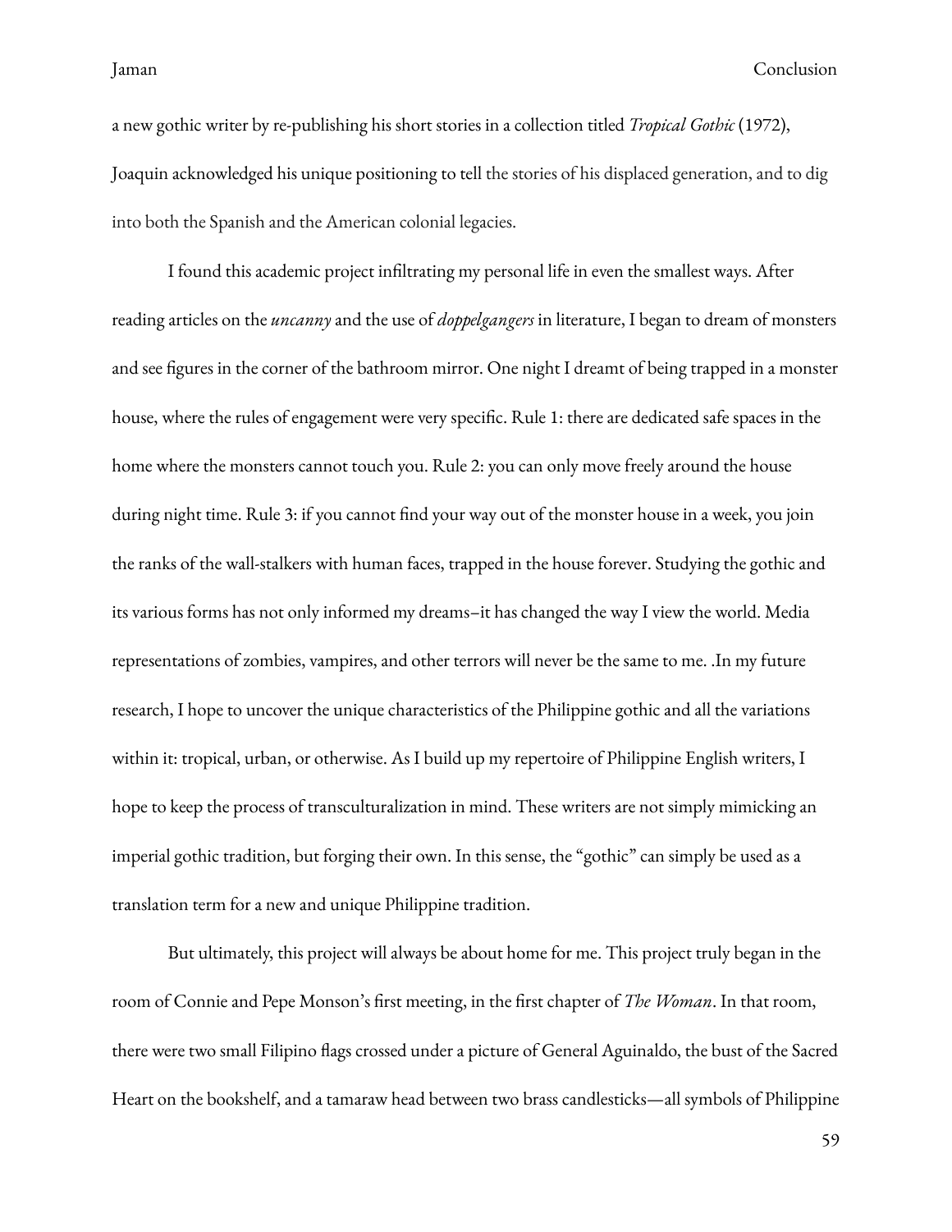a new gothic writer by re-publishing his short stories in a collection titled *Tropical Gothic* (1972), Joaquin acknowledged his unique positioning to tell the stories of his displaced generation, and to dig into both the Spanish and the American colonial legacies.

I found this academic project infiltrating my personal life in even the smallest ways. After reading articles on the *uncanny* and the use of *doppelgangers* in literature, I began to dream of monsters and see figures in the corner of the bathroom mirror. One night I dreamt of being trapped in a monster house, where the rules of engagement were very specific. Rule 1: there are dedicated safe spaces in the home where the monsters cannot touch you. Rule 2: you can only move freely around the house during night time. Rule 3: if you cannot find your way out of the monster house in a week, you join the ranks of the wall-stalkers with human faces, trapped in the house forever. Studying the gothic and its various forms has not only informed my dreams–it has changed the way I view the world. Media representations of zombies, vampires, and other terrors will never be the same to me. .In my future research, I hope to uncover the unique characteristics of the Philippine gothic and all the variations within it: tropical, urban, or otherwise. As I build up my repertoire of Philippine English writers, I hope to keep the process of transculturalization in mind. These writers are not simply mimicking an imperial gothic tradition, but forging their own. In this sense, the "gothic" can simply be used as a translation term for a new and unique Philippine tradition.

But ultimately, this project will always be about home for me. This project truly began in the room of Connie and Pepe Monson's first meeting, in the first chapter of *The Woman*. In that room, there were two small Filipino flags crossed under a picture of General Aguinaldo, the bust of the Sacred Heart on the bookshelf, and a tamaraw head between two brass candlesticks—all symbols of Philippine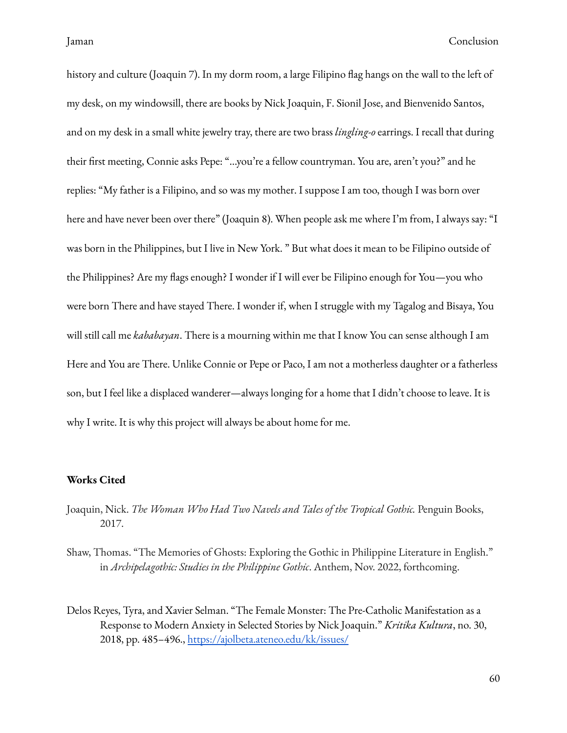history and culture (Joaquin 7). In my dorm room, a large Filipino flag hangs on the wall to the left of my desk, on my windowsill, there are books by Nick Joaquin, F. Sionil Jose, and Bienvenido Santos, and on my desk in a small white jewelry tray, there are two brass *lingling-o* earrings. I recall that during their first meeting, Connie asks Pepe: "...you're a fellow countryman. You are, aren't you?" and he replies: "My father is a Filipino, and so was my mother. I suppose I am too, though I was born over here and have never been over there" (Joaquin 8). When people ask me where I'm from, I always say: "I was born in the Philippines, but I live in New York. " But what does it mean to be Filipino outside of the Philippines? Are my flags enough? I wonder if I will ever be Filipino enough for You—you who were born There and have stayed There. I wonder if, when I struggle with my Tagalog and Bisaya, You will still call me *kababayan*. There is a mourning within me that I know You can sense although I am Here and You are There. Unlike Connie or Pepe or Paco, I am not a motherless daughter or a fatherless son, but I feel like a displaced wanderer—always longing for a home that I didn't choose to leave. It is why I write. It is why this project will always be about home for me.

**Works Cited**

Joaquin, Nick. *The Woman Who Had Two Navels and Tales of the Tropical Gothic.* Penguin Books, 2017.

Shaw, Thomas. "The Memories of Ghosts: Exploring the Gothic in Philippine Literature in English." in *Archipelagothic: Studies in the Philippine Gothic*. Anthem, Nov. 2022, forthcoming.

Delos Reyes, Tyra, and Xavier Selman. "The Female Monster: The Pre-Catholic Manifestation as a Response to Modern Anxiety in Selected Stories by Nick Joaquin." *Kritika Kultura*, no. 30, 2018, pp. 485–496., https://ajolbeta.ateneo.edu/kk/issues/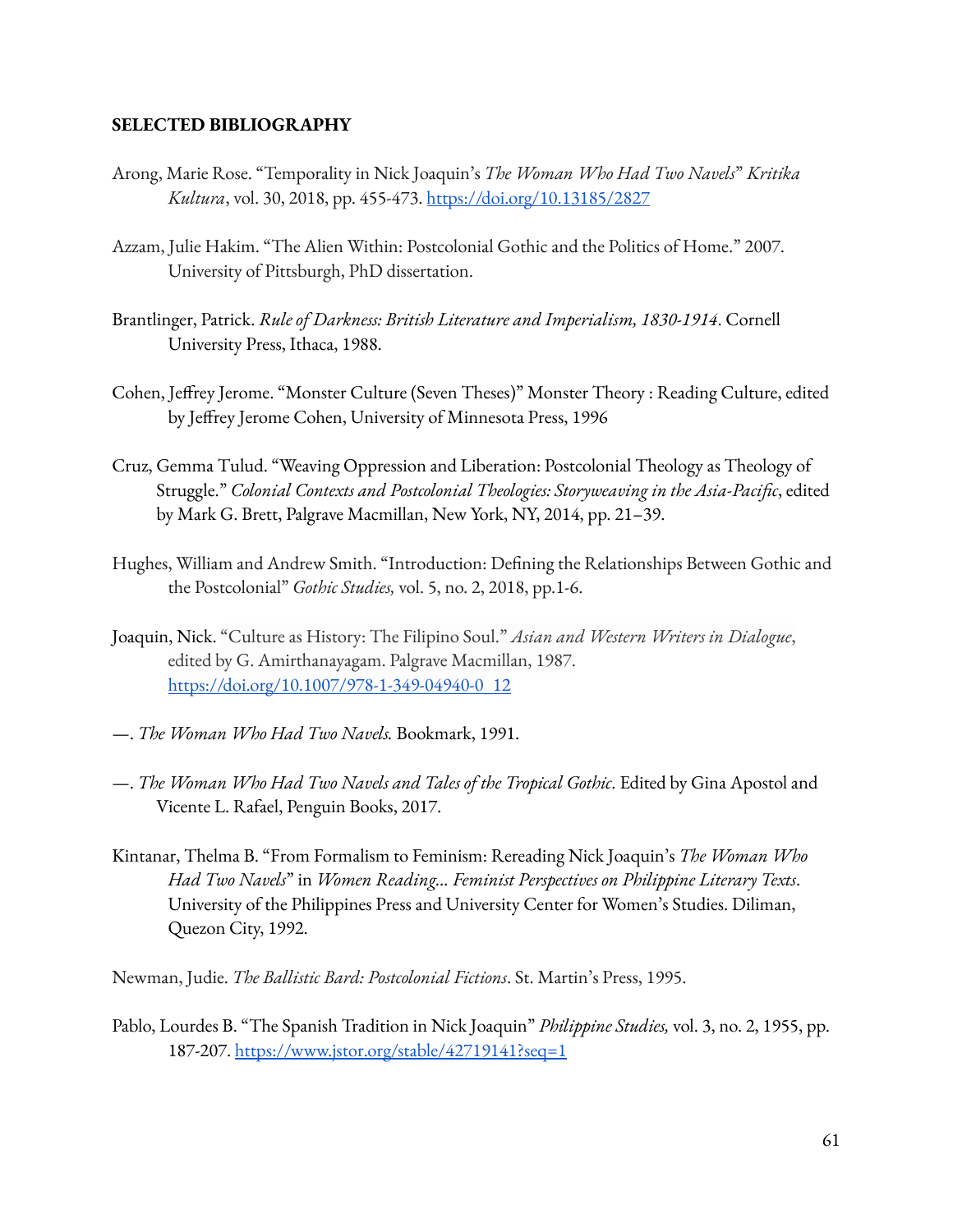**SELECTED BIBLIOGRAPHY**

Arong, Marie Rose. "Temporality in Nick Joaquin's *The Woman Who Had Two Navels*" *Kritika Kultura*, vol. 30, 2018, pp. 455-473. https://doi.org/10.13185/2827

Azzam, Julie Hakim. "The Alien Within: Postcolonial Gothic and the Politics of Home." 2007. University of Pittsburgh, PhD dissertation.

Brantlinger, Patrick. *Rule of Darkness: British Literature and Imperialism, 1830-1914*. Cornell University Press, Ithaca, 1988.

Cohen, Jeffrey Jerome. "Monster Culture (Seven Theses)" Monster Theory : Reading Culture, edited by Jeffrey Jerome Cohen, University of Minnesota Press, 1996

Cruz, Gemma Tulud. "Weaving Oppression and Liberation: Postcolonial Theology as Theology of Struggle." *Colonial Contexts and Postcolonial Theologies: Storyweaving in the Asia-Pacific*, edited by Mark G. Brett, Palgrave Macmillan, New York, NY, 2014, pp. 21–39.

Hughes, William and Andrew Smith. "Introduction: Defining the Relationships Between Gothic and the Postcolonial" *Gothic Studies,* vol. 5, no. 2, 2018, pp.1-6.

Joaquin, Nick. "Culture as History: The Filipino Soul." *Asian and Western Writers in Dialogue*, edited by G. Amirthanayagam. Palgrave Macmillan, 1987. https://doi.org/10.1007/978-1-349-04940-0_12

—. *The Woman Who Had Two Navels.* Bookmark, 1991.

—. *The Woman Who Had Two Navels and Tales of the Tropical Gothic*. Edited by Gina Apostol and Vicente L. Rafael, Penguin Books, 2017.

Kintanar, Thelma B. "From Formalism to Feminism: Rereading Nick Joaquin's *The Woman Who Had Two Navels*" in *Women Reading... Feminist Perspectives on Philippine Literary Texts*. University of the Philippines Press and University Center for Women's Studies. Diliman, Quezon City, 1992.

Newman, Judie. *The Ballistic Bard: Postcolonial Fictions*. St. Martin's Press, 1995.

Pablo, Lourdes B. "The Spanish Tradition in Nick Joaquin" *Philippine Studies,* vol. 3, no. 2, 1955, pp. 187-207. https://www.jstor.org/stable/42719141?seq=1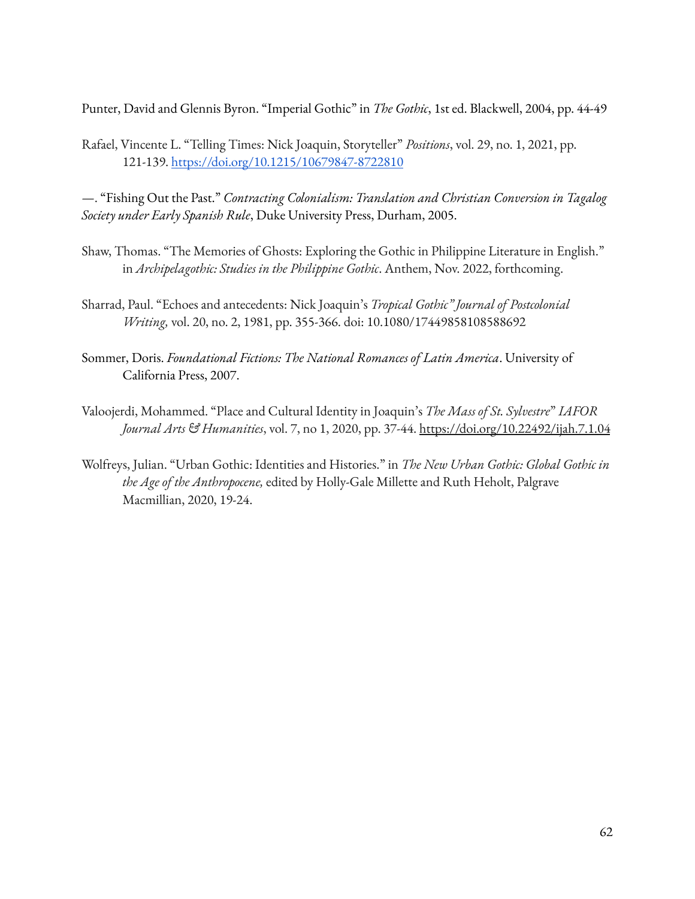Punter, David and Glennis Byron. "Imperial Gothic" in *The Gothic*, 1st ed. Blackwell, 2004, pp. 44-49

Rafael, Vincente L. "Telling Times: Nick Joaquin, Storyteller" *Positions*, vol. 29, no. 1, 2021, pp. 121-139. https://doi.org/10.1215/10679847-8722810

—. "Fishing Out the Past." *Contracting Colonialism: Translation and Christian Conversion in Tagalog Society under Early Spanish Rule*, Duke University Press, Durham, 2005.

Shaw, Thomas. "The Memories of Ghosts: Exploring the Gothic in Philippine Literature in English." in *Archipelagothic: Studies in the Philippine Gothic*. Anthem, Nov. 2022, forthcoming.

Sharrad, Paul. "Echoes and antecedents: Nick Joaquin's *Tropical Gothic" Journal of Postcolonial Writing,* vol. 20, no. 2, 1981, pp. 355-366. doi: 10.1080/17449858108588692

Sommer, Doris. *Foundational Fictions: The National Romances of Latin America*. University of California Press, 2007.

Valoojerdi, Mohammed. "Place and Cultural Identity in Joaquin's *The Mass of St. Sylvestre*" *IAFOR Journal Arts & Humanities*, vol. 7, no 1, 2020, pp. 37-44. https://doi.org/10.22492/ijah.7.1.04

Wolfreys, Julian. "Urban Gothic: Identities and Histories." in *The New Urban Gothic: Global Gothic in the Age of the Anthropocene,* edited by Holly-Gale Millette and Ruth Heholt, Palgrave Macmillian, 2020, 19-24.